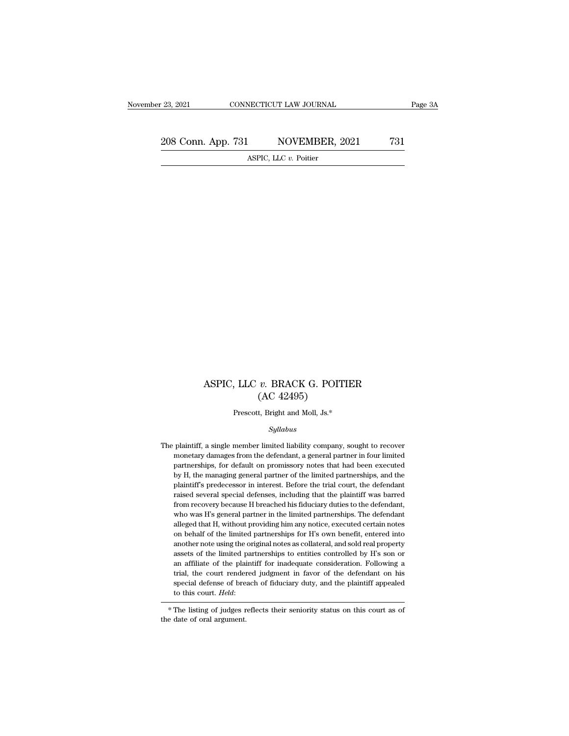# ASPIC, LLC *v.* BRACK G. POITIER
## (AC 42495)

Prescott, Bright and Moll, Js.*

*Syllabus*

The plaintiff, a single member limited liability company, sought to recover monetary damages from the defendant, a general partner in four limited partnerships, for default on promissory notes that had been executed by H, the managing general partner of the limited partnerships, and the plaintiff's predecessor in interest. Before the trial court, the defendant raised several special defenses, including that the plaintiff was barred from recovery because H breached his fiduciary duties to the defendant, who was H's general partner in the limited partnerships. The defendant alleged that H, without providing him any notice, executed certain notes on behalf of the limited partnerships for H's own benefit, entered into another note using the original notes as collateral, and sold real property assets of the limited partnerships to entities controlled by H's son or an affiliate of the plaintiff for inadequate consideration. Following a trial, the court rendered judgment in favor of the defendant on his special defense of breach of fiduciary duty, and the plaintiff appealed to this court. *Held*:

* The listing of judges reflects their seniority status on this court as of the date of oral argument.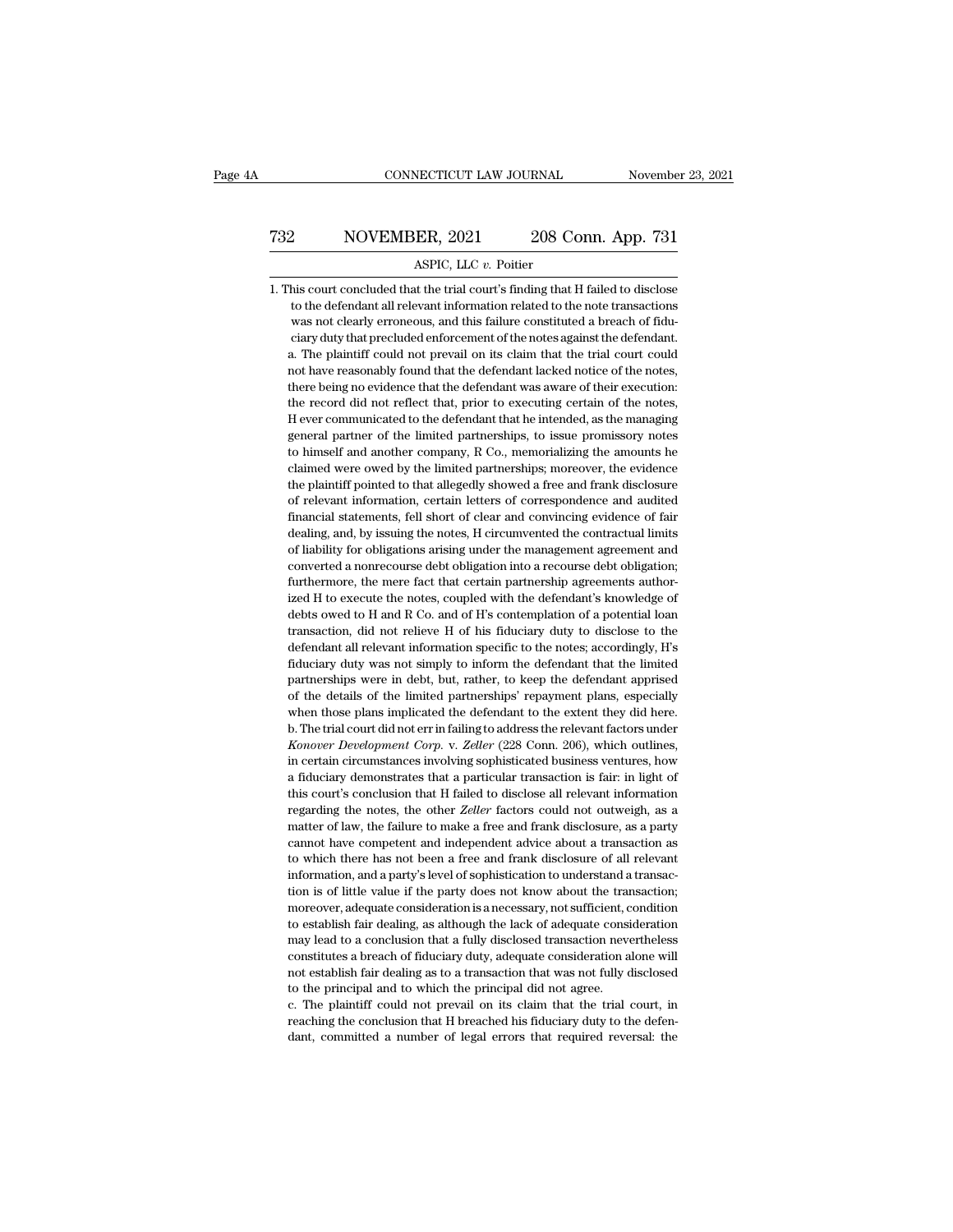1. This court concluded that the trial court's finding that H failed to disclose to the defendant all relevant information related to the note transactions was not clearly erroneous, and this failure constituted a breach of fiduciary duty that precluded enforcement of the notes against the defendant.

a. The plaintiff could not prevail on its claim that the trial court could not have reasonably found that the defendant lacked notice of the notes, there being no evidence that the defendant was aware of their execution: the record did not reflect that, prior to executing certain of the notes, H ever communicated to the defendant that he intended, as the managing general partner of the limited partnerships, to issue promissory notes to himself and another company, R Co., memorializing the amounts he claimed were owed by the limited partnerships; moreover, the evidence the plaintiff pointed to that allegedly showed a free and frank disclosure of relevant information, certain letters of correspondence and audited financial statements, fell short of clear and convincing evidence of fair dealing, and, by issuing the notes, H circumvented the contractual limits of liability for obligations arising under the management agreement and converted a nonrecourse debt obligation into a recourse debt obligation; furthermore, the mere fact that certain partnership agreements authorized H to execute the notes, coupled with the defendant's knowledge of debts owed to H and R Co. and of H's contemplation of a potential loan transaction, did not relieve H of his fiduciary duty to disclose to the defendant all relevant information specific to the notes; accordingly, H's fiduciary duty was not simply to inform the defendant that the limited partnerships were in debt, but, rather, to keep the defendant apprised of the details of the limited partnerships' repayment plans, especially when those plans implicated the defendant to the extent they did here.

b. The trial court did not err in failing to address the relevant factors under *Konover Development Corp.* v. *Zeller* (228 Conn. 206), which outlines, in certain circumstances involving sophisticated business ventures, how a fiduciary demonstrates that a particular transaction is fair: in light of this court's conclusion that H failed to disclose all relevant information regarding the notes, the other *Zeller* factors could not outweigh, as a matter of law, the failure to make a free and frank disclosure, as a party cannot have competent and independent advice about a transaction as to which there has not been a free and frank disclosure of all relevant information, and a party's level of sophistication to understand a transaction is of little value if the party does not know about the transaction; moreover, adequate consideration is a necessary, not sufficient, condition to establish fair dealing, as although the lack of adequate consideration may lead to a conclusion that a fully disclosed transaction nevertheless constitutes a breach of fiduciary duty, adequate consideration alone will not establish fair dealing as to a transaction that was not fully disclosed to the principal and to which the principal did not agree.

c. The plaintiff could not prevail on its claim that the trial court, in reaching the conclusion that H breached his fiduciary duty to the defendant, committed a number of legal errors that required reversal: the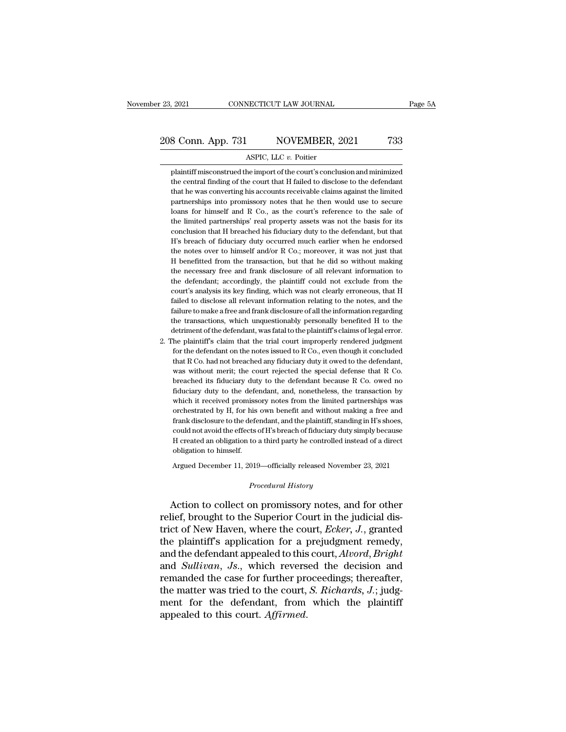plaintiff misconstrued the import of the court's conclusion and minimized the central finding of the court that H failed to disclose to the defendant that he was converting his accounts receivable claims against the limited partnerships into promissory notes that he then would use to secure loans for himself and R Co., as the court's reference to the sale of the limited partnerships' real property assets was not the basis for its conclusion that H breached his fiduciary duty to the defendant, but that H's breach of fiduciary duty occurred much earlier when he endorsed the notes over to himself and/or R Co.; moreover, it was not just that H benefitted from the transaction, but that he did so without making the necessary free and frank disclosure of all relevant information to the defendant; accordingly, the plaintiff could not exclude from the court's analysis its key finding, which was not clearly erroneous, that H failed to disclose all relevant information relating to the notes, and the failure to make a free and frank disclosure of all the information regarding the transactions, which unquestionably personally benefited H to the detriment of the defendant, was fatal to the plaintiff's claims of legal error.

2. The plaintiff's claim that the trial court improperly rendered judgment for the defendant on the notes issued to R Co., even though it concluded that R Co. had not breached any fiduciary duty it owed to the defendant, was without merit; the court rejected the special defense that R Co. breached its fiduciary duty to the defendant because R Co. owed no fiduciary duty to the defendant, and, nonetheless, the transaction by which it received promissory notes from the limited partnerships was orchestrated by H, for his own benefit and without making a free and frank disclosure to the defendant, and the plaintiff, standing in H's shoes, could not avoid the effects of H's breach of fiduciary duty simply because H created an obligation to a third party he controlled instead of a direct obligation to himself.

Argued December 11, 2019—officially released November 23, 2021

*Procedural History*

Action to collect on promissory notes, and for other relief, brought to the Superior Court in the judicial district of New Haven, where the court, *Ecker*, *J.*, granted the plaintiff's application for a prejudgment remedy, and the defendant appealed to this court, *Alvord*, *Bright* and *Sullivan*, *Js.*, which reversed the decision and remanded the case for further proceedings; thereafter, the matter was tried to the court, *S. Richards*, *J.*; judgment for the defendant, from which the plaintiff appealed to this court. *Affirmed.*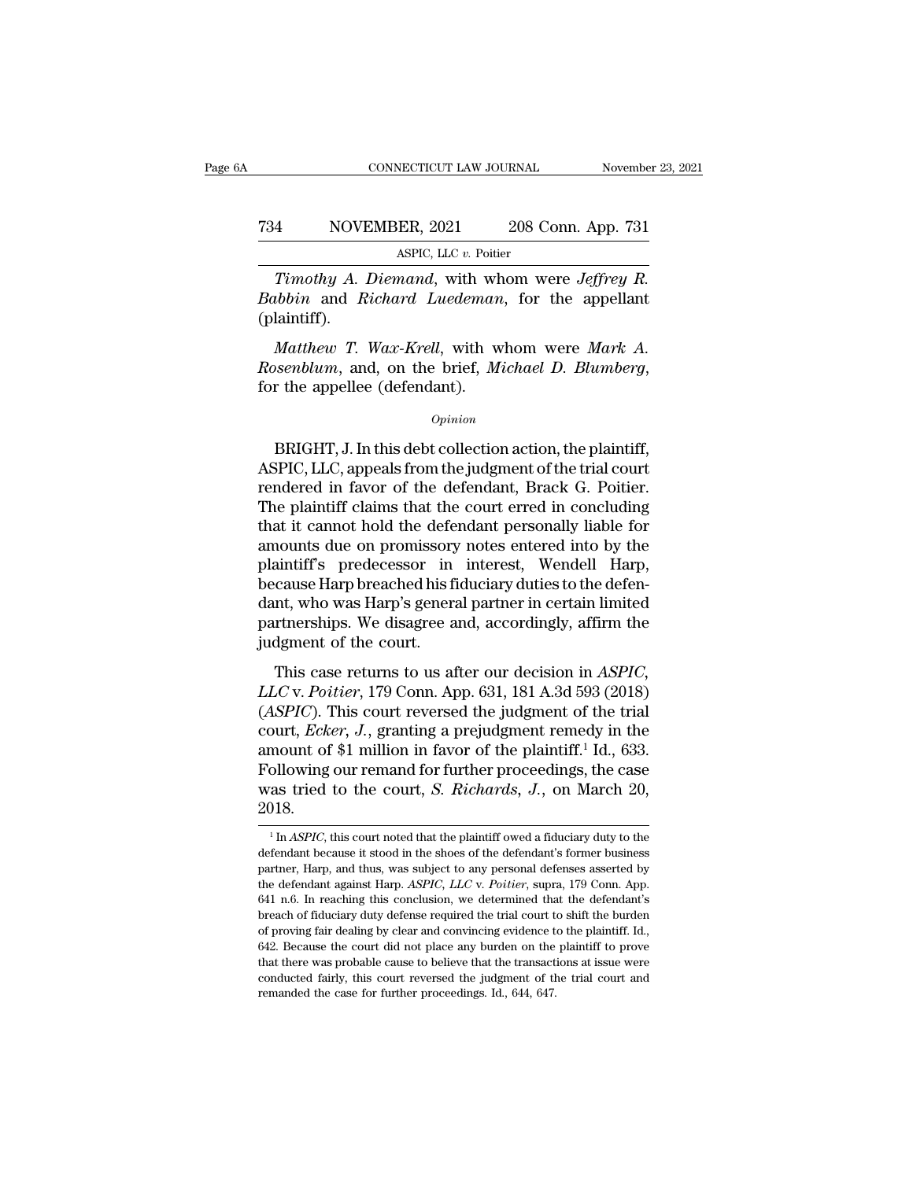*Timothy A. Diemand*, with whom were *Jeffrey R. Babbin* and *Richard Luedeman*, for the appellant (plaintiff).

*Matthew T. Wax-Krell*, with whom were *Mark A. Rosenblum*, and, on the brief, *Michael D. Blumberg*, for the appellee (defendant).

*Opinion*

BRIGHT, J. In this debt collection action, the plaintiff, ASPIC, LLC, appeals from the judgment of the trial court rendered in favor of the defendant, Brack G. Poitier. The plaintiff claims that the court erred in concluding that it cannot hold the defendant personally liable for amounts due on promissory notes entered into by the plaintiff's predecessor in interest, Wendell Harp, because Harp breached his fiduciary duties to the defendant, who was Harp's general partner in certain limited partnerships. We disagree and, accordingly, affirm the judgment of the court.

This case returns to us after our decision in *ASPIC, LLC* v. *Poitier*, 179 Conn. App. 631, 181 A.3d 593 (2018) (*ASPIC*). This court reversed the judgment of the trial court, *Ecker, J.*, granting a prejudgment remedy in the amount of $1 million in favor of the plaintiff.[1] Id., 633. Following our remand for further proceedings, the case was tried to the court, *S. Richards, J.*, on March 20, 2018.

[1] In *ASPIC*, this court noted that the plaintiff owed a fiduciary duty to the defendant because it stood in the shoes of the defendant's former business partner, Harp, and thus, was subject to any personal defenses asserted by the defendant against Harp. *ASPIC, LLC* v. *Poitier*, supra, 179 Conn. App. 641 n.6. In reaching this conclusion, we determined that the defendant's breach of fiduciary duty defense required the trial court to shift the burden of proving fair dealing by clear and convincing evidence to the plaintiff. Id., 642. Because the court did not place any burden on the plaintiff to prove that there was probable cause to believe that the transactions at issue were conducted fairly, this court reversed the judgment of the trial court and remanded the case for further proceedings. Id., 644, 647.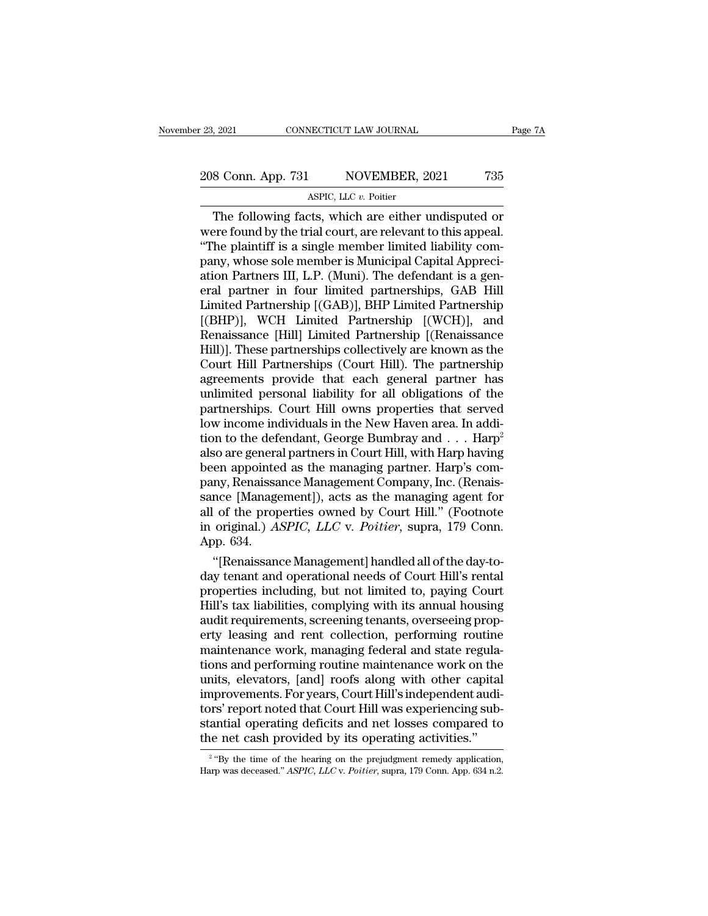The following facts, which are either undisputed or were found by the trial court, are relevant to this appeal. "The plaintiff is a single member limited liability company, whose sole member is Municipal Capital Appreciation Partners III, L.P. (Muni). The defendant is a general partner in four limited partnerships, GAB Hill Limited Partnership [(GAB)], BHP Limited Partnership [(BHP)], WCH Limited Partnership [(WCH)], and Renaissance [Hill] Limited Partnership [(Renaissance Hill)]. These partnerships collectively are known as the Court Hill Partnerships (Court Hill). The partnership agreements provide that each general partner has unlimited personal liability for all obligations of the partnerships. Court Hill owns properties that served low income individuals in the New Haven area. In addition to the defendant, George Bumbray and . . . Harp[2] also are general partners in Court Hill, with Harp having been appointed as the managing partner. Harp's company, Renaissance Management Company, Inc. (Renaissance [Management]), acts as the managing agent for all of the properties owned by Court Hill." (Footnote in original.) *ASPIC, LLC* v. *Poitier*, supra, 179 Conn. App. 634.

"[Renaissance Management] handled all of the day-to-day tenant and operational needs of Court Hill's rental properties including, but not limited to, paying Court Hill's tax liabilities, complying with its annual housing audit requirements, screening tenants, overseeing property leasing and rent collection, performing routine maintenance work, managing federal and state regulations and performing routine maintenance work on the units, elevators, [and] roofs along with other capital improvements. For years, Court Hill's independent auditors' report noted that Court Hill was experiencing substantial operating deficits and net losses compared to the net cash provided by its operating activities."

[2] "By the time of the hearing on the prejudgment remedy application, Harp was deceased." *ASPIC, LLC* v. *Poitier*, supra, 179 Conn. App. 634 n.2.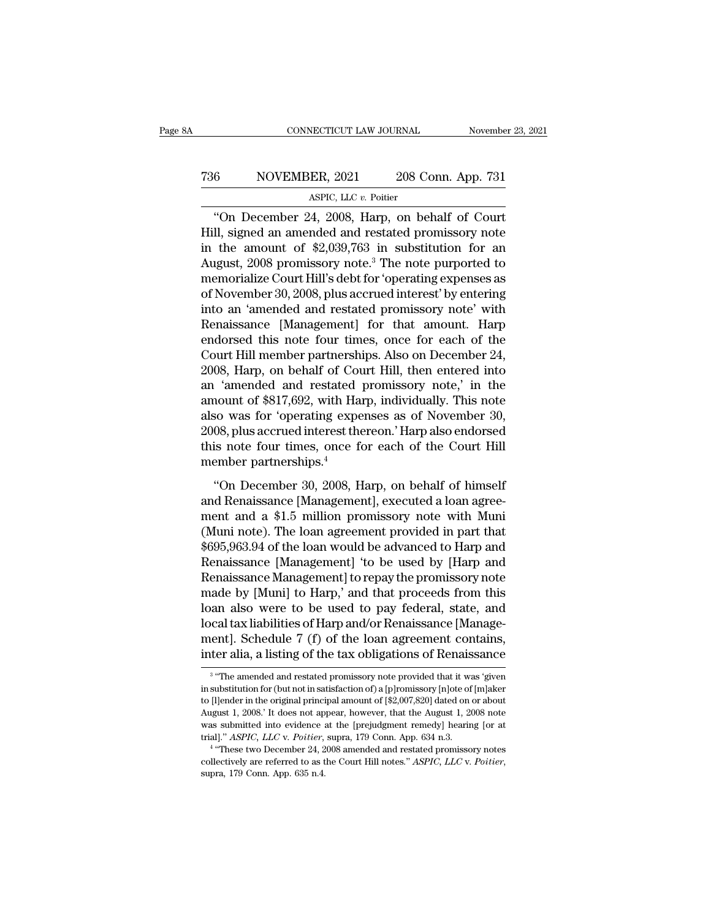"On December 24, 2008, Harp, on behalf of Court Hill, signed an amended and restated promissory note in the amount of $2,039,763 in substitution for an August, 2008 promissory note.[3] The note purported to memorialize Court Hill's debt for 'operating expenses as of November 30, 2008, plus accrued interest' by entering into an 'amended and restated promissory note' with Renaissance [Management] for that amount. Harp endorsed this note four times, once for each of the Court Hill member partnerships. Also on December 24, 2008, Harp, on behalf of Court Hill, then entered into an 'amended and restated promissory note,' in the amount of $817,692, with Harp, individually. This note also was for 'operating expenses as of November 30, 2008, plus accrued interest thereon.' Harp also endorsed this note four times, once for each of the Court Hill member partnerships.[4]

"On December 30, 2008, Harp, on behalf of himself and Renaissance [Management], executed a loan agreement and a $1.5 million promissory note with Muni (Muni note). The loan agreement provided in part that $695,963.94 of the loan would be advanced to Harp and Renaissance [Management] 'to be used by [Harp and Renaissance Management] to repay the promissory note made by [Muni] to Harp,' and that proceeds from this loan also were to be used to pay federal, state, and local tax liabilities of Harp and/or Renaissance [Management]. Schedule 7 (f) of the loan agreement contains, inter alia, a listing of the tax obligations of Renaissance

[3] "The amended and restated promissory note provided that it was 'given in substitution for (but not in satisfaction of) a [p]romissory [n]ote of [m]aker to [l]ender in the original principal amount of [$2,007,820] dated on or about August 1, 2008.' It does not appear, however, that the August 1, 2008 note was submitted into evidence at the [prejudgment remedy] hearing [or at trial]." *ASPIC, LLC* v. *Poitier*, supra, 179 Conn. App. 634 n.3.

[4] "These two December 24, 2008 amended and restated promissory notes collectively are referred to as the Court Hill notes." *ASPIC, LLC* v. *Poitier*, supra, 179 Conn. App. 635 n.4.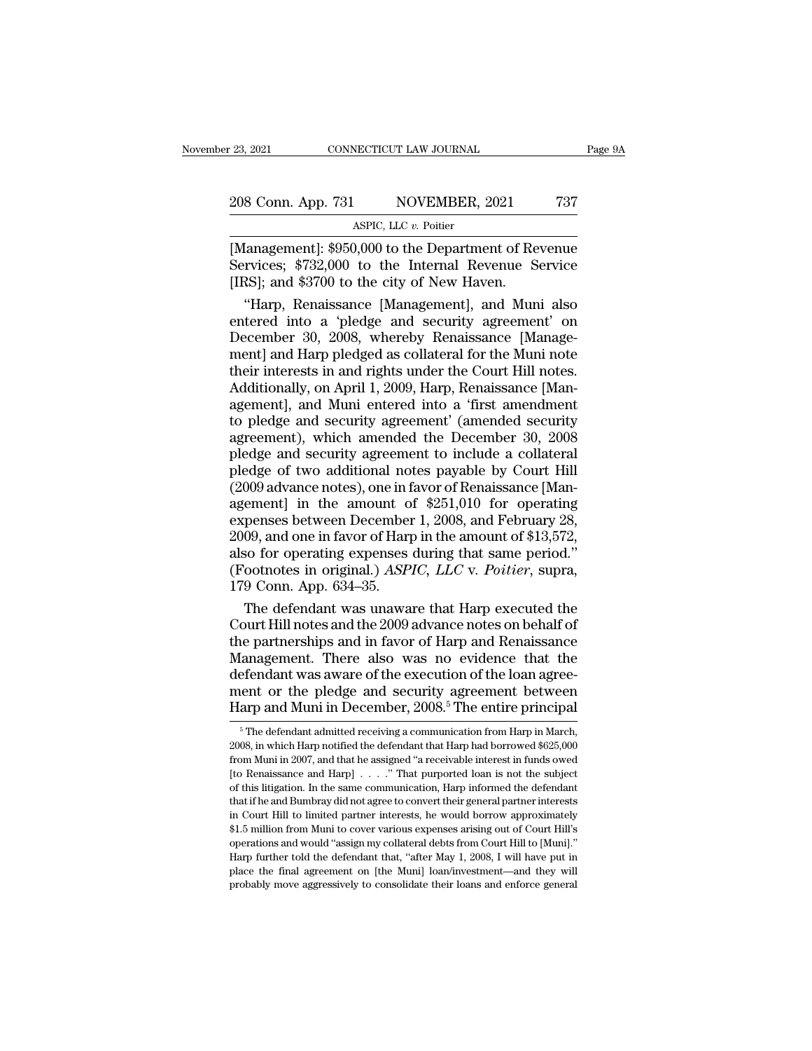[Management]: $950,000 to the Department of Revenue Services; $732,000 to the Internal Revenue Service [IRS]; and $3700 to the city of New Haven.

"Harp, Renaissance [Management], and Muni also entered into a 'pledge and security agreement' on December 30, 2008, whereby Renaissance [Management] and Harp pledged as collateral for the Muni note their interests in and rights under the Court Hill notes. Additionally, on April 1, 2009, Harp, Renaissance [Management], and Muni entered into a 'first amendment to pledge and security agreement' (amended security agreement), which amended the December 30, 2008 pledge and security agreement to include a collateral pledge of two additional notes payable by Court Hill (2009 advance notes), one in favor of Renaissance [Management] in the amount of $251,010 for operating expenses between December 1, 2008, and February 28, 2009, and one in favor of Harp in the amount of $13,572, also for operating expenses during that same period." (Footnotes in original.) *ASPIC, LLC* v. *Poitier*, supra, 179 Conn. App. 634–35.

The defendant was unaware that Harp executed the Court Hill notes and the 2009 advance notes on behalf of the partnerships and in favor of Harp and Renaissance Management. There also was no evidence that the defendant was aware of the execution of the loan agreement or the pledge and security agreement between Harp and Muni in December, 2008.[5] The entire principal

---

[5] The defendant admitted receiving a communication from Harp in March, 2008, in which Harp notified the defendant that Harp had borrowed $625,000 from Muni in 2007, and that he assigned "a receivable interest in funds owed [to Renaissance and Harp] . . . ." That purported loan is not the subject of this litigation. In the same communication, Harp informed the defendant that if he and Bumbray did not agree to convert their general partner interests in Court Hill to limited partner interests, he would borrow approximately $1.5 million from Muni to cover various expenses arising out of Court Hill's operations and would "assign my collateral debts from Court Hill to [Muni]." Harp further told the defendant that, "after May 1, 2008, I will have put in place the final agreement on [the Muni] loan/investment—and they will probably move aggressively to consolidate their loans and enforce general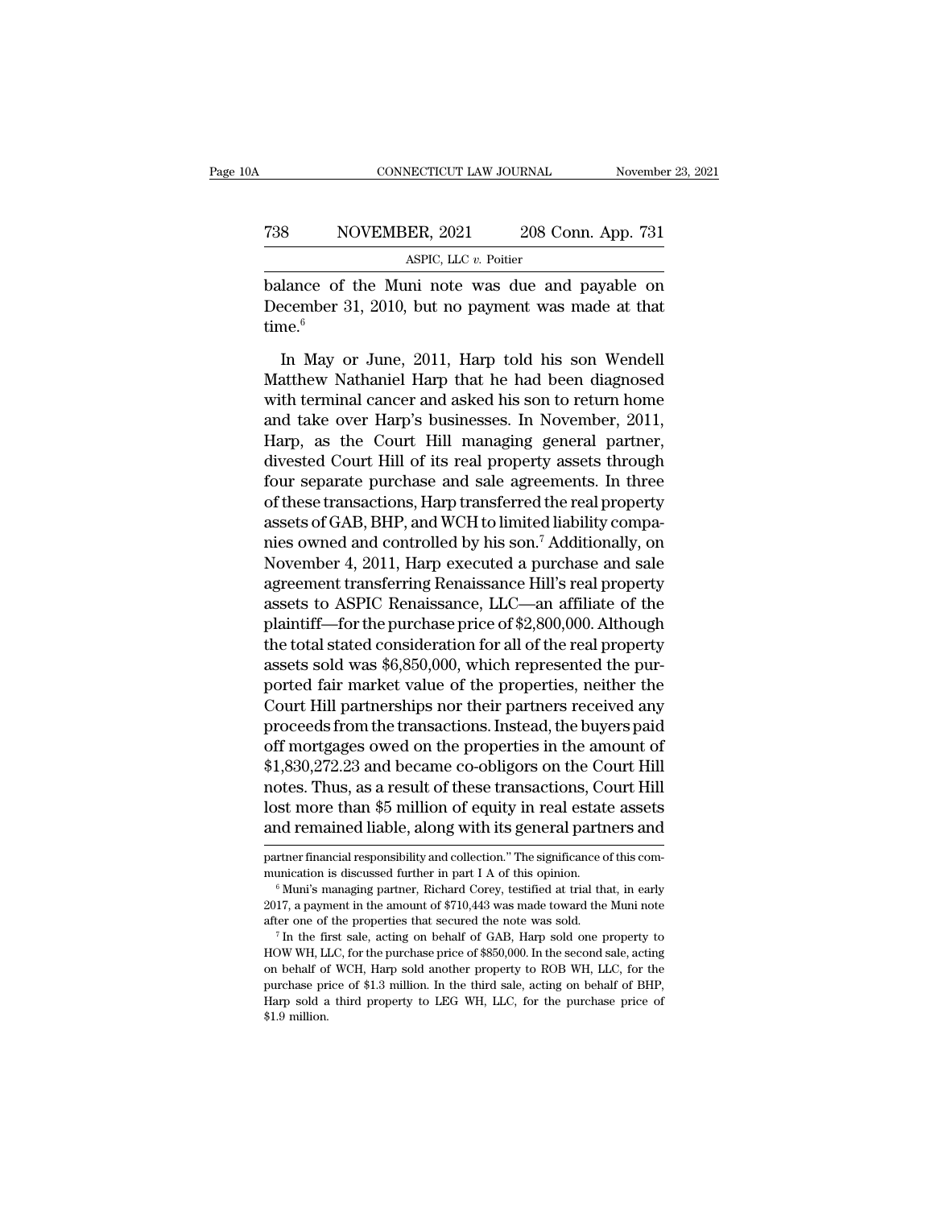balance of the Muni note was due and payable on December 31, 2010, but no payment was made at that time.[6]

In May or June, 2011, Harp told his son Wendell Matthew Nathaniel Harp that he had been diagnosed with terminal cancer and asked his son to return home and take over Harp's businesses. In November, 2011, Harp, as the Court Hill managing general partner, divested Court Hill of its real property assets through four separate purchase and sale agreements. In three of these transactions, Harp transferred the real property assets of GAB, BHP, and WCH to limited liability companies owned and controlled by his son.[7] Additionally, on November 4, 2011, Harp executed a purchase and sale agreement transferring Renaissance Hill's real property assets to ASPIC Renaissance, LLC—an affiliate of the plaintiff—for the purchase price of $2,800,000. Although the total stated consideration for all of the real property assets sold was $6,850,000, which represented the purported fair market value of the properties, neither the Court Hill partnerships nor their partners received any proceeds from the transactions. Instead, the buyers paid off mortgages owed on the properties in the amount of $1,830,272.23 and became co-obligors on the Court Hill notes. Thus, as a result of these transactions, Court Hill lost more than $5 million of equity in real estate assets and remained liable, along with its general partners and

partner financial responsibility and collection." The significance of this communication is discussed further in part I A of this opinion.

[6] Muni's managing partner, Richard Corey, testified at trial that, in early 2017, a payment in the amount of $710,443 was made toward the Muni note after one of the properties that secured the note was sold.

[7] In the first sale, acting on behalf of GAB, Harp sold one property to HOW WH, LLC, for the purchase price of $850,000. In the second sale, acting on behalf of WCH, Harp sold another property to ROB WH, LLC, for the purchase price of $1.3 million. In the third sale, acting on behalf of BHP, Harp sold a third property to LEG WH, LLC, for the purchase price of $1.9 million.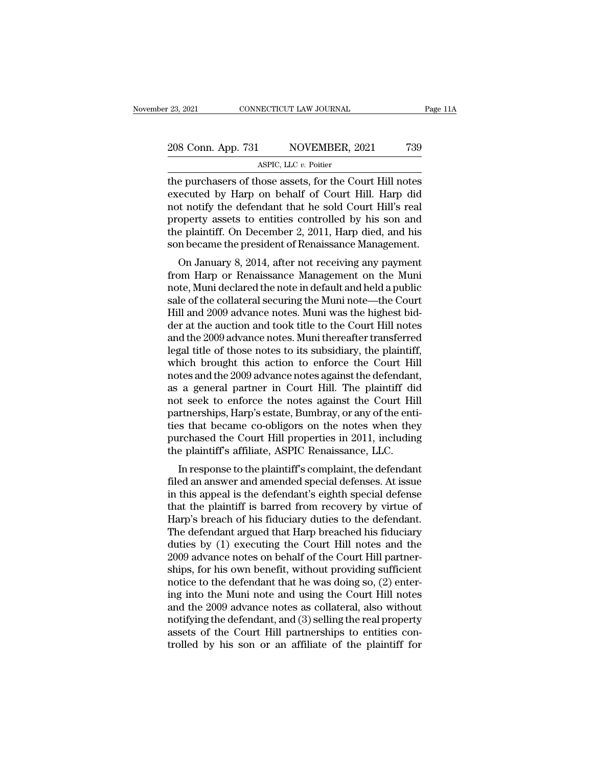the purchasers of those assets, for the Court Hill notes executed by Harp on behalf of Court Hill. Harp did not notify the defendant that he sold Court Hill's real property assets to entities controlled by his son and the plaintiff. On December 2, 2011, Harp died, and his son became the president of Renaissance Management.

On January 8, 2014, after not receiving any payment from Harp or Renaissance Management on the Muni note, Muni declared the note in default and held a public sale of the collateral securing the Muni note—the Court Hill and 2009 advance notes. Muni was the highest bidder at the auction and took title to the Court Hill notes and the 2009 advance notes. Muni thereafter transferred legal title of those notes to its subsidiary, the plaintiff, which brought this action to enforce the Court Hill notes and the 2009 advance notes against the defendant, as a general partner in Court Hill. The plaintiff did not seek to enforce the notes against the Court Hill partnerships, Harp's estate, Bumbray, or any of the entities that became co-obligors on the notes when they purchased the Court Hill properties in 2011, including the plaintiff's affiliate, ASPIC Renaissance, LLC.

In response to the plaintiff's complaint, the defendant filed an answer and amended special defenses. At issue in this appeal is the defendant's eighth special defense that the plaintiff is barred from recovery by virtue of Harp's breach of his fiduciary duties to the defendant. The defendant argued that Harp breached his fiduciary duties by (1) executing the Court Hill notes and the 2009 advance notes on behalf of the Court Hill partnerships, for his own benefit, without providing sufficient notice to the defendant that he was doing so, (2) entering into the Muni note and using the Court Hill notes and the 2009 advance notes as collateral, also without notifying the defendant, and (3) selling the real property assets of the Court Hill partnerships to entities controlled by his son or an affiliate of the plaintiff for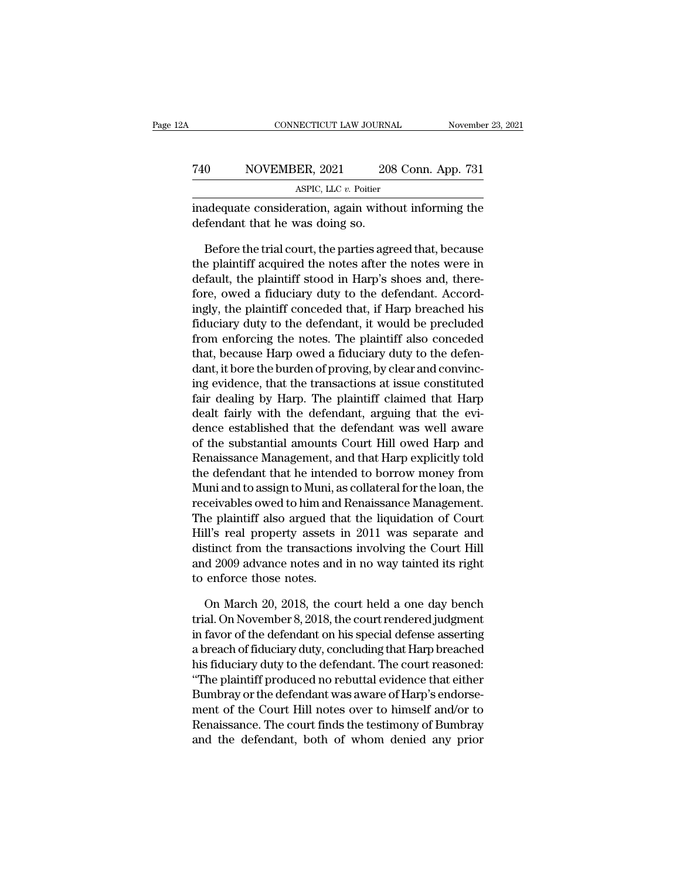inadequate consideration, again without informing the defendant that he was doing so.

Before the trial court, the parties agreed that, because the plaintiff acquired the notes after the notes were in default, the plaintiff stood in Harp's shoes and, therefore, owed a fiduciary duty to the defendant. Accordingly, the plaintiff conceded that, if Harp breached his fiduciary duty to the defendant, it would be precluded from enforcing the notes. The plaintiff also conceded that, because Harp owed a fiduciary duty to the defendant, it bore the burden of proving, by clear and convincing evidence, that the transactions at issue constituted fair dealing by Harp. The plaintiff claimed that Harp dealt fairly with the defendant, arguing that the evidence established that the defendant was well aware of the substantial amounts Court Hill owed Harp and Renaissance Management, and that Harp explicitly told the defendant that he intended to borrow money from Muni and to assign to Muni, as collateral for the loan, the receivables owed to him and Renaissance Management. The plaintiff also argued that the liquidation of Court Hill's real property assets in 2011 was separate and distinct from the transactions involving the Court Hill and 2009 advance notes and in no way tainted its right to enforce those notes.

On March 20, 2018, the court held a one day bench trial. On November 8, 2018, the court rendered judgment in favor of the defendant on his special defense asserting a breach of fiduciary duty, concluding that Harp breached his fiduciary duty to the defendant. The court reasoned: "The plaintiff produced no rebuttal evidence that either Bumbray or the defendant was aware of Harp's endorsement of the Court Hill notes over to himself and/or to Renaissance. The court finds the testimony of Bumbray and the defendant, both of whom denied any prior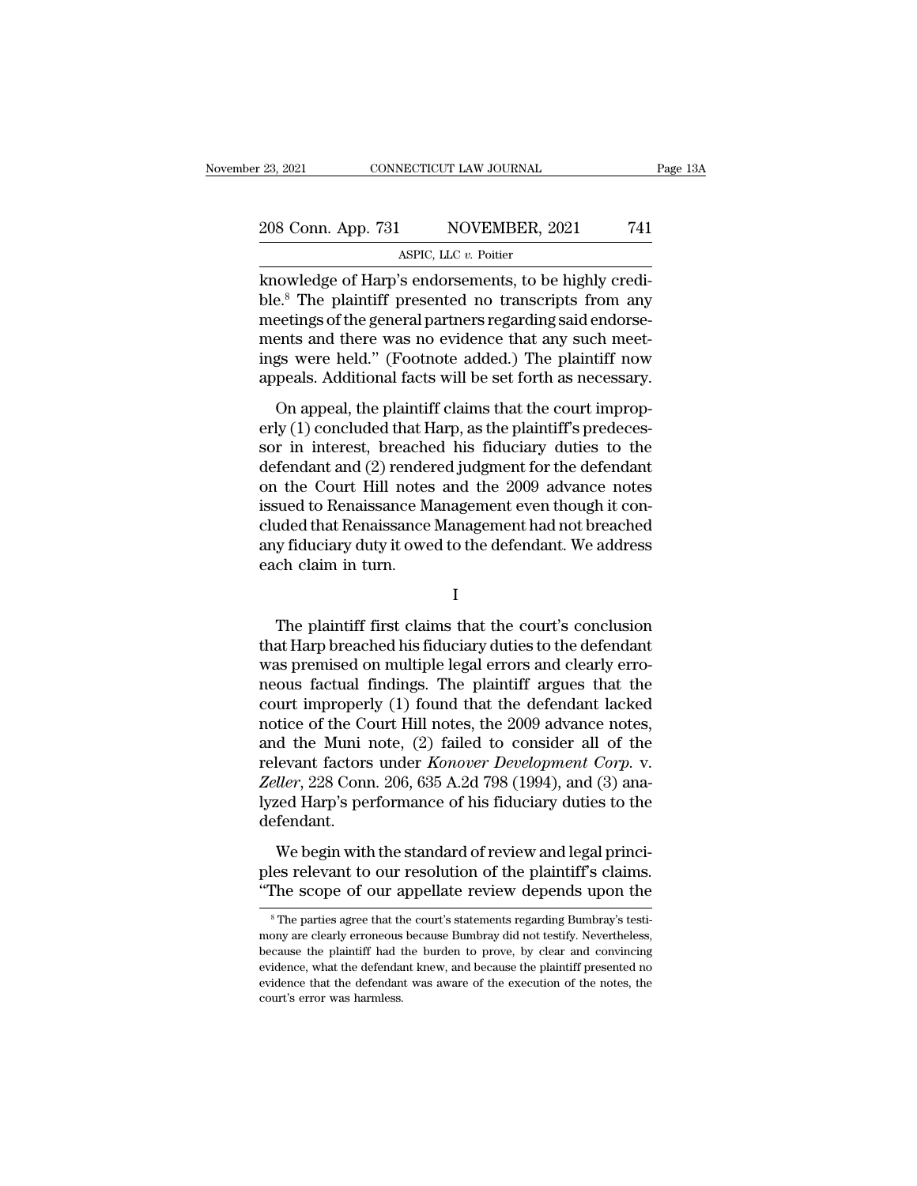knowledge of Harp's endorsements, to be highly credible.[8] The plaintiff presented no transcripts from any meetings of the general partners regarding said endorsements and there was no evidence that any such meetings were held." (Footnote added.) The plaintiff now appeals. Additional facts will be set forth as necessary.

On appeal, the plaintiff claims that the court improperly (1) concluded that Harp, as the plaintiff's predecessor in interest, breached his fiduciary duties to the defendant and (2) rendered judgment for the defendant on the Court Hill notes and the 2009 advance notes issued to Renaissance Management even though it concluded that Renaissance Management had not breached any fiduciary duty it owed to the defendant. We address each claim in turn.

I

The plaintiff first claims that the court's conclusion that Harp breached his fiduciary duties to the defendant was premised on multiple legal errors and clearly erroneous factual findings. The plaintiff argues that the court improperly (1) found that the defendant lacked notice of the Court Hill notes, the 2009 advance notes, and the Muni note, (2) failed to consider all of the relevant factors under *Konover Development Corp.* v. *Zeller*, 228 Conn. 206, 635 A.2d 798 (1994), and (3) analyzed Harp's performance of his fiduciary duties to the defendant.

We begin with the standard of review and legal principles relevant to our resolution of the plaintiff's claims. "The scope of our appellate review depends upon the

[8] The parties agree that the court's statements regarding Bumbray's testimony are clearly erroneous because Bumbray did not testify. Nevertheless, because the plaintiff had the burden to prove, by clear and convincing evidence, what the defendant knew, and because the plaintiff presented no evidence that the defendant was aware of the execution of the notes, the court's error was harmless.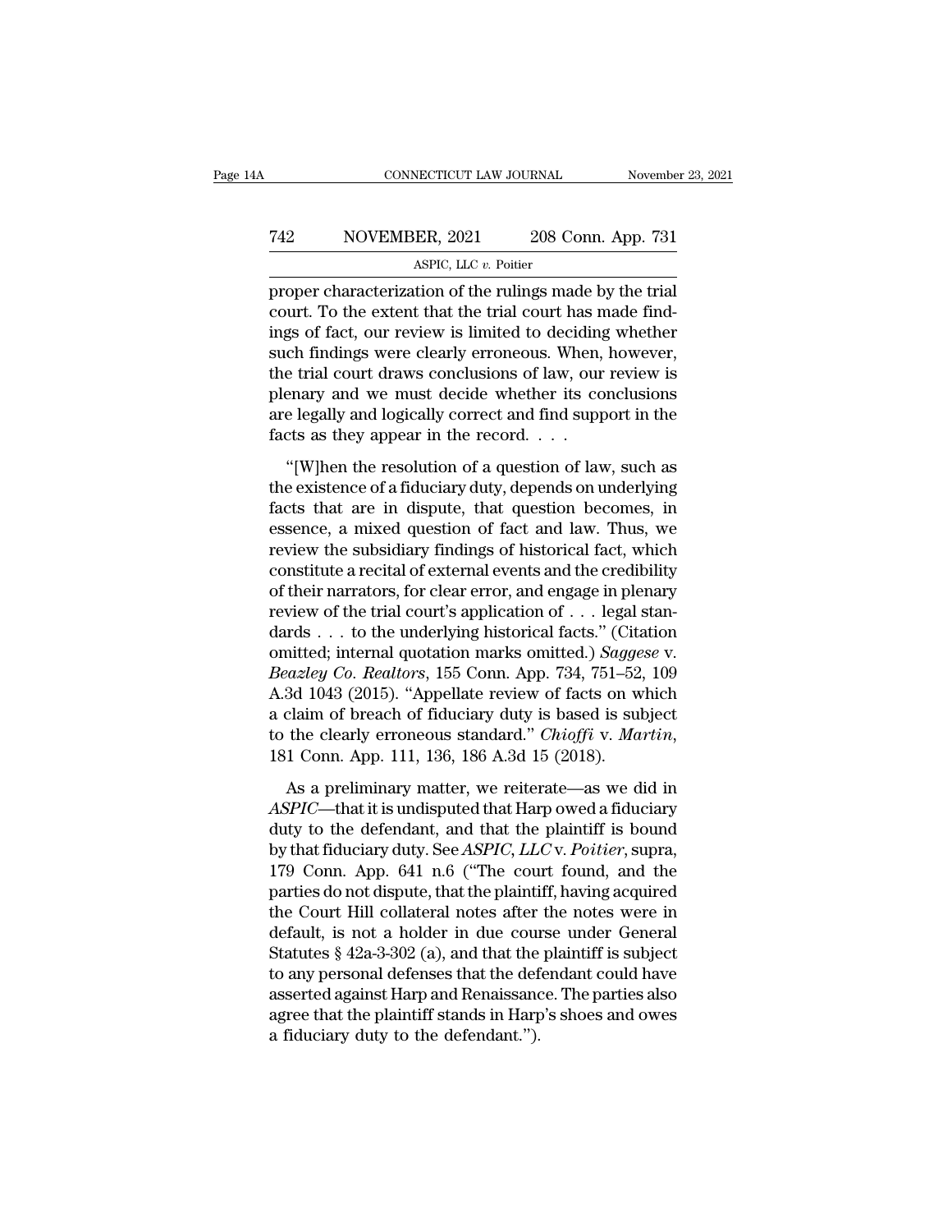proper characterization of the rulings made by the trial court. To the extent that the trial court has made findings of fact, our review is limited to deciding whether such findings were clearly erroneous. When, however, the trial court draws conclusions of law, our review is plenary and we must decide whether its conclusions are legally and logically correct and find support in the facts as they appear in the record. . . .

"[W]hen the resolution of a question of law, such as the existence of a fiduciary duty, depends on underlying facts that are in dispute, that question becomes, in essence, a mixed question of fact and law. Thus, we review the subsidiary findings of historical fact, which constitute a recital of external events and the credibility of their narrators, for clear error, and engage in plenary review of the trial court's application of . . . legal standards . . . to the underlying historical facts." (Citation omitted; internal quotation marks omitted.) *Saggese* v. *Beazley Co. Realtors*, 155 Conn. App. 734, 751–52, 109 A.3d 1043 (2015). "Appellate review of facts on which a claim of breach of fiduciary duty is based is subject to the clearly erroneous standard." *Chioffi* v. *Martin*, 181 Conn. App. 111, 136, 186 A.3d 15 (2018).

As a preliminary matter, we reiterate—as we did in *ASPIC*—that it is undisputed that Harp owed a fiduciary duty to the defendant, and that the plaintiff is bound by that fiduciary duty. See *ASPIC, LLC* v. *Poitier*, supra, 179 Conn. App. 641 n.6 ("The court found, and the parties do not dispute, that the plaintiff, having acquired the Court Hill collateral notes after the notes were in default, is not a holder in due course under General Statutes § 42a-3-302 (a), and that the plaintiff is subject to any personal defenses that the defendant could have asserted against Harp and Renaissance. The parties also agree that the plaintiff stands in Harp's shoes and owes a fiduciary duty to the defendant.").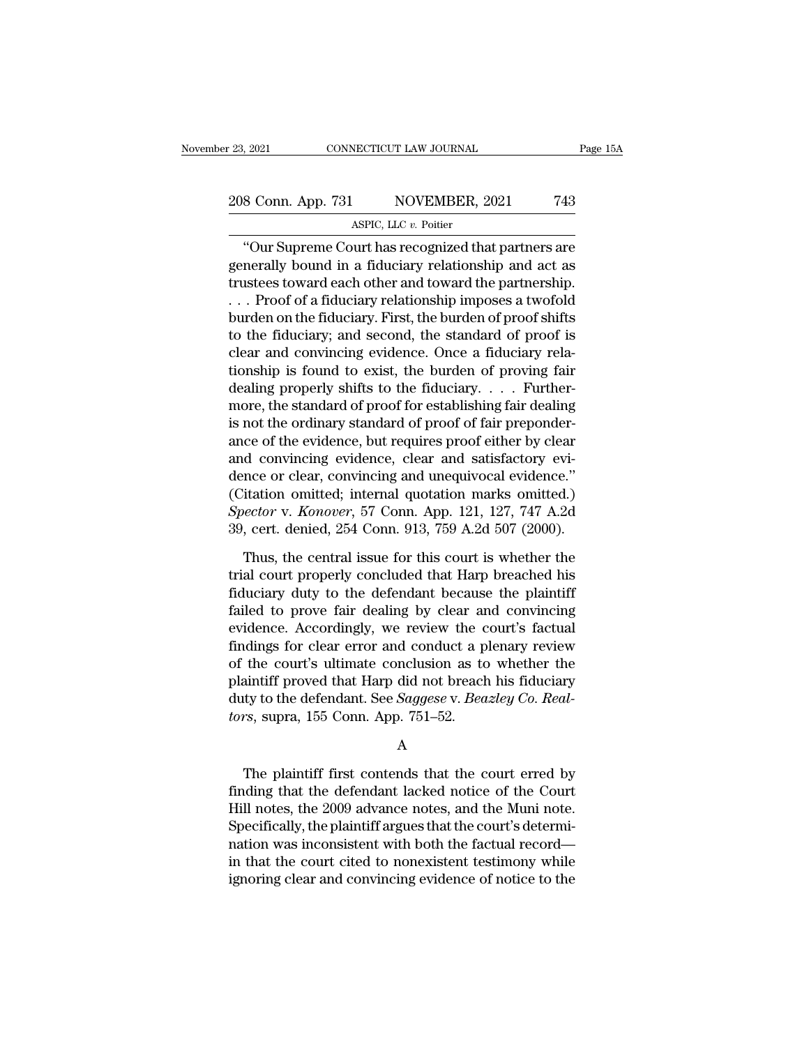"Our Supreme Court has recognized that partners are generally bound in a fiduciary relationship and act as trustees toward each other and toward the partnership. . . . Proof of a fiduciary relationship imposes a twofold burden on the fiduciary. First, the burden of proof shifts to the fiduciary; and second, the standard of proof is clear and convincing evidence. Once a fiduciary relationship is found to exist, the burden of proving fair dealing properly shifts to the fiduciary. . . . Furthermore, the standard of proof for establishing fair dealing is not the ordinary standard of proof of fair preponderance of the evidence, but requires proof either by clear and convincing evidence, clear and satisfactory evidence or clear, convincing and unequivocal evidence." (Citation omitted; internal quotation marks omitted.) *Spector* v. *Konover*, 57 Conn. App. 121, 127, 747 A.2d 39, cert. denied, 254 Conn. 913, 759 A.2d 507 (2000).

Thus, the central issue for this court is whether the trial court properly concluded that Harp breached his fiduciary duty to the defendant because the plaintiff failed to prove fair dealing by clear and convincing evidence. Accordingly, we review the court's factual findings for clear error and conduct a plenary review of the court's ultimate conclusion as to whether the plaintiff proved that Harp did not breach his fiduciary duty to the defendant. See *Saggese* v. *Beazley Co. Realtors*, supra, 155 Conn. App. 751–52.

A

The plaintiff first contends that the court erred by finding that the defendant lacked notice of the Court Hill notes, the 2009 advance notes, and the Muni note. Specifically, the plaintiff argues that the court's determination was inconsistent with both the factual record—in that the court cited to nonexistent testimony while ignoring clear and convincing evidence of notice to the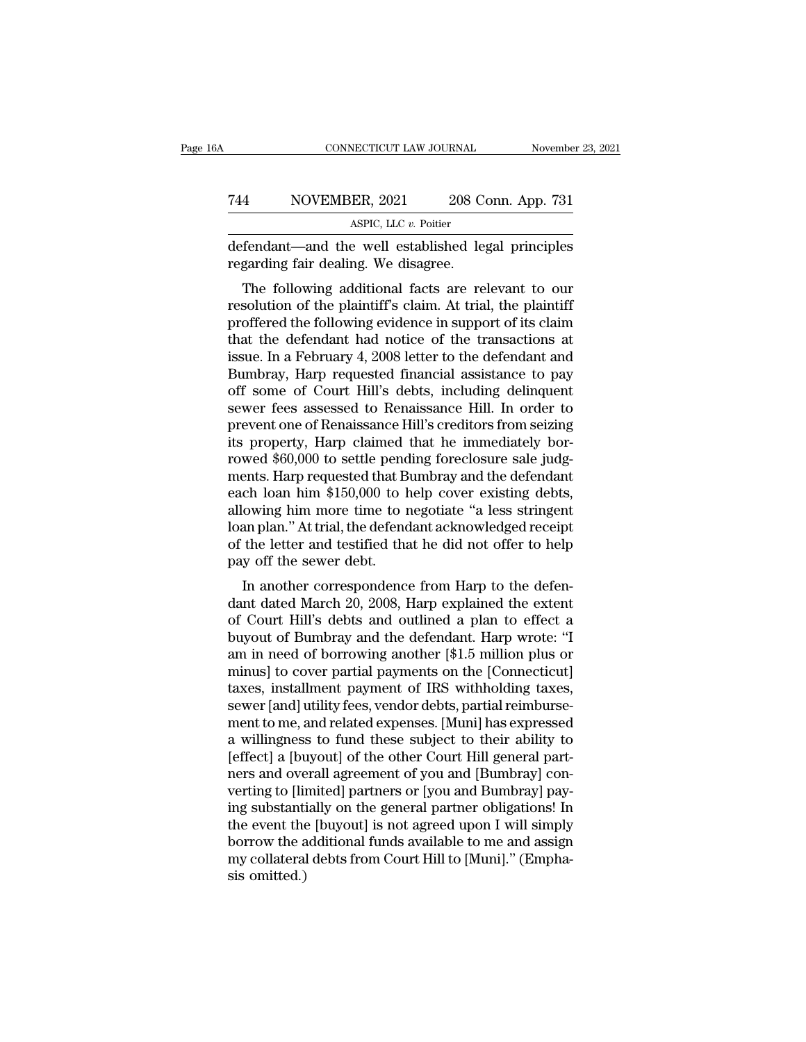defendant—and the well established legal principles regarding fair dealing. We disagree.

The following additional facts are relevant to our resolution of the plaintiff's claim. At trial, the plaintiff proffered the following evidence in support of its claim that the defendant had notice of the transactions at issue. In a February 4, 2008 letter to the defendant and Bumbray, Harp requested financial assistance to pay off some of Court Hill's debts, including delinquent sewer fees assessed to Renaissance Hill. In order to prevent one of Renaissance Hill's creditors from seizing its property, Harp claimed that he immediately borrowed $60,000 to settle pending foreclosure sale judgments. Harp requested that Bumbray and the defendant each loan him $150,000 to help cover existing debts, allowing him more time to negotiate "a less stringent loan plan." At trial, the defendant acknowledged receipt of the letter and testified that he did not offer to help pay off the sewer debt.

In another correspondence from Harp to the defendant dated March 20, 2008, Harp explained the extent of Court Hill's debts and outlined a plan to effect a buyout of Bumbray and the defendant. Harp wrote: "I am in need of borrowing another [$1.5 million plus or minus] to cover partial payments on the [Connecticut] taxes, installment payment of IRS withholding taxes, sewer [and] utility fees, vendor debts, partial reimbursement to me, and related expenses. [Muni] has expressed a willingness to fund these subject to their ability to [effect] a [buyout] of the other Court Hill general partners and overall agreement of you and [Bumbray] converting to [limited] partners or [you and Bumbray] paying substantially on the general partner obligations! In the event the [buyout] is not agreed upon I will simply borrow the additional funds available to me and assign my collateral debts from Court Hill to [Muni]." (Emphasis omitted.)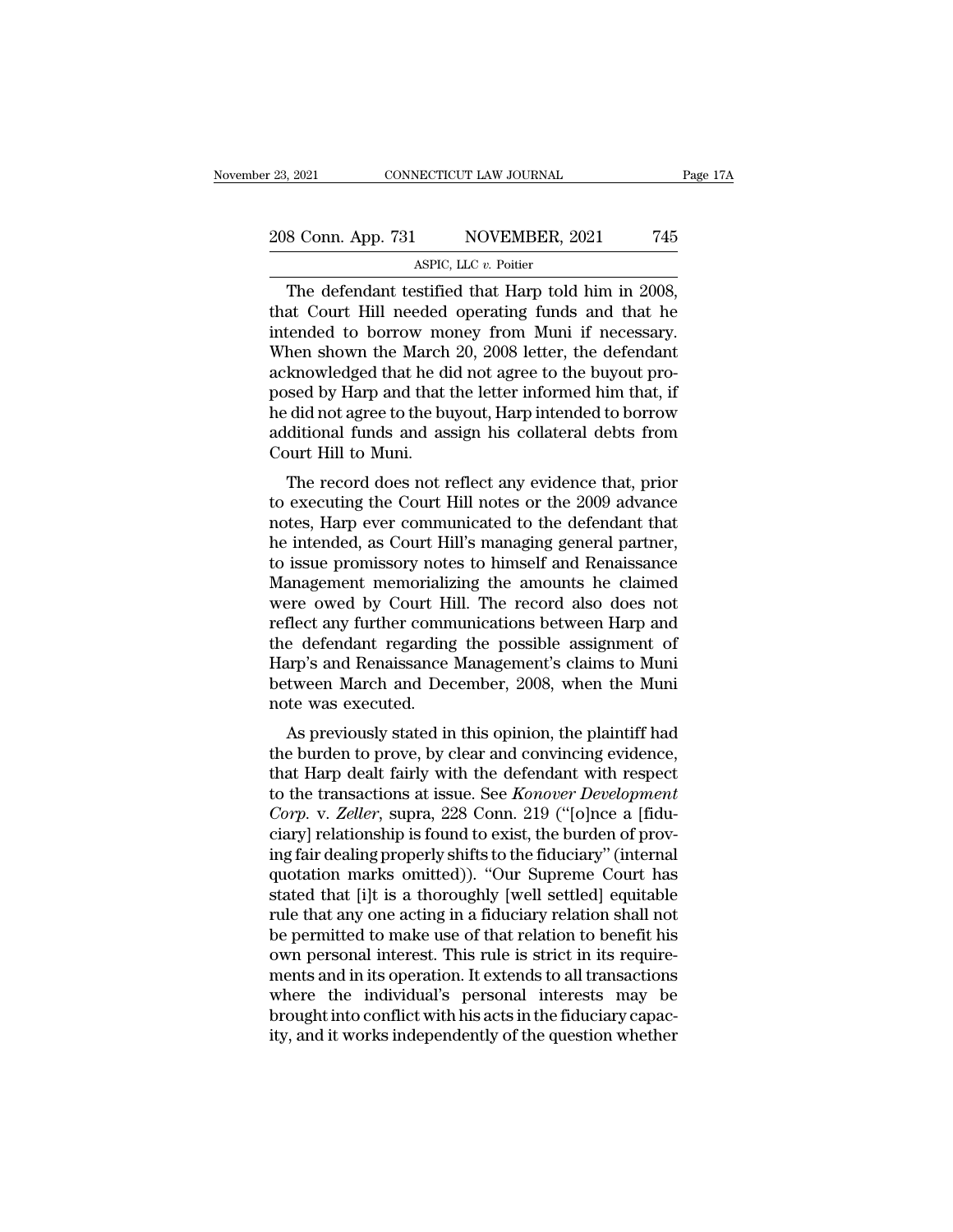The defendant testified that Harp told him in 2008, that Court Hill needed operating funds and that he intended to borrow money from Muni if necessary. When shown the March 20, 2008 letter, the defendant acknowledged that he did not agree to the buyout proposed by Harp and that the letter informed him that, if he did not agree to the buyout, Harp intended to borrow additional funds and assign his collateral debts from Court Hill to Muni.

The record does not reflect any evidence that, prior to executing the Court Hill notes or the 2009 advance notes, Harp ever communicated to the defendant that he intended, as Court Hill's managing general partner, to issue promissory notes to himself and Renaissance Management memorializing the amounts he claimed were owed by Court Hill. The record also does not reflect any further communications between Harp and the defendant regarding the possible assignment of Harp's and Renaissance Management's claims to Muni between March and December, 2008, when the Muni note was executed.

As previously stated in this opinion, the plaintiff had the burden to prove, by clear and convincing evidence, that Harp dealt fairly with the defendant with respect to the transactions at issue. See *Konover Development Corp.* v. *Zeller*, supra, 228 Conn. 219 ("[o]nce a [fiduciary] relationship is found to exist, the burden of proving fair dealing properly shifts to the fiduciary" (internal quotation marks omitted)). "Our Supreme Court has stated that [i]t is a thoroughly [well settled] equitable rule that any one acting in a fiduciary relation shall not be permitted to make use of that relation to benefit his own personal interest. This rule is strict in its requirements and in its operation. It extends to all transactions where the individual's personal interests may be brought into conflict with his acts in the fiduciary capacity, and it works independently of the question whether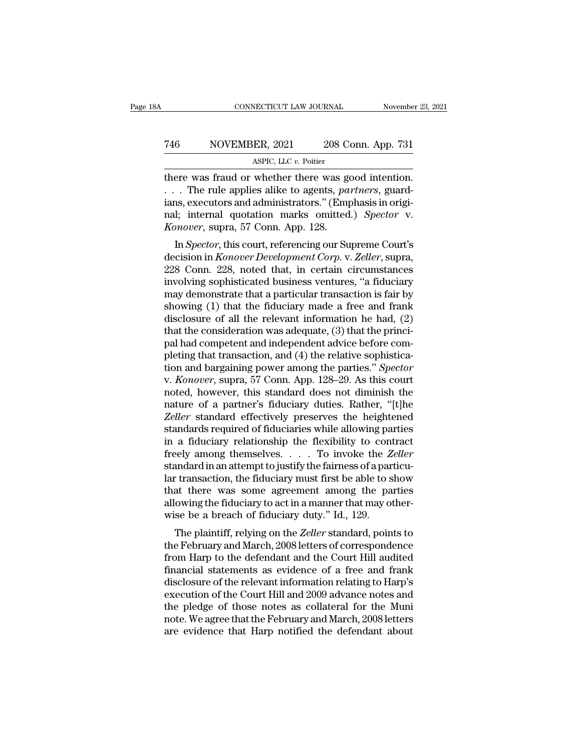there was fraud or whether there was good intention. . . . The rule applies alike to agents, *partners*, guardians, executors and administrators." (Emphasis in original; internal quotation marks omitted.) *Spector* v. *Konover*, supra, 57 Conn. App. 128.

In *Spector*, this court, referencing our Supreme Court's decision in *Konover Development Corp.* v. *Zeller*, supra, 228 Conn. 228, noted that, in certain circumstances involving sophisticated business ventures, "a fiduciary may demonstrate that a particular transaction is fair by showing (1) that the fiduciary made a free and frank disclosure of all the relevant information he had, (2) that the consideration was adequate, (3) that the principal had competent and independent advice before completing that transaction, and (4) the relative sophistication and bargaining power among the parties." *Spector* v. *Konover*, supra, 57 Conn. App. 128–29. As this court noted, however, this standard does not diminish the nature of a partner's fiduciary duties. Rather, "[t]he *Zeller* standard effectively preserves the heightened standards required of fiduciaries while allowing parties in a fiduciary relationship the flexibility to contract freely among themselves. . . . To invoke the *Zeller* standard in an attempt to justify the fairness of a particular transaction, the fiduciary must first be able to show that there was some agreement among the parties allowing the fiduciary to act in a manner that may otherwise be a breach of fiduciary duty." Id., 129.

The plaintiff, relying on the *Zeller* standard, points to the February and March, 2008 letters of correspondence from Harp to the defendant and the Court Hill audited financial statements as evidence of a free and frank disclosure of the relevant information relating to Harp's execution of the Court Hill and 2009 advance notes and the pledge of those notes as collateral for the Muni note. We agree that the February and March, 2008 letters are evidence that Harp notified the defendant about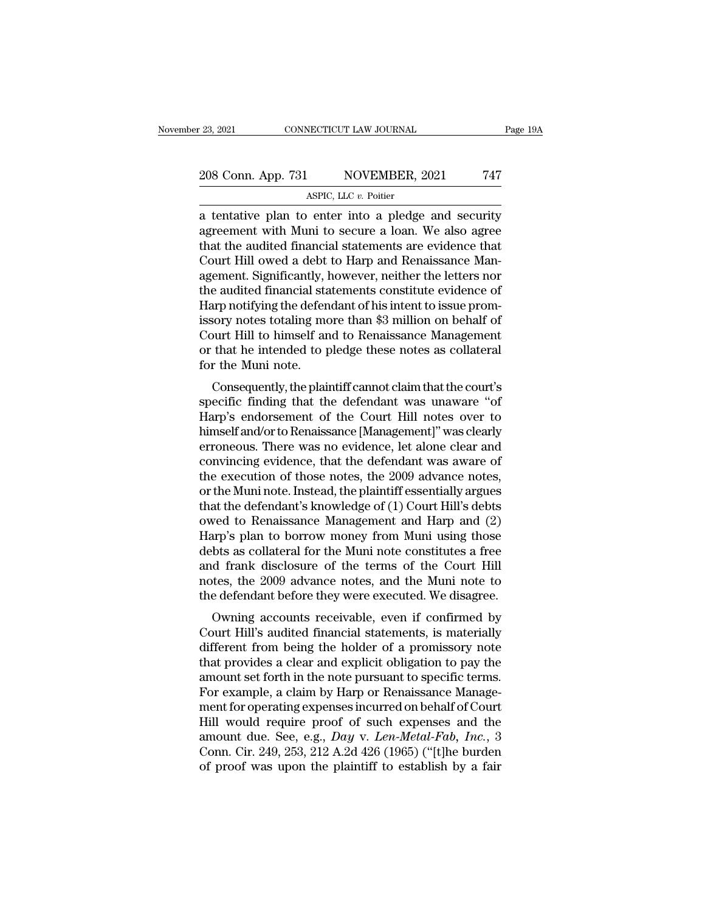a tentative plan to enter into a pledge and security agreement with Muni to secure a loan. We also agree that the audited financial statements are evidence that Court Hill owed a debt to Harp and Renaissance Management. Significantly, however, neither the letters nor the audited financial statements constitute evidence of Harp notifying the defendant of his intent to issue promissory notes totaling more than $3 million on behalf of Court Hill to himself and to Renaissance Management or that he intended to pledge these notes as collateral for the Muni note.

Consequently, the plaintiff cannot claim that the court's specific finding that the defendant was unaware "of Harp's endorsement of the Court Hill notes over to himself and/or to Renaissance [Management]" was clearly erroneous. There was no evidence, let alone clear and convincing evidence, that the defendant was aware of the execution of those notes, the 2009 advance notes, or the Muni note. Instead, the plaintiff essentially argues that the defendant's knowledge of (1) Court Hill's debts owed to Renaissance Management and Harp and (2) Harp's plan to borrow money from Muni using those debts as collateral for the Muni note constitutes a free and frank disclosure of the terms of the Court Hill notes, the 2009 advance notes, and the Muni note to the defendant before they were executed. We disagree.

Owning accounts receivable, even if confirmed by Court Hill's audited financial statements, is materially different from being the holder of a promissory note that provides a clear and explicit obligation to pay the amount set forth in the note pursuant to specific terms. For example, a claim by Harp or Renaissance Management for operating expenses incurred on behalf of Court Hill would require proof of such expenses and the amount due. See, e.g., *Day* v. *Len-Metal-Fab, Inc.*, 3 Conn. Cir. 249, 253, 212 A.2d 426 (1965) ("[t]he burden of proof was upon the plaintiff to establish by a fair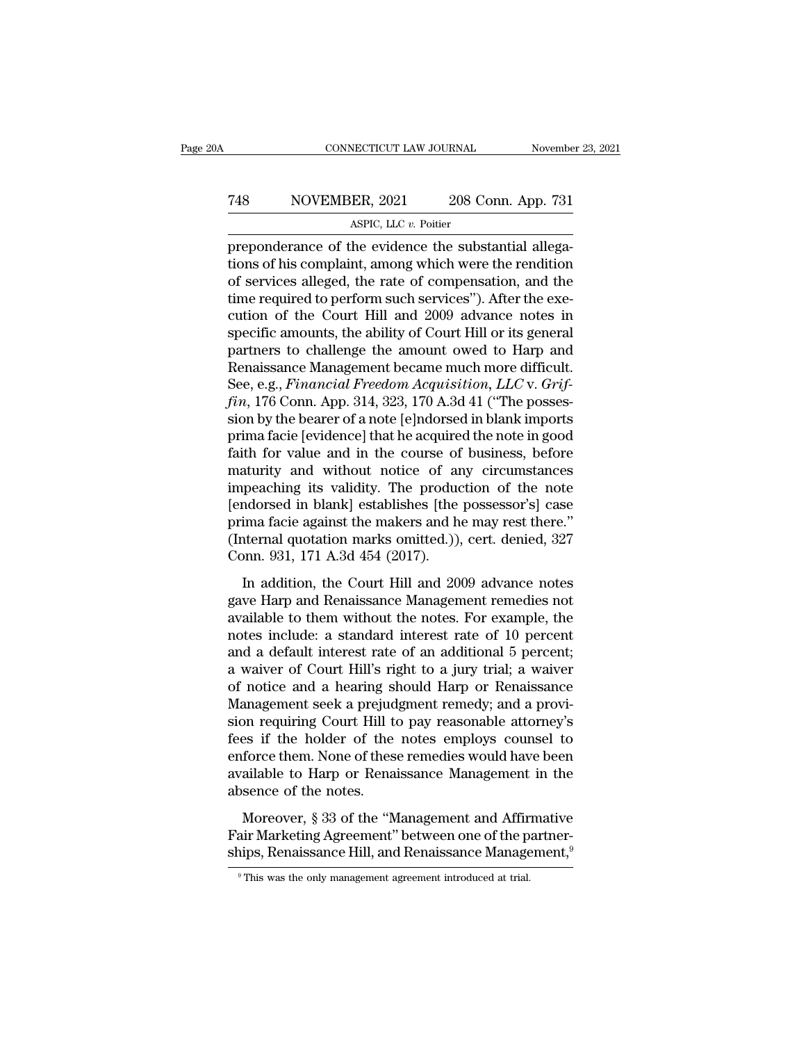preponderance of the evidence the substantial allegations of his complaint, among which were the rendition of services alleged, the rate of compensation, and the time required to perform such services"). After the execution of the Court Hill and 2009 advance notes in specific amounts, the ability of Court Hill or its general partners to challenge the amount owed to Harp and Renaissance Management became much more difficult. See, e.g., *Financial Freedom Acquisition, LLC* v. *Griffin*, 176 Conn. App. 314, 323, 170 A.3d 41 ("The possession by the bearer of a note [e]ndorsed in blank imports prima facie [evidence] that he acquired the note in good faith for value and in the course of business, before maturity and without notice of any circumstances impeaching its validity. The production of the note [endorsed in blank] establishes [the possessor's] case prima facie against the makers and he may rest there." (Internal quotation marks omitted.)), cert. denied, 327 Conn. 931, 171 A.3d 454 (2017).

In addition, the Court Hill and 2009 advance notes gave Harp and Renaissance Management remedies not available to them without the notes. For example, the notes include: a standard interest rate of 10 percent and a default interest rate of an additional 5 percent; a waiver of Court Hill's right to a jury trial; a waiver of notice and a hearing should Harp or Renaissance Management seek a prejudgment remedy; and a provision requiring Court Hill to pay reasonable attorney's fees if the holder of the notes employs counsel to enforce them. None of these remedies would have been available to Harp or Renaissance Management in the absence of the notes.

Moreover, § 33 of the "Management and Affirmative Fair Marketing Agreement" between one of the partnerships, Renaissance Hill, and Renaissance Management,[9]

[9] This was the only management agreement introduced at trial.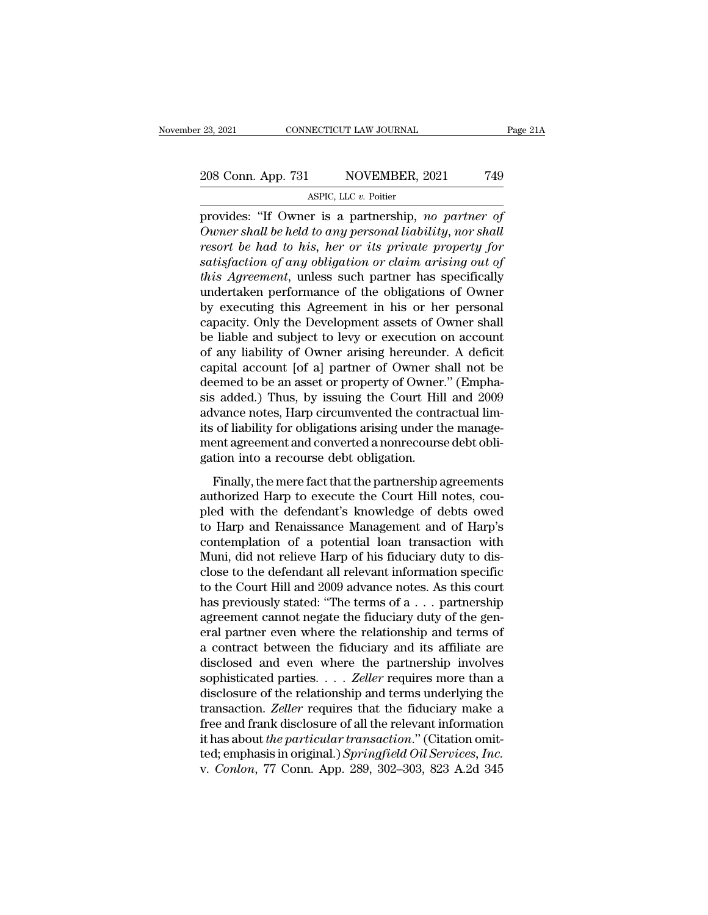provides: "If Owner is a partnership, *no partner of Owner shall be held to any personal liability, nor shall resort be had to his, her or its private property for satisfaction of any obligation or claim arising out of this Agreement*, unless such partner has specifically undertaken performance of the obligations of Owner by executing this Agreement in his or her personal capacity. Only the Development assets of Owner shall be liable and subject to levy or execution on account of any liability of Owner arising hereunder. A deficit capital account [of a] partner of Owner shall not be deemed to be an asset or property of Owner." (Emphasis added.) Thus, by issuing the Court Hill and 2009 advance notes, Harp circumvented the contractual limits of liability for obligations arising under the management agreement and converted a nonrecourse debt obligation into a recourse debt obligation.

Finally, the mere fact that the partnership agreements authorized Harp to execute the Court Hill notes, coupled with the defendant's knowledge of debts owed to Harp and Renaissance Management and of Harp's contemplation of a potential loan transaction with Muni, did not relieve Harp of his fiduciary duty to disclose to the defendant all relevant information specific to the Court Hill and 2009 advance notes. As this court has previously stated: "The terms of a . . . partnership agreement cannot negate the fiduciary duty of the general partner even where the relationship and terms of a contract between the fiduciary and its affiliate are disclosed and even where the partnership involves sophisticated parties. . . . *Zeller* requires more than a disclosure of the relationship and terms underlying the transaction. *Zeller* requires that the fiduciary make a free and frank disclosure of all the relevant information it has about *the particular transaction*." (Citation omitted; emphasis in original.) *Springfield Oil Services, Inc.* v. *Conlon*, 77 Conn. App. 289, 302–303, 823 A.2d 345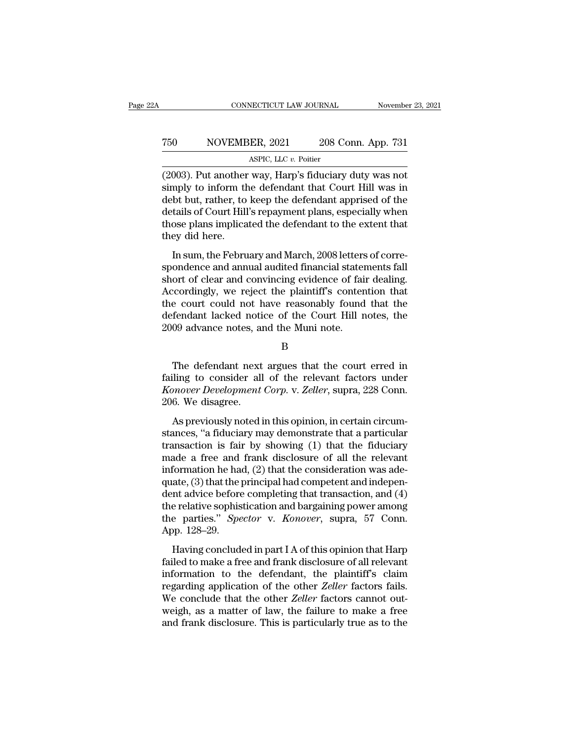(2003). Put another way, Harp's fiduciary duty was not simply to inform the defendant that Court Hill was in debt but, rather, to keep the defendant apprised of the details of Court Hill's repayment plans, especially when those plans implicated the defendant to the extent that they did here.

In sum, the February and March, 2008 letters of correspondence and annual audited financial statements fall short of clear and convincing evidence of fair dealing. Accordingly, we reject the plaintiff's contention that the court could not have reasonably found that the defendant lacked notice of the Court Hill notes, the 2009 advance notes, and the Muni note.

B

The defendant next argues that the court erred in failing to consider all of the relevant factors under *Konover Development Corp.* v. *Zeller*, supra, 228 Conn. 206. We disagree.

As previously noted in this opinion, in certain circumstances, "a fiduciary may demonstrate that a particular transaction is fair by showing (1) that the fiduciary made a free and frank disclosure of all the relevant information he had, (2) that the consideration was adequate, (3) that the principal had competent and independent advice before completing that transaction, and (4) the relative sophistication and bargaining power among the parties." *Spector* v. *Konover*, supra, 57 Conn. App. 128–29.

Having concluded in part I A of this opinion that Harp failed to make a free and frank disclosure of all relevant information to the defendant, the plaintiff's claim regarding application of the other *Zeller* factors fails. We conclude that the other *Zeller* factors cannot outweigh, as a matter of law, the failure to make a free and frank disclosure. This is particularly true as to the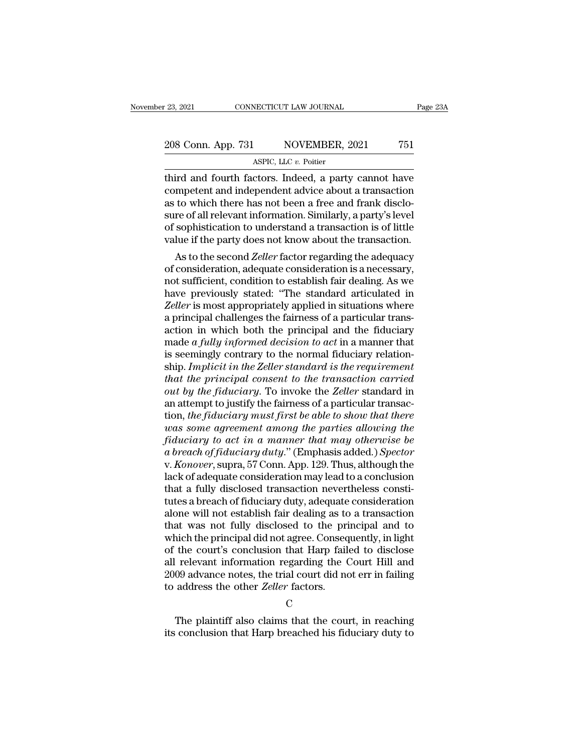third and fourth factors. Indeed, a party cannot have competent and independent advice about a transaction as to which there has not been a free and frank disclosure of all relevant information. Similarly, a party's level of sophistication to understand a transaction is of little value if the party does not know about the transaction.

As to the second *Zeller* factor regarding the adequacy of consideration, adequate consideration is a necessary, not sufficient, condition to establish fair dealing. As we have previously stated: "The standard articulated in *Zeller* is most appropriately applied in situations where a principal challenges the fairness of a particular transaction in which both the principal and the fiduciary made *a fully informed decision to act* in a manner that is seemingly contrary to the normal fiduciary relationship. *Implicit in the Zeller standard is the requirement that the principal consent to the transaction carried out by the fiduciary*. To invoke the *Zeller* standard in an attempt to justify the fairness of a particular transaction, *the fiduciary must first be able to show that there was some agreement among the parties allowing the fiduciary to act in a manner that may otherwise be a breach of fiduciary duty*." (Emphasis added.) *Spector* v. *Konover*, supra, 57 Conn. App. 129. Thus, although the lack of adequate consideration may lead to a conclusion that a fully disclosed transaction nevertheless constitutes a breach of fiduciary duty, adequate consideration alone will not establish fair dealing as to a transaction that was not fully disclosed to the principal and to which the principal did not agree. Consequently, in light of the court's conclusion that Harp failed to disclose all relevant information regarding the Court Hill and 2009 advance notes, the trial court did not err in failing to address the other *Zeller* factors.

C

The plaintiff also claims that the court, in reaching its conclusion that Harp breached his fiduciary duty to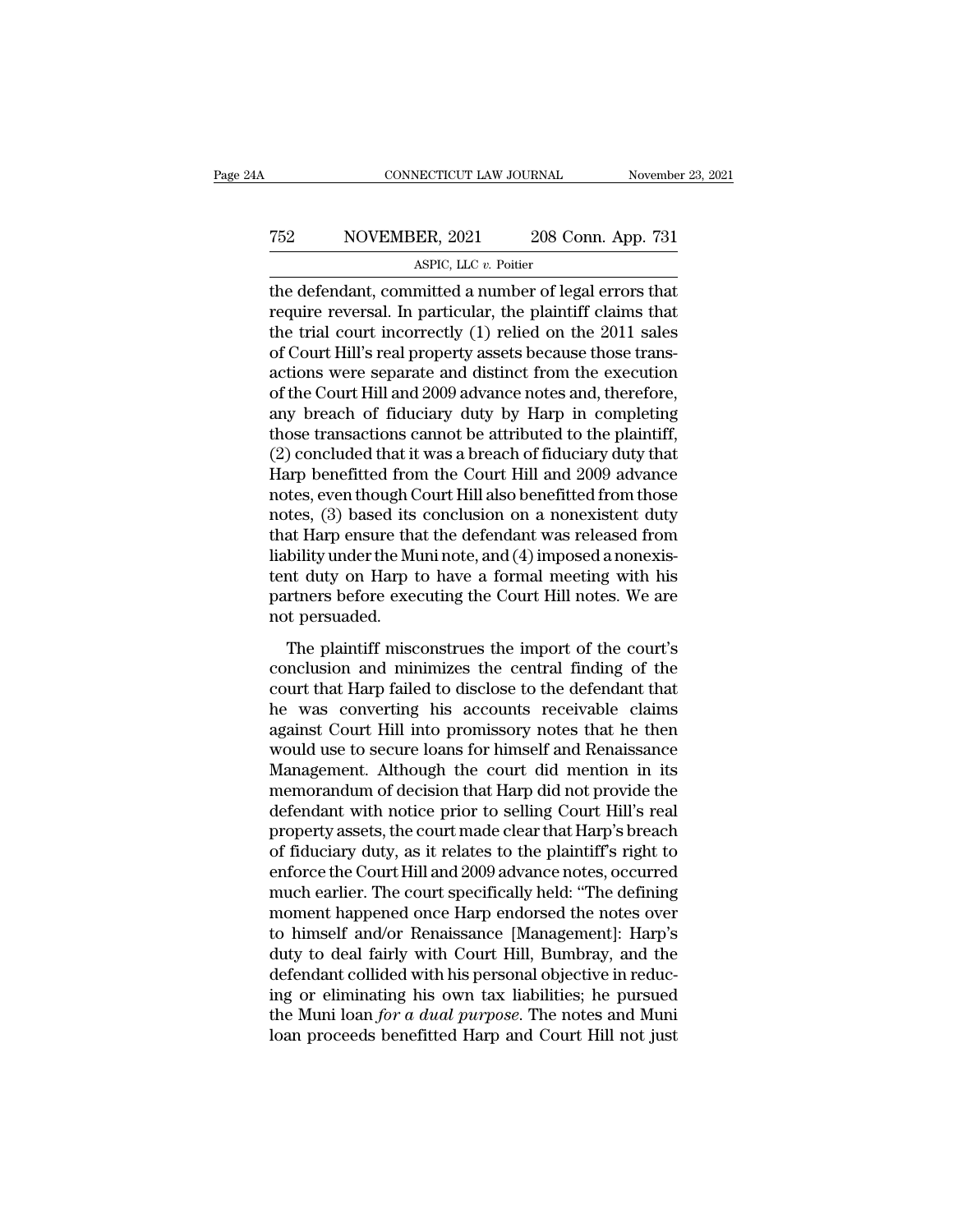the defendant, committed a number of legal errors that require reversal. In particular, the plaintiff claims that the trial court incorrectly (1) relied on the 2011 sales of Court Hill's real property assets because those transactions were separate and distinct from the execution of the Court Hill and 2009 advance notes and, therefore, any breach of fiduciary duty by Harp in completing those transactions cannot be attributed to the plaintiff, (2) concluded that it was a breach of fiduciary duty that Harp benefitted from the Court Hill and 2009 advance notes, even though Court Hill also benefitted from those notes, (3) based its conclusion on a nonexistent duty that Harp ensure that the defendant was released from liability under the Muni note, and (4) imposed a nonexistent duty on Harp to have a formal meeting with his partners before executing the Court Hill notes. We are not persuaded.

The plaintiff misconstrues the import of the court's conclusion and minimizes the central finding of the court that Harp failed to disclose to the defendant that he was converting his accounts receivable claims against Court Hill into promissory notes that he then would use to secure loans for himself and Renaissance Management. Although the court did mention in its memorandum of decision that Harp did not provide the defendant with notice prior to selling Court Hill's real property assets, the court made clear that Harp's breach of fiduciary duty, as it relates to the plaintiff's right to enforce the Court Hill and 2009 advance notes, occurred much earlier. The court specifically held: "The defining moment happened once Harp endorsed the notes over to himself and/or Renaissance [Management]: Harp's duty to deal fairly with Court Hill, Bumbray, and the defendant collided with his personal objective in reducing or eliminating his own tax liabilities; he pursued the Muni loan *for a dual purpose*. The notes and Muni loan proceeds benefitted Harp and Court Hill not just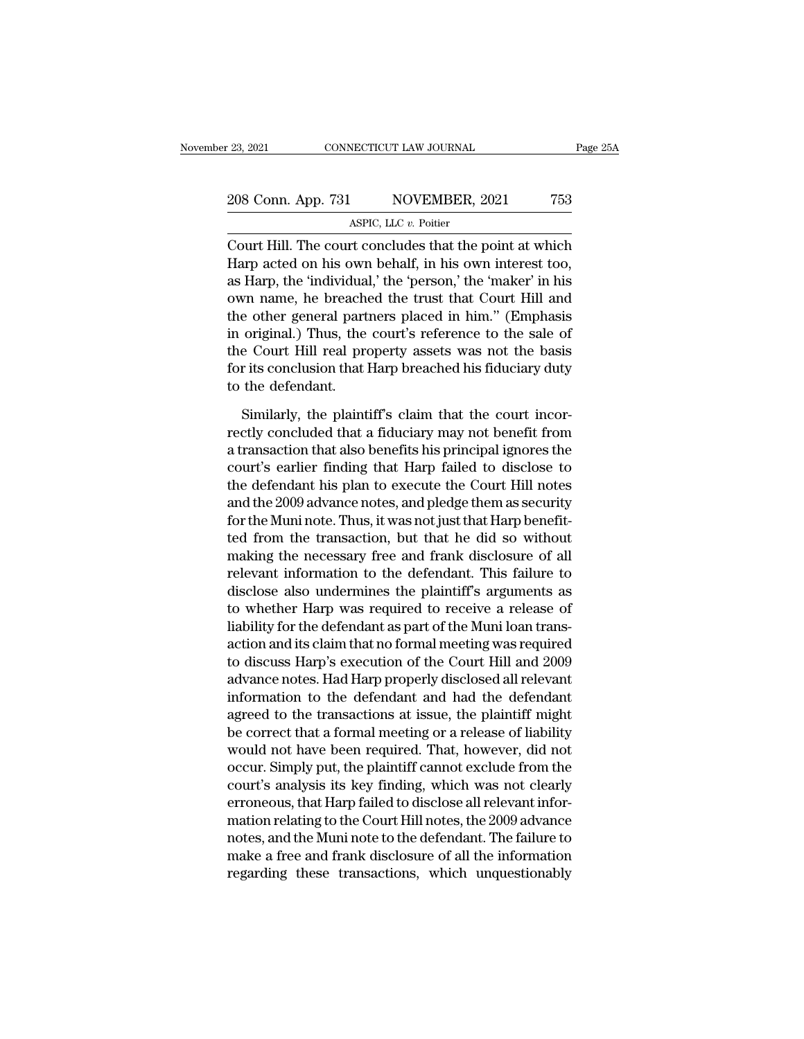Court Hill. The court concludes that the point at which Harp acted on his own behalf, in his own interest too, as Harp, the 'individual,' the 'person,' the 'maker' in his own name, he breached the trust that Court Hill and the other general partners placed in him." (Emphasis in original.) Thus, the court's reference to the sale of the Court Hill real property assets was not the basis for its conclusion that Harp breached his fiduciary duty to the defendant.

Similarly, the plaintiff's claim that the court incorrectly concluded that a fiduciary may not benefit from a transaction that also benefits his principal ignores the court's earlier finding that Harp failed to disclose to the defendant his plan to execute the Court Hill notes and the 2009 advance notes, and pledge them as security for the Muni note. Thus, it was not just that Harp benefitted from the transaction, but that he did so without making the necessary free and frank disclosure of all relevant information to the defendant. This failure to disclose also undermines the plaintiff's arguments as to whether Harp was required to receive a release of liability for the defendant as part of the Muni loan transaction and its claim that no formal meeting was required to discuss Harp's execution of the Court Hill and 2009 advance notes. Had Harp properly disclosed all relevant information to the defendant and had the defendant agreed to the transactions at issue, the plaintiff might be correct that a formal meeting or a release of liability would not have been required. That, however, did not occur. Simply put, the plaintiff cannot exclude from the court's analysis its key finding, which was not clearly erroneous, that Harp failed to disclose all relevant information relating to the Court Hill notes, the 2009 advance notes, and the Muni note to the defendant. The failure to make a free and frank disclosure of all the information regarding these transactions, which unquestionably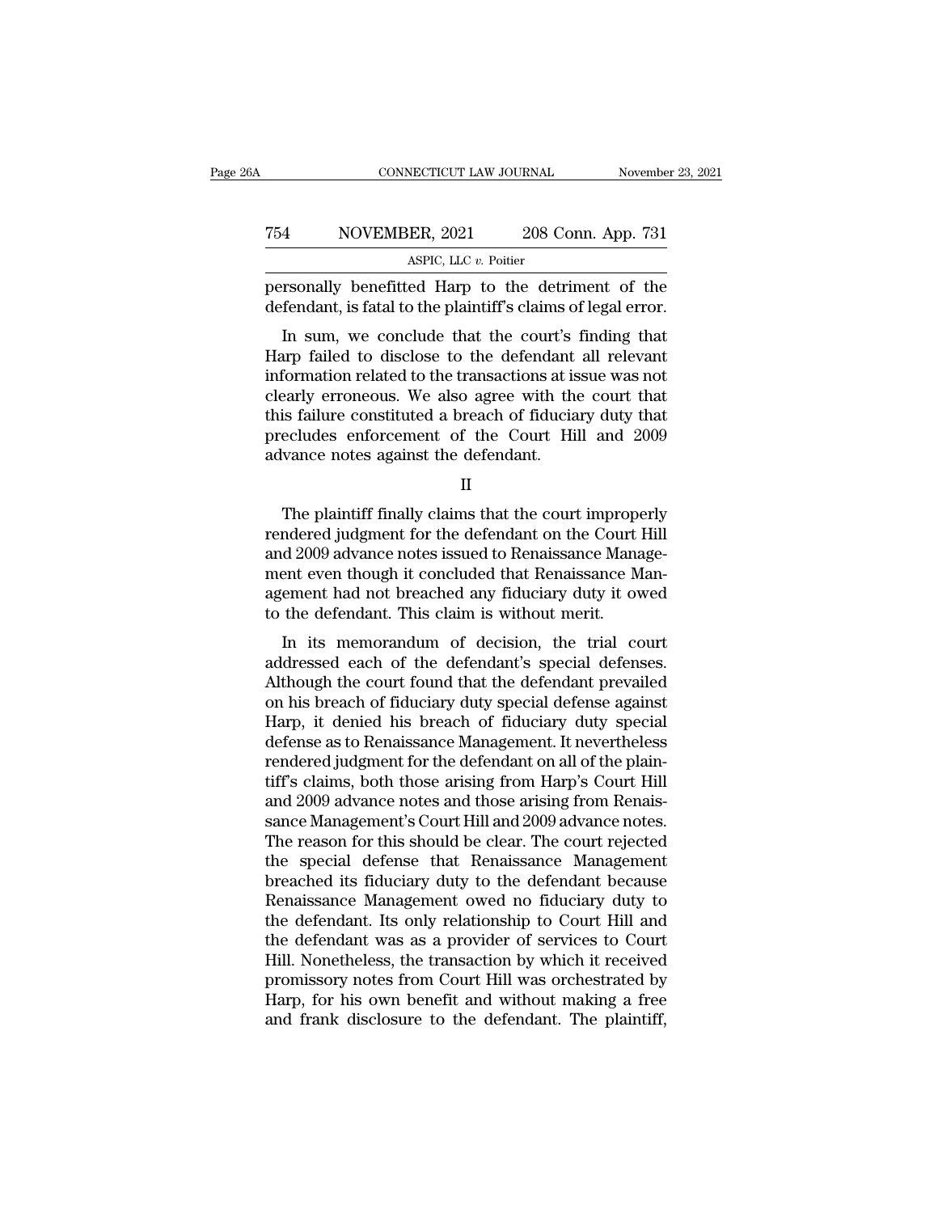personally benefitted Harp to the detriment of the defendant, is fatal to the plaintiff's claims of legal error.

In sum, we conclude that the court's finding that Harp failed to disclose to the defendant all relevant information related to the transactions at issue was not clearly erroneous. We also agree with the court that this failure constituted a breach of fiduciary duty that precludes enforcement of the Court Hill and 2009 advance notes against the defendant.

II

The plaintiff finally claims that the court improperly rendered judgment for the defendant on the Court Hill and 2009 advance notes issued to Renaissance Management even though it concluded that Renaissance Management had not breached any fiduciary duty it owed to the defendant. This claim is without merit.

In its memorandum of decision, the trial court addressed each of the defendant's special defenses. Although the court found that the defendant prevailed on his breach of fiduciary duty special defense against Harp, it denied his breach of fiduciary duty special defense as to Renaissance Management. It nevertheless rendered judgment for the defendant on all of the plaintiff's claims, both those arising from Harp's Court Hill and 2009 advance notes and those arising from Renaissance Management's Court Hill and 2009 advance notes. The reason for this should be clear. The court rejected the special defense that Renaissance Management breached its fiduciary duty to the defendant because Renaissance Management owed no fiduciary duty to the defendant. Its only relationship to Court Hill and the defendant was as a provider of services to Court Hill. Nonetheless, the transaction by which it received promissory notes from Court Hill was orchestrated by Harp, for his own benefit and without making a free and frank disclosure to the defendant. The plaintiff,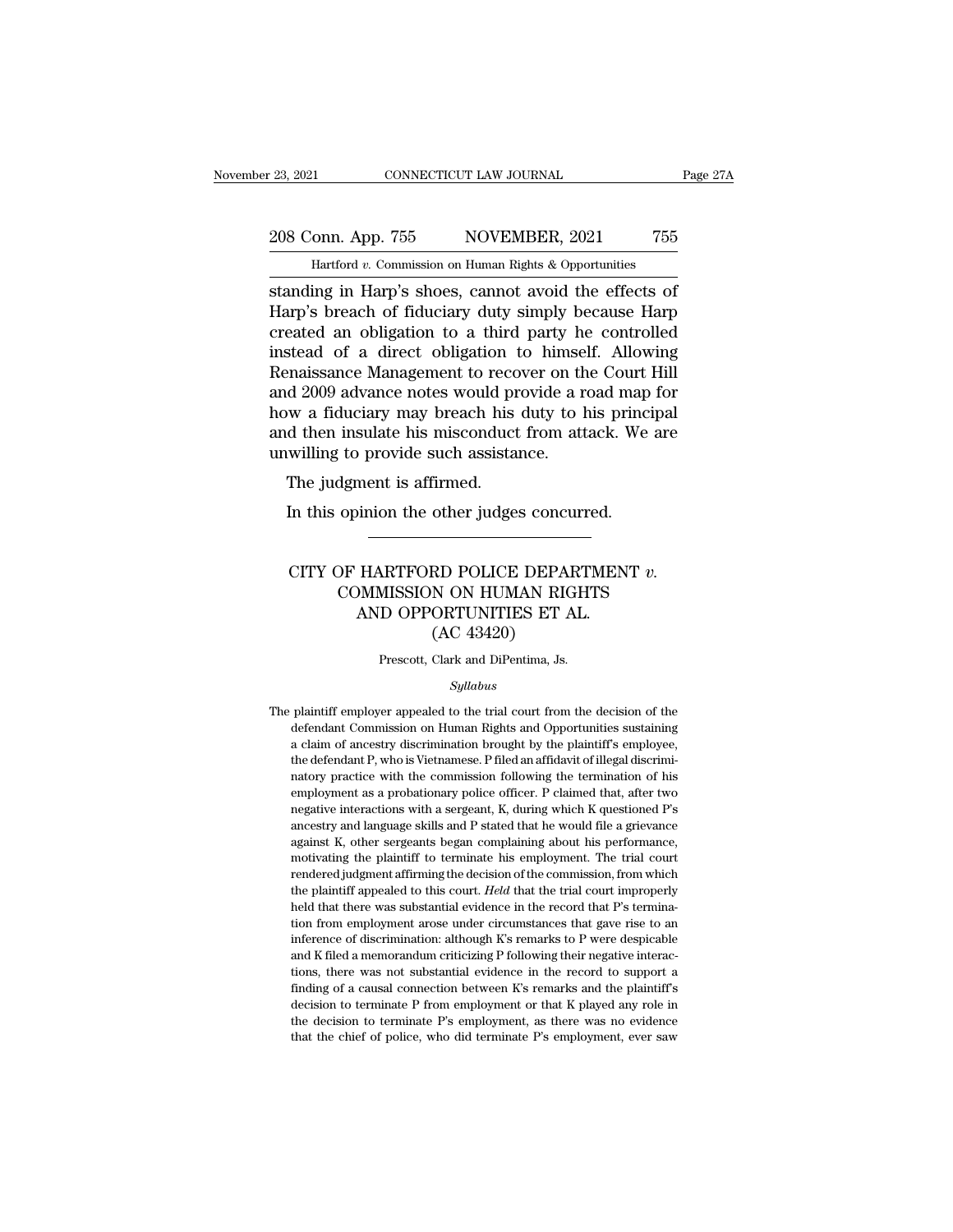standing in Harp's shoes, cannot avoid the effects of Harp's breach of fiduciary duty simply because Harp created an obligation to a third party he controlled instead of a direct obligation to himself. Allowing Renaissance Management to recover on the Court Hill and 2009 advance notes would provide a road map for how a fiduciary may breach his duty to his principal and then insulate his misconduct from attack. We are unwilling to provide such assistance.

The judgment is affirmed.

In this opinion the other judges concurred.

---

# CITY OF HARTFORD POLICE DEPARTMENT *v.* COMMISSION ON HUMAN RIGHTS AND OPPORTUNITIES ET AL.
## (AC 43420)

Prescott, Clark and DiPentima, Js.

*Syllabus*

The plaintiff employer appealed to the trial court from the decision of the defendant Commission on Human Rights and Opportunities sustaining a claim of ancestry discrimination brought by the plaintiff's employee, the defendant P, who is Vietnamese. P filed an affidavit of illegal discriminatory practice with the commission following the termination of his employment as a probationary police officer. P claimed that, after two negative interactions with a sergeant, K, during which K questioned P's ancestry and language skills and P stated that he would file a grievance against K, other sergeants began complaining about his performance, motivating the plaintiff to terminate his employment. The trial court rendered judgment affirming the decision of the commission, from which the plaintiff appealed to this court. *Held* that the trial court improperly held that there was substantial evidence in the record that P's termination from employment arose under circumstances that gave rise to an inference of discrimination: although K's remarks to P were despicable and K filed a memorandum criticizing P following their negative interactions, there was not substantial evidence in the record to support a finding of a causal connection between K's remarks and the plaintiff's decision to terminate P from employment or that K played any role in the decision to terminate P's employment, as there was no evidence that the chief of police, who did terminate P's employment, ever saw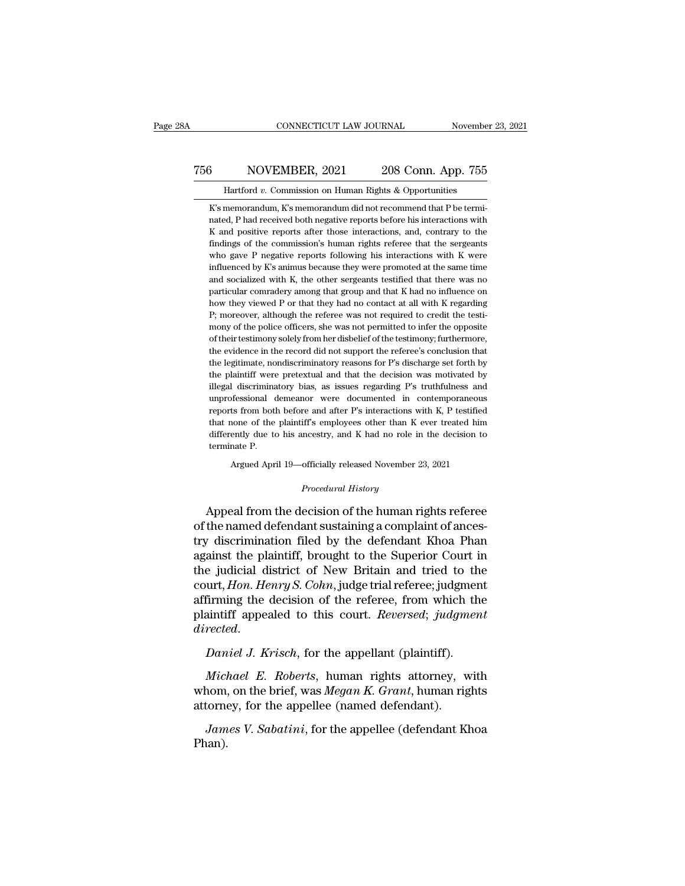K's memorandum, K's memorandum did not recommend that P be terminated, P had received both negative reports before his interactions with K and positive reports after those interactions, and, contrary to the findings of the commission's human rights referee that the sergeants who gave P negative reports following his interactions with K were influenced by K's animus because they were promoted at the same time and socialized with K, the other sergeants testified that there was no particular comradery among that group and that K had no influence on how they viewed P or that they had no contact at all with K regarding P; moreover, although the referee was not required to credit the testimony of the police officers, she was not permitted to infer the opposite of their testimony solely from her disbelief of the testimony; furthermore, the evidence in the record did not support the referee's conclusion that the legitimate, nondiscriminatory reasons for P's discharge set forth by the plaintiff were pretextual and that the decision was motivated by illegal discriminatory bias, as issues regarding P's truthfulness and unprofessional demeanor were documented in contemporaneous reports from both before and after P's interactions with K, P testified that none of the plaintiff's employees other than K ever treated him differently due to his ancestry, and K had no role in the decision to terminate P.

Argued April 19—officially released November 23, 2021

*Procedural History*

Appeal from the decision of the human rights referee of the named defendant sustaining a complaint of ancestry discrimination filed by the defendant Khoa Phan against the plaintiff, brought to the Superior Court in the judicial district of New Britain and tried to the court, *Hon. Henry S. Cohn*, judge trial referee; judgment affirming the decision of the referee, from which the plaintiff appealed to this court. *Reversed*; *judgment directed*.

*Daniel J. Krisch*, for the appellant (plaintiff).

*Michael E. Roberts*, human rights attorney, with whom, on the brief, was *Megan K. Grant*, human rights attorney, for the appellee (named defendant).

*James V. Sabatini*, for the appellee (defendant Khoa Phan).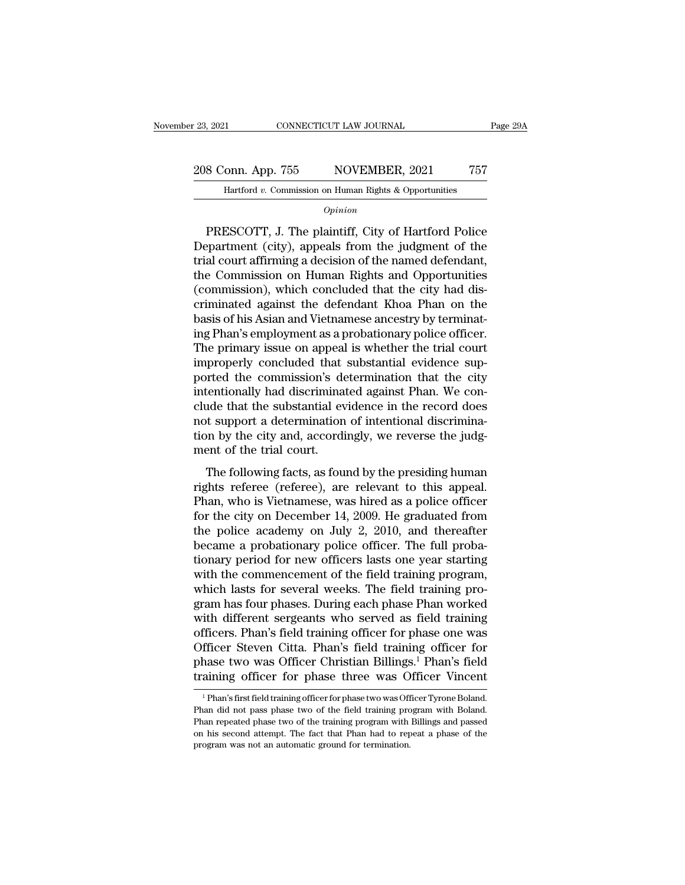*Opinion*

PRESCOTT, J. The plaintiff, City of Hartford Police Department (city), appeals from the judgment of the trial court affirming a decision of the named defendant, the Commission on Human Rights and Opportunities (commission), which concluded that the city had discriminated against the defendant Khoa Phan on the basis of his Asian and Vietnamese ancestry by terminating Phan's employment as a probationary police officer. The primary issue on appeal is whether the trial court improperly concluded that substantial evidence supported the commission's determination that the city intentionally had discriminated against Phan. We conclude that the substantial evidence in the record does not support a determination of intentional discrimination by the city and, accordingly, we reverse the judgment of the trial court.

The following facts, as found by the presiding human rights referee (referee), are relevant to this appeal. Phan, who is Vietnamese, was hired as a police officer for the city on December 14, 2009. He graduated from the police academy on July 2, 2010, and thereafter became a probationary police officer. The full probationary period for new officers lasts one year starting with the commencement of the field training program, which lasts for several weeks. The field training program has four phases. During each phase Phan worked with different sergeants who served as field training officers. Phan's field training officer for phase one was Officer Steven Citta. Phan's field training officer for phase two was Officer Christian Billings.[1] Phan's field training officer for phase three was Officer Vincent

[1] Phan's first field training officer for phase two was Officer Tyrone Boland. Phan did not pass phase two of the field training program with Boland. Phan repeated phase two of the training program with Billings and passed on his second attempt. The fact that Phan had to repeat a phase of the program was not an automatic ground for termination.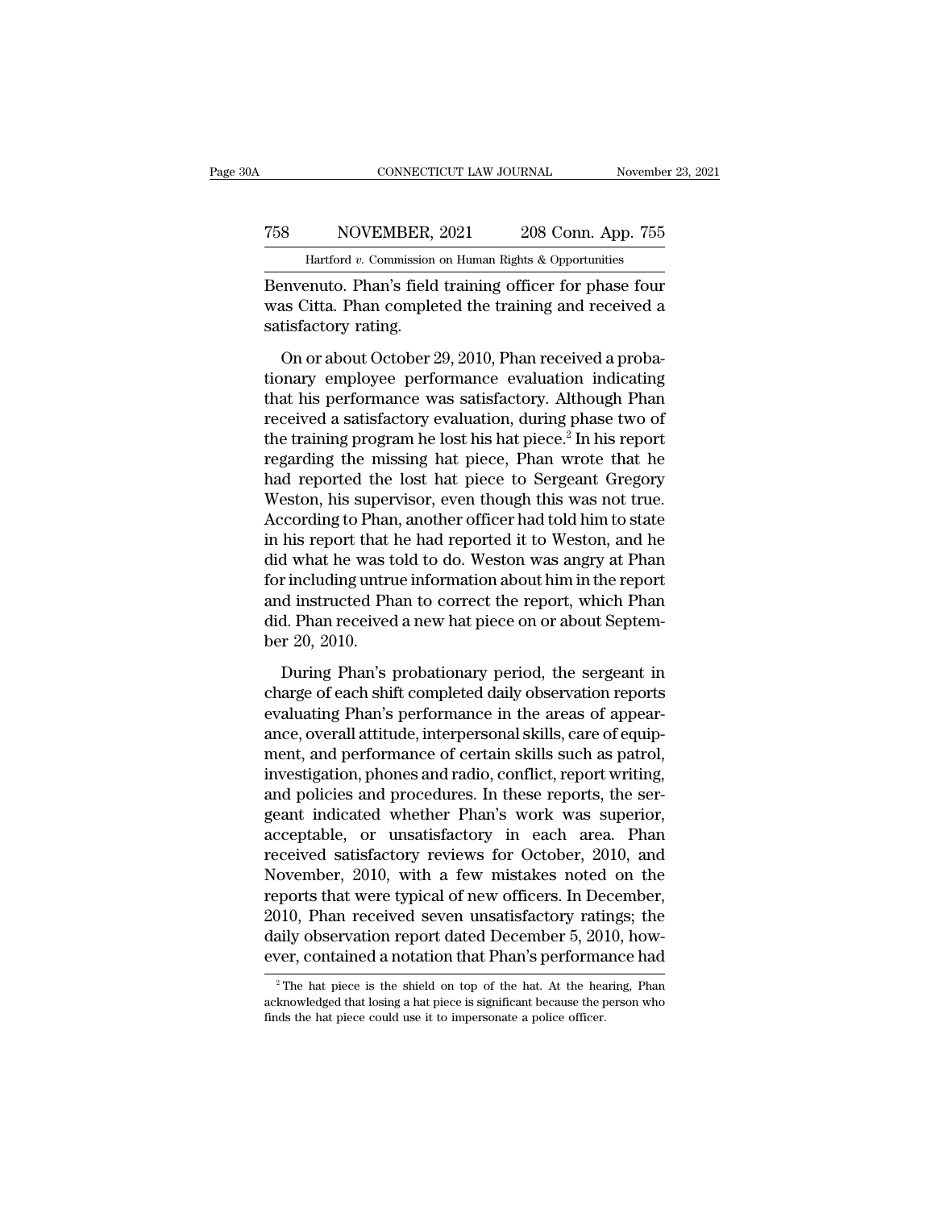Benvenuto. Phan's field training officer for phase four was Citta. Phan completed the training and received a satisfactory rating.

On or about October 29, 2010, Phan received a probationary employee performance evaluation indicating that his performance was satisfactory. Although Phan received a satisfactory evaluation, during phase two of the training program he lost his hat piece.[2] In his report regarding the missing hat piece, Phan wrote that he had reported the lost hat piece to Sergeant Gregory Weston, his supervisor, even though this was not true. According to Phan, another officer had told him to state in his report that he had reported it to Weston, and he did what he was told to do. Weston was angry at Phan for including untrue information about him in the report and instructed Phan to correct the report, which Phan did. Phan received a new hat piece on or about September 20, 2010.

During Phan's probationary period, the sergeant in charge of each shift completed daily observation reports evaluating Phan's performance in the areas of appearance, overall attitude, interpersonal skills, care of equipment, and performance of certain skills such as patrol, investigation, phones and radio, conflict, report writing, and policies and procedures. In these reports, the sergeant indicated whether Phan's work was superior, acceptable, or unsatisfactory in each area. Phan received satisfactory reviews for October, 2010, and November, 2010, with a few mistakes noted on the reports that were typical of new officers. In December, 2010, Phan received seven unsatisfactory ratings; the daily observation report dated December 5, 2010, however, contained a notation that Phan's performance had

[2] The hat piece is the shield on top of the hat. At the hearing, Phan acknowledged that losing a hat piece is significant because the person who finds the hat piece could use it to impersonate a police officer.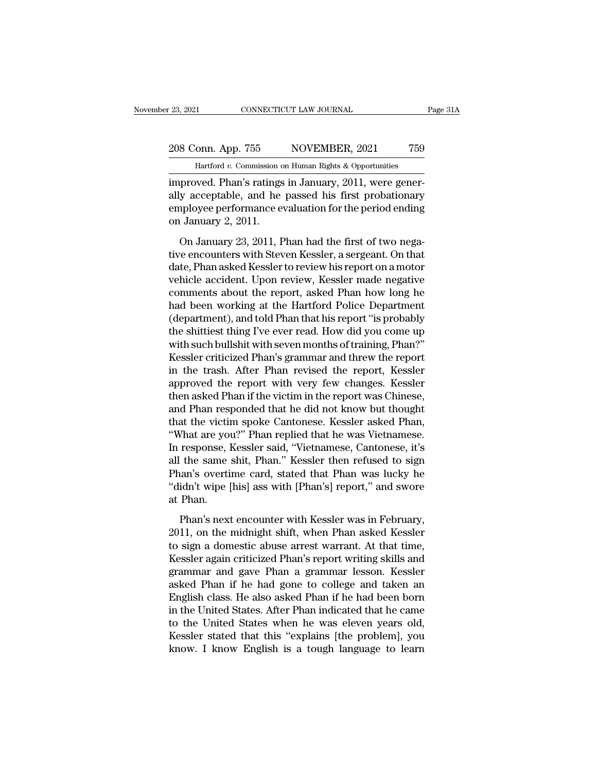improved. Phan's ratings in January, 2011, were generally acceptable, and he passed his first probationary employee performance evaluation for the period ending on January 2, 2011.

On January 23, 2011, Phan had the first of two negative encounters with Steven Kessler, a sergeant. On that date, Phan asked Kessler to review his report on a motor vehicle accident. Upon review, Kessler made negative comments about the report, asked Phan how long he had been working at the Hartford Police Department (department), and told Phan that his report "is probably the shittiest thing I've ever read. How did you come up with such bullshit with seven months of training, Phan?" Kessler criticized Phan's grammar and threw the report in the trash. After Phan revised the report, Kessler approved the report with very few changes. Kessler then asked Phan if the victim in the report was Chinese, and Phan responded that he did not know but thought that the victim spoke Cantonese. Kessler asked Phan, "What are you?" Phan replied that he was Vietnamese. In response, Kessler said, "Vietnamese, Cantonese, it's all the same shit, Phan." Kessler then refused to sign Phan's overtime card, stated that Phan was lucky he "didn't wipe [his] ass with [Phan's] report," and swore at Phan.

Phan's next encounter with Kessler was in February, 2011, on the midnight shift, when Phan asked Kessler to sign a domestic abuse arrest warrant. At that time, Kessler again criticized Phan's report writing skills and grammar and gave Phan a grammar lesson. Kessler asked Phan if he had gone to college and taken an English class. He also asked Phan if he had been born in the United States. After Phan indicated that he came to the United States when he was eleven years old, Kessler stated that this "explains [the problem], you know. I know English is a tough language to learn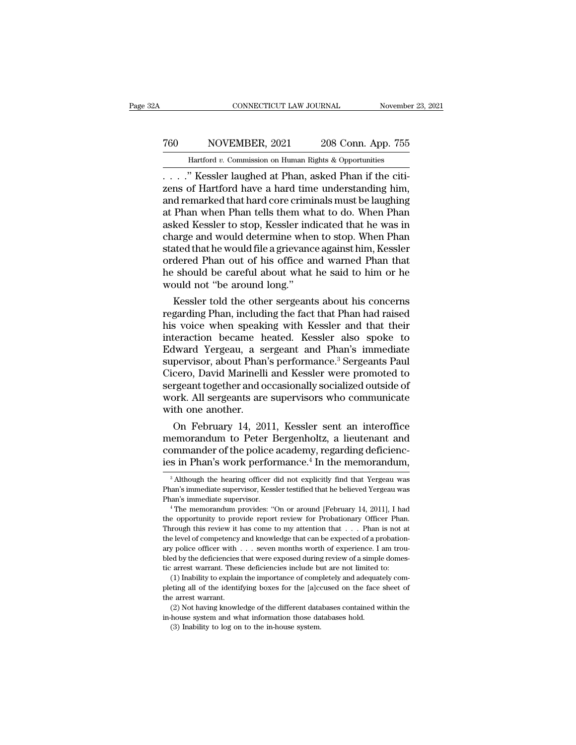. . . .” Kessler laughed at Phan, asked Phan if the citizens of Hartford have a hard time understanding him, and remarked that hard core criminals must be laughing at Phan when Phan tells them what to do. When Phan asked Kessler to stop, Kessler indicated that he was in charge and would determine when to stop. When Phan stated that he would file a grievance against him, Kessler ordered Phan out of his office and warned Phan that he should be careful about what he said to him or he would not “be around long.”

Kessler told the other sergeants about his concerns regarding Phan, including the fact that Phan had raised his voice when speaking with Kessler and that their interaction became heated. Kessler also spoke to Edward Yergeau, a sergeant and Phan’s immediate supervisor, about Phan’s performance.[3] Sergeants Paul Cicero, David Marinelli and Kessler were promoted to sergeant together and occasionally socialized outside of work. All sergeants are supervisors who communicate with one another.

On February 14, 2011, Kessler sent an interoffice memorandum to Peter Bergenholtz, a lieutenant and commander of the police academy, regarding deficiencies in Phan’s work performance.[4] In the memorandum,

---

[3] Although the hearing officer did not explicitly find that Yergeau was Phan’s immediate supervisor, Kessler testified that he believed Yergeau was Phan’s immediate supervisor.

[4] The memorandum provides: “On or around [February 14, 2011], I had the opportunity to provide report review for Probationary Officer Phan. Through this review it has come to my attention that . . . Phan is not at the level of competency and knowledge that can be expected of a probationary police officer with . . . seven months worth of experience. I am troubled by the deficiencies that were exposed during review of a simple domestic arrest warrant. These deficiencies include but are not limited to:

(1) Inability to explain the importance of completely and adequately completing all of the identifying boxes for the [a]ccused on the face sheet of the arrest warrant.

(2) Not having knowledge of the different databases contained within the in-house system and what information those databases hold.

(3) Inability to log on to the in-house system.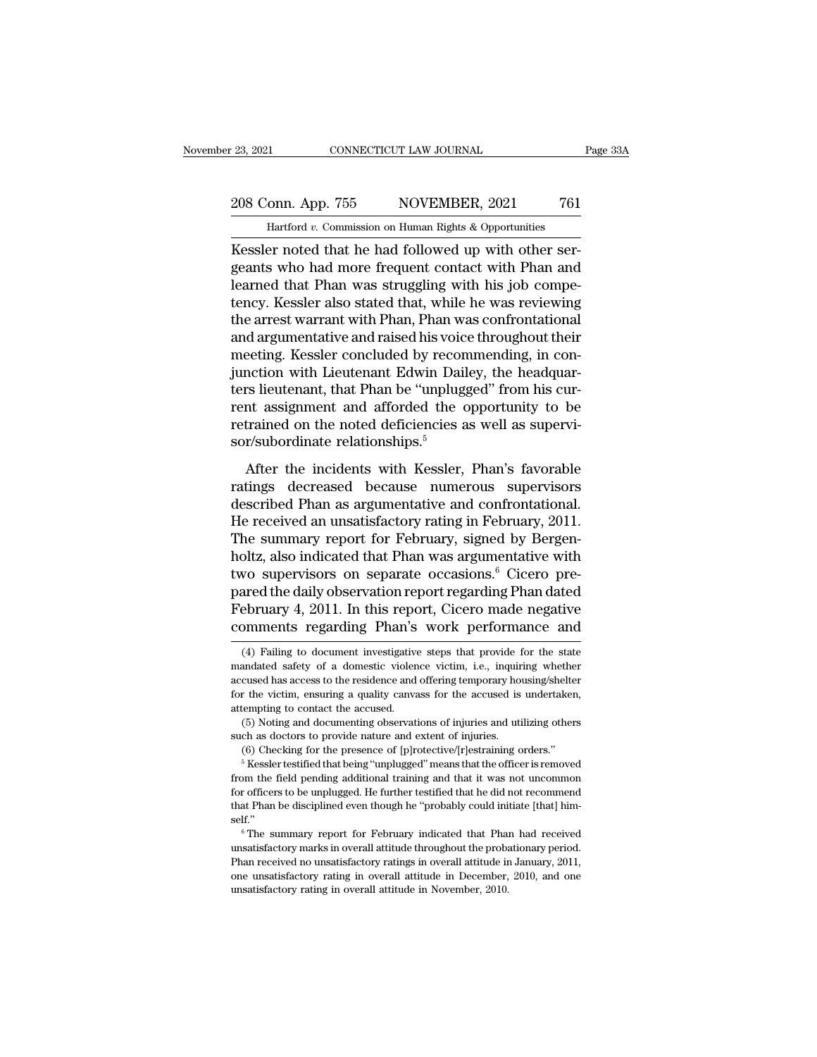Kessler noted that he had followed up with other sergeants who had more frequent contact with Phan and learned that Phan was struggling with his job competency. Kessler also stated that, while he was reviewing the arrest warrant with Phan, Phan was confrontational and argumentative and raised his voice throughout their meeting. Kessler concluded by recommending, in conjunction with Lieutenant Edwin Dailey, the headquarters lieutenant, that Phan be "unplugged" from his current assignment and afforded the opportunity to be retrained on the noted deficiencies as well as supervisor/subordinate relationships.[5]

After the incidents with Kessler, Phan's favorable ratings decreased because numerous supervisors described Phan as argumentative and confrontational. He received an unsatisfactory rating in February, 2011. The summary report for February, signed by Bergenholtz, also indicated that Phan was argumentative with two supervisors on separate occasions.[6] Cicero prepared the daily observation report regarding Phan dated February 4, 2011. In this report, Cicero made negative comments regarding Phan's work performance and

(4) Failing to document investigative steps that provide for the state mandated safety of a domestic violence victim, i.e., inquiring whether accused has access to the residence and offering temporary housing/shelter for the victim, ensuring a quality canvass for the accused is undertaken, attempting to contact the accused.

(5) Noting and documenting observations of injuries and utilizing others such as doctors to provide nature and extent of injuries.

(6) Checking for the presence of [p]rotective/[r]estraining orders."

[5] Kessler testified that being "unplugged" means that the officer is removed from the field pending additional training and that it was not uncommon for officers to be unplugged. He further testified that he did not recommend that Phan be disciplined even though he "probably could initiate [that] himself."

[6] The summary report for February indicated that Phan had received unsatisfactory marks in overall attitude throughout the probationary period. Phan received no unsatisfactory ratings in overall attitude in January, 2011, one unsatisfactory rating in overall attitude in December, 2010, and one unsatisfactory rating in overall attitude in November, 2010.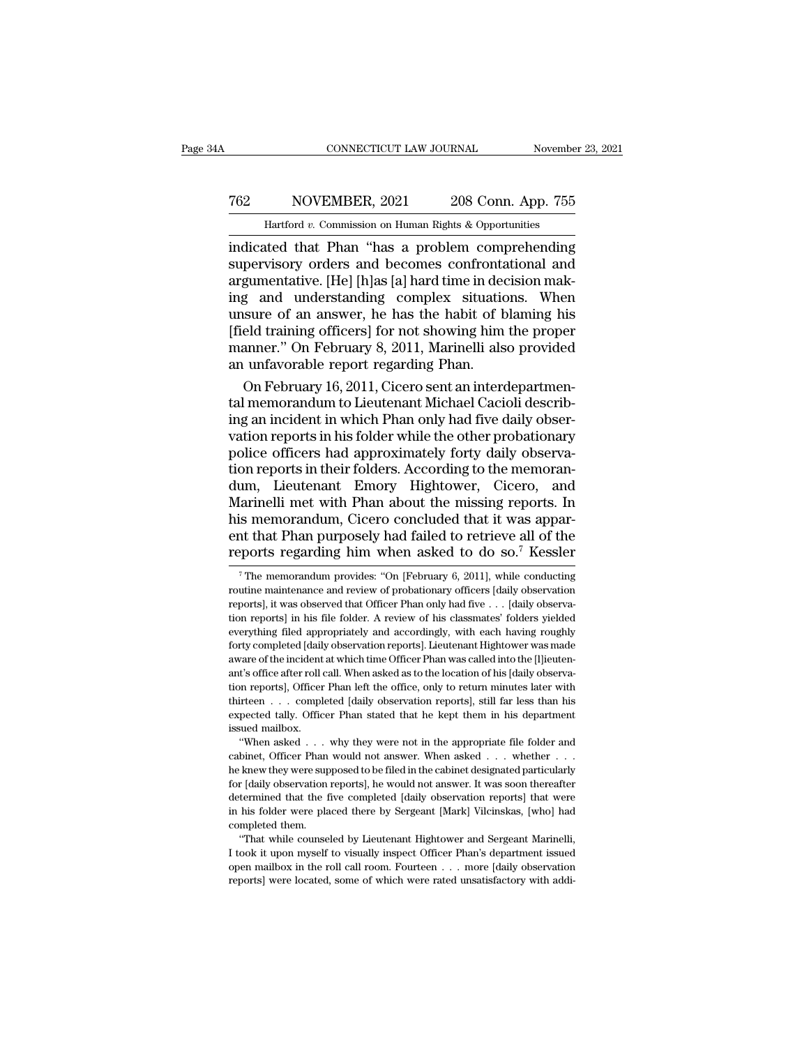indicated that Phan "has a problem comprehending supervisory orders and becomes confrontational and argumentative. [He] [h]as [a] hard time in decision making and understanding complex situations. When unsure of an answer, he has the habit of blaming his [field training officers] for not showing him the proper manner." On February 8, 2011, Marinelli also provided an unfavorable report regarding Phan.

On February 16, 2011, Cicero sent an interdepartmental memorandum to Lieutenant Michael Cacioli describing an incident in which Phan only had five daily observation reports in his folder while the other probationary police officers had approximately forty daily observation reports in their folders. According to the memorandum, Lieutenant Emory Hightower, Cicero, and Marinelli met with Phan about the missing reports. In his memorandum, Cicero concluded that it was apparent that Phan purposely had failed to retrieve all of the reports regarding him when asked to do so.[7] Kessler

[7] The memorandum provides: "On [February 6, 2011], while conducting routine maintenance and review of probationary officers [daily observation reports], it was observed that Officer Phan only had five . . . [daily observation reports] in his file folder. A review of his classmates' folders yielded everything filed appropriately and accordingly, with each having roughly forty completed [daily observation reports]. Lieutenant Hightower was made aware of the incident at which time Officer Phan was called into the [l]ieutenant's office after roll call. When asked as to the location of his [daily observation reports], Officer Phan left the office, only to return minutes later with thirteen . . . completed [daily observation reports], still far less than his expected tally. Officer Phan stated that he kept them in his department issued mailbox.

"When asked . . . why they were not in the appropriate file folder and cabinet, Officer Phan would not answer. When asked . . . whether . . . he knew they were supposed to be filed in the cabinet designated particularly for [daily observation reports], he would not answer. It was soon thereafter determined that the five completed [daily observation reports] that were in his folder were placed there by Sergeant [Mark] Vilcinskas, [who] had completed them.

"That while counseled by Lieutenant Hightower and Sergeant Marinelli, I took it upon myself to visually inspect Officer Phan's department issued open mailbox in the roll call room. Fourteen . . . more [daily observation reports] were located, some of which were rated unsatisfactory with addi-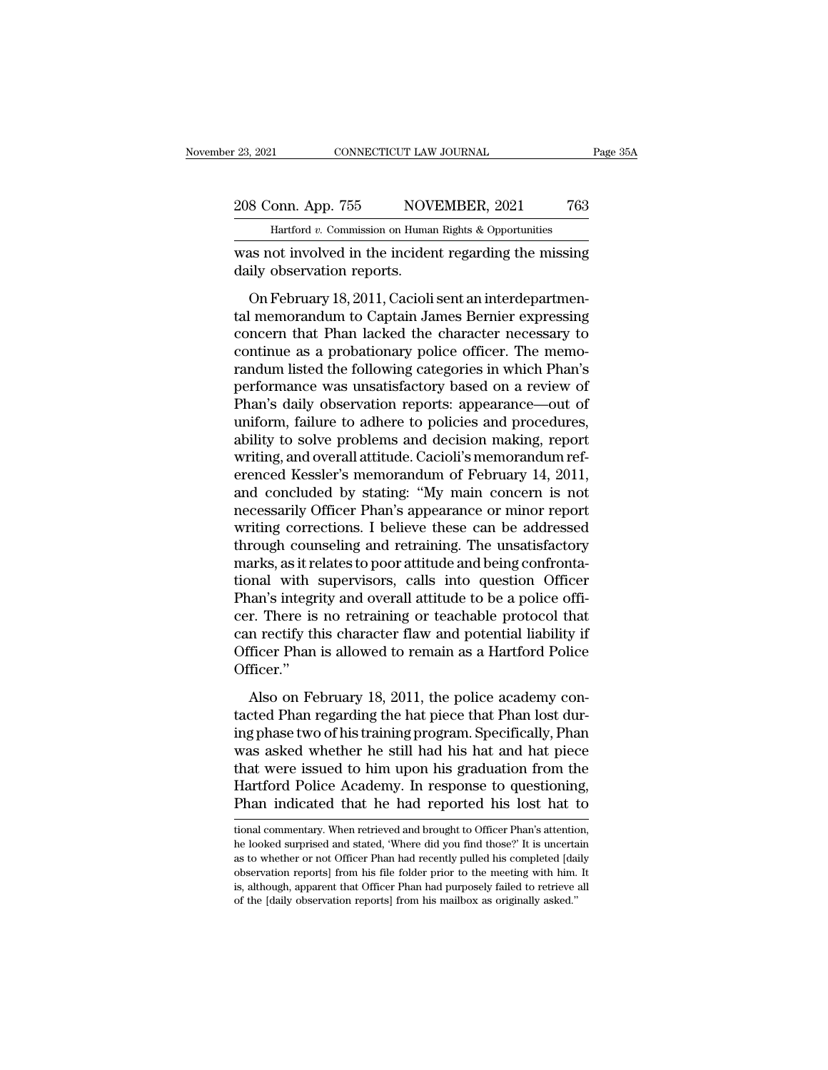was not involved in the incident regarding the missing daily observation reports.

On February 18, 2011, Cacioli sent an interdepartmental memorandum to Captain James Bernier expressing concern that Phan lacked the character necessary to continue as a probationary police officer. The memorandum listed the following categories in which Phan's performance was unsatisfactory based on a review of Phan's daily observation reports: appearance—out of uniform, failure to adhere to policies and procedures, ability to solve problems and decision making, report writing, and overall attitude. Cacioli's memorandum referenced Kessler's memorandum of February 14, 2011, and concluded by stating: "My main concern is not necessarily Officer Phan's appearance or minor report writing corrections. I believe these can be addressed through counseling and retraining. The unsatisfactory marks, as it relates to poor attitude and being confrontational with supervisors, calls into question Officer Phan's integrity and overall attitude to be a police officer. There is no retraining or teachable protocol that can rectify this character flaw and potential liability if Officer Phan is allowed to remain as a Hartford Police Officer."

Also on February 18, 2011, the police academy contacted Phan regarding the hat piece that Phan lost during phase two of his training program. Specifically, Phan was asked whether he still had his hat and hat piece that were issued to him upon his graduation from the Hartford Police Academy. In response to questioning, Phan indicated that he had reported his lost hat to

tional commentary. When retrieved and brought to Officer Phan's attention, he looked surprised and stated, 'Where did you find those?' It is uncertain as to whether or not Officer Phan had recently pulled his completed [daily observation reports] from his file folder prior to the meeting with him. It is, although, apparent that Officer Phan had purposely failed to retrieve all of the [daily observation reports] from his mailbox as originally asked."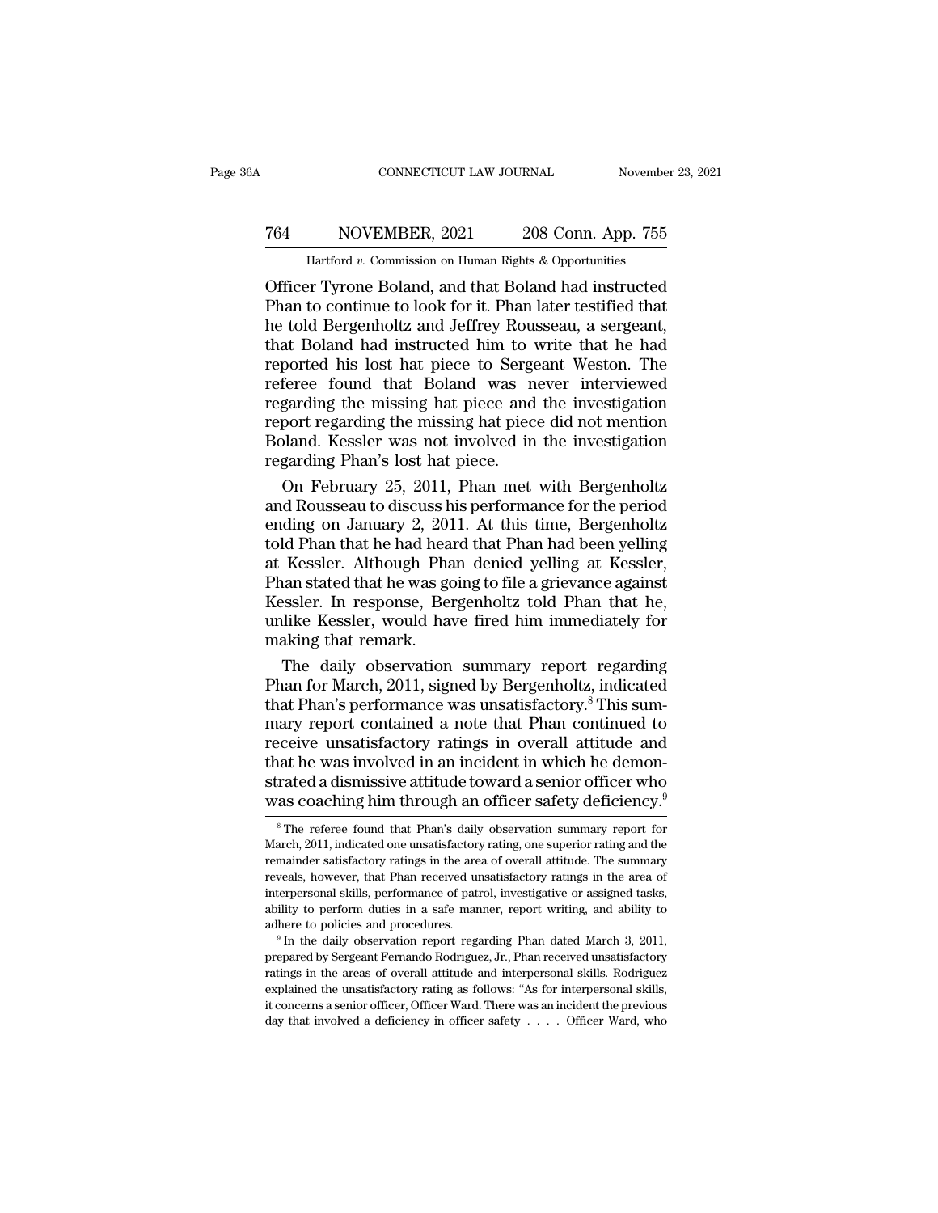Officer Tyrone Boland, and that Boland had instructed Phan to continue to look for it. Phan later testified that he told Bergenholtz and Jeffrey Rousseau, a sergeant, that Boland had instructed him to write that he had reported his lost hat piece to Sergeant Weston. The referee found that Boland was never interviewed regarding the missing hat piece and the investigation report regarding the missing hat piece did not mention Boland. Kessler was not involved in the investigation regarding Phan's lost hat piece.

On February 25, 2011, Phan met with Bergenholtz and Rousseau to discuss his performance for the period ending on January 2, 2011. At this time, Bergenholtz told Phan that he had heard that Phan had been yelling at Kessler. Although Phan denied yelling at Kessler, Phan stated that he was going to file a grievance against Kessler. In response, Bergenholtz told Phan that he, unlike Kessler, would have fired him immediately for making that remark.

The daily observation summary report regarding Phan for March, 2011, signed by Bergenholtz, indicated that Phan's performance was unsatisfactory.[8] This summary report contained a note that Phan continued to receive unsatisfactory ratings in overall attitude and that he was involved in an incident in which he demonstrated a dismissive attitude toward a senior officer who was coaching him through an officer safety deficiency.[9]

---

[8] The referee found that Phan's daily observation summary report for March, 2011, indicated one unsatisfactory rating, one superior rating and the remainder satisfactory ratings in the area of overall attitude. The summary reveals, however, that Phan received unsatisfactory ratings in the area of interpersonal skills, performance of patrol, investigative or assigned tasks, ability to perform duties in a safe manner, report writing, and ability to adhere to policies and procedures.

[9] In the daily observation report regarding Phan dated March 3, 2011, prepared by Sergeant Fernando Rodriguez, Jr., Phan received unsatisfactory ratings in the areas of overall attitude and interpersonal skills. Rodriguez explained the unsatisfactory rating as follows: "As for interpersonal skills, it concerns a senior officer, Officer Ward. There was an incident the previous day that involved a deficiency in officer safety . . . . Officer Ward, who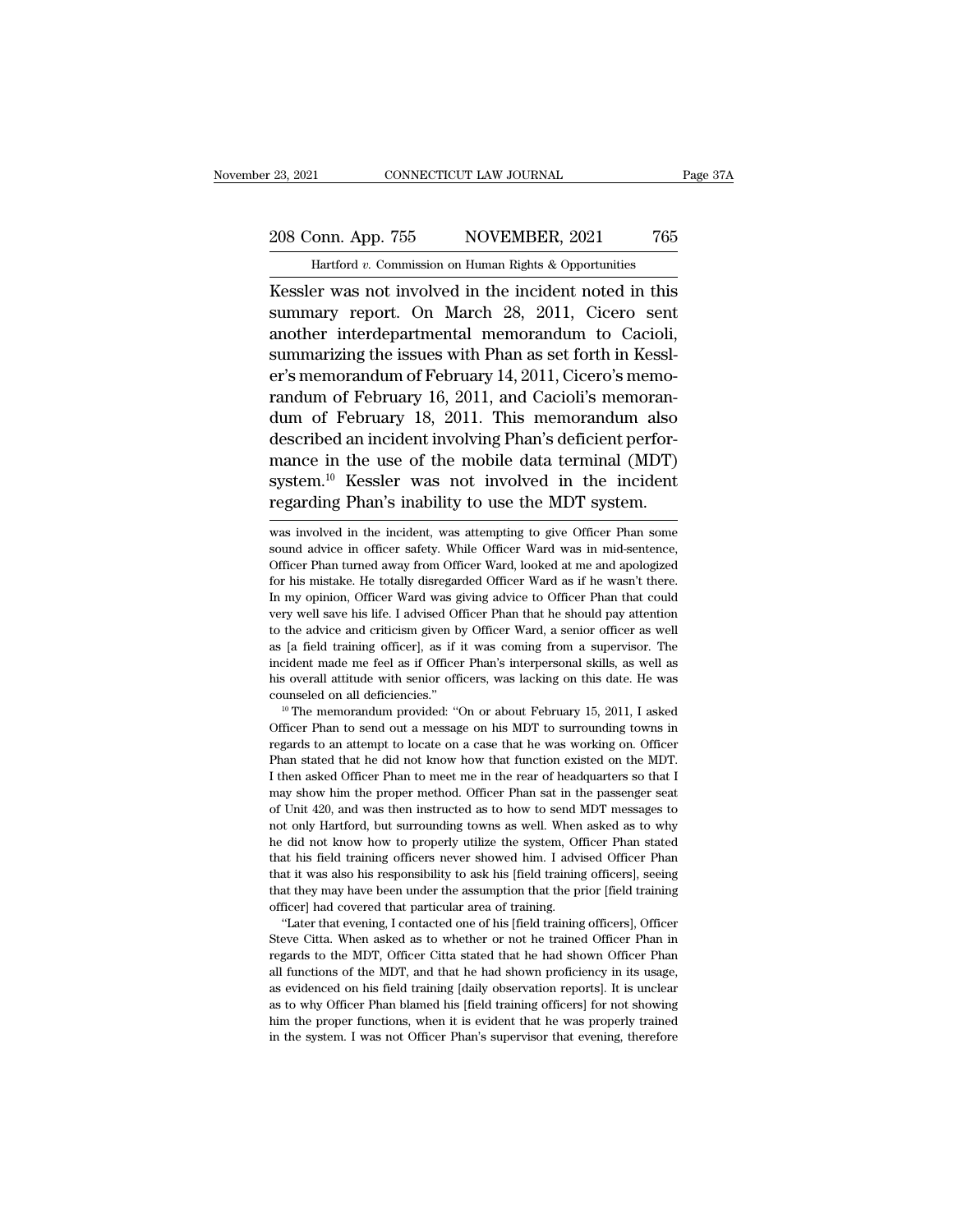Kessler was not involved in the incident noted in this summary report. On March 28, 2011, Cicero sent another interdepartmental memorandum to Cacioli, summarizing the issues with Phan as set forth in Kessler's memorandum of February 14, 2011, Cicero's memorandum of February 16, 2011, and Cacioli's memorandum of February 18, 2011. This memorandum also described an incident involving Phan's deficient performance in the use of the mobile data terminal (MDT) system.[10] Kessler was not involved in the incident regarding Phan's inability to use the MDT system.

---

was involved in the incident, was attempting to give Officer Phan some sound advice in officer safety. While Officer Ward was in mid-sentence, Officer Phan turned away from Officer Ward, looked at me and apologized for his mistake. He totally disregarded Officer Ward as if he wasn't there. In my opinion, Officer Ward was giving advice to Officer Phan that could very well save his life. I advised Officer Phan that he should pay attention to the advice and criticism given by Officer Ward, a senior officer as well as [a field training officer], as if it was coming from a supervisor. The incident made me feel as if Officer Phan's interpersonal skills, as well as his overall attitude with senior officers, was lacking on this date. He was counseled on all deficiencies."

[10] The memorandum provided: "On or about February 15, 2011, I asked Officer Phan to send out a message on his MDT to surrounding towns in regards to an attempt to locate on a case that he was working on. Officer Phan stated that he did not know how that function existed on the MDT. I then asked Officer Phan to meet me in the rear of headquarters so that I may show him the proper method. Officer Phan sat in the passenger seat of Unit 420, and was then instructed as to how to send MDT messages to not only Hartford, but surrounding towns as well. When asked as to why he did not know how to properly utilize the system, Officer Phan stated that his field training officers never showed him. I advised Officer Phan that it was also his responsibility to ask his [field training officers], seeing that they may have been under the assumption that the prior [field training officer] had covered that particular area of training.

"Later that evening, I contacted one of his [field training officers], Officer Steve Citta. When asked as to whether or not he trained Officer Phan in regards to the MDT, Officer Citta stated that he had shown Officer Phan all functions of the MDT, and that he had shown proficiency in its usage, as evidenced on his field training [daily observation reports]. It is unclear as to why Officer Phan blamed his [field training officers] for not showing him the proper functions, when it is evident that he was properly trained in the system. I was not Officer Phan's supervisor that evening, therefore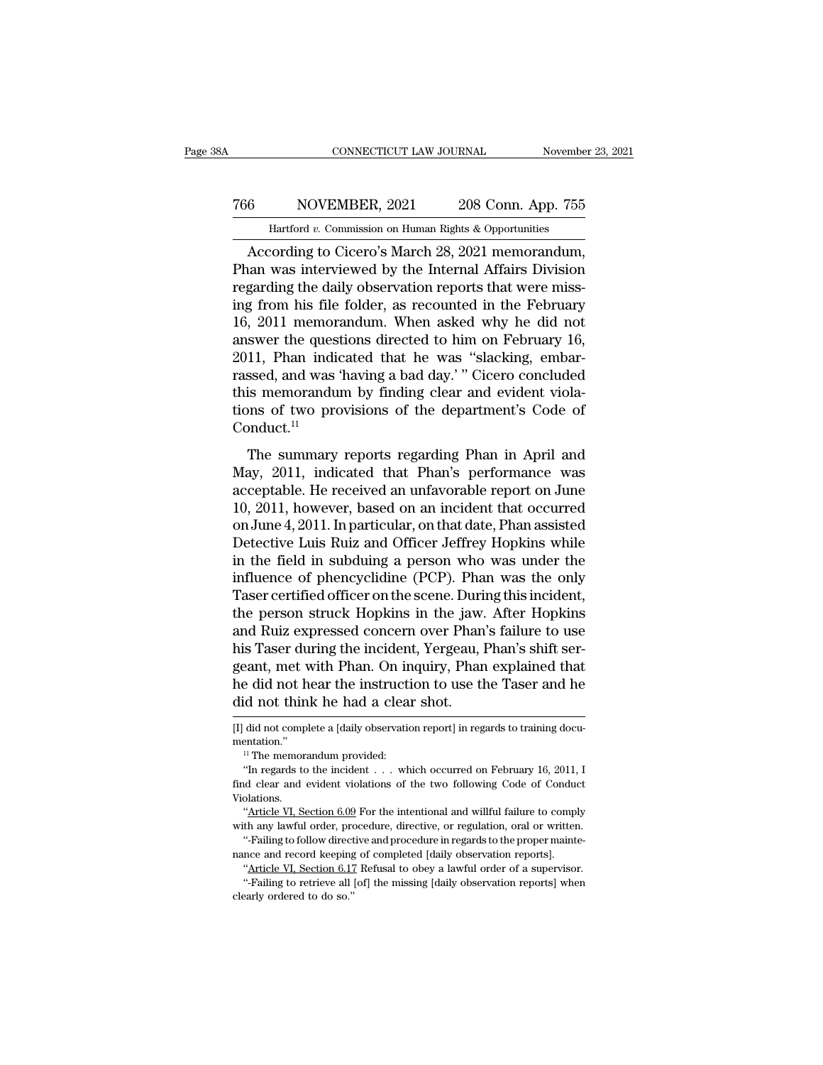According to Cicero's March 28, 2021 memorandum, Phan was interviewed by the Internal Affairs Division regarding the daily observation reports that were missing from his file folder, as recounted in the February 16, 2011 memorandum. When asked why he did not answer the questions directed to him on February 16, 2011, Phan indicated that he was "slacking, embarrassed, and was 'having a bad day.' " Cicero concluded this memorandum by finding clear and evident violations of two provisions of the department's Code of Conduct.[11]

The summary reports regarding Phan in April and May, 2011, indicated that Phan's performance was acceptable. He received an unfavorable report on June 10, 2011, however, based on an incident that occurred on June 4, 2011. In particular, on that date, Phan assisted Detective Luis Ruiz and Officer Jeffrey Hopkins while in the field in subduing a person who was under the influence of phencyclidine (PCP). Phan was the only Taser certified officer on the scene. During this incident, the person struck Hopkins in the jaw. After Hopkins and Ruiz expressed concern over Phan's failure to use his Taser during the incident, Yergeau, Phan's shift sergeant, met with Phan. On inquiry, Phan explained that he did not hear the instruction to use the Taser and he did not think he had a clear shot.

---

[I] did not complete a [daily observation report] in regards to training documentation."

[11] The memorandum provided:

"In regards to the incident . . . which occurred on February 16, 2011, I find clear and evident violations of the two following Code of Conduct Violations.

"Article VI, Section 6.09 For the intentional and willful failure to comply with any lawful order, procedure, directive, or regulation, oral or written.

"-Failing to follow directive and procedure in regards to the proper maintenance and record keeping of completed [daily observation reports].

"Article VI, Section 6.17 Refusal to obey a lawful order of a supervisor.

"-Failing to retrieve all [of] the missing [daily observation reports] when clearly ordered to do so."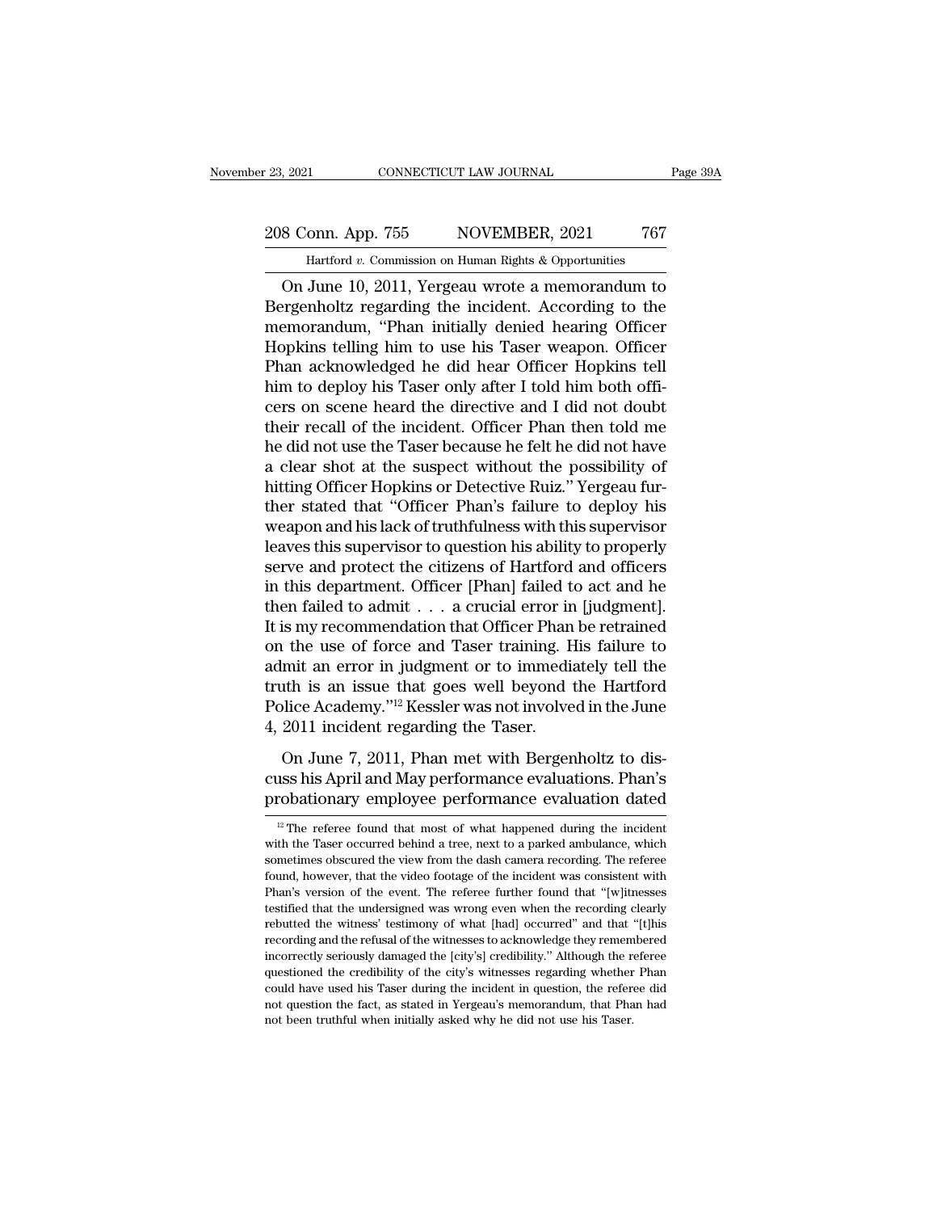On June 10, 2011, Yergeau wrote a memorandum to Bergenholtz regarding the incident. According to the memorandum, "Phan initially denied hearing Officer Hopkins telling him to use his Taser weapon. Officer Phan acknowledged he did hear Officer Hopkins tell him to deploy his Taser only after I told him both officers on scene heard the directive and I did not doubt their recall of the incident. Officer Phan then told me he did not use the Taser because he felt he did not have a clear shot at the suspect without the possibility of hitting Officer Hopkins or Detective Ruiz." Yergeau further stated that "Officer Phan's failure to deploy his weapon and his lack of truthfulness with this supervisor leaves this supervisor to question his ability to properly serve and protect the citizens of Hartford and officers in this department. Officer [Phan] failed to act and he then failed to admit . . . a crucial error in [judgment]. It is my recommendation that Officer Phan be retrained on the use of force and Taser training. His failure to admit an error in judgment or to immediately tell the truth is an issue that goes well beyond the Hartford Police Academy."[12] Kessler was not involved in the June 4, 2011 incident regarding the Taser.

On June 7, 2011, Phan met with Bergenholtz to discuss his April and May performance evaluations. Phan's probationary employee performance evaluation dated

[12] The referee found that most of what happened during the incident with the Taser occurred behind a tree, next to a parked ambulance, which sometimes obscured the view from the dash camera recording. The referee found, however, that the video footage of the incident was consistent with Phan's version of the event. The referee further found that "[w]itnesses testified that the undersigned was wrong even when the recording clearly rebutted the witness' testimony of what [had] occurred" and that "[t]his recording and the refusal of the witnesses to acknowledge they remembered incorrectly seriously damaged the [city's] credibility." Although the referee questioned the credibility of the city's witnesses regarding whether Phan could have used his Taser during the incident in question, the referee did not question the fact, as stated in Yergeau's memorandum, that Phan had not been truthful when initially asked why he did not use his Taser.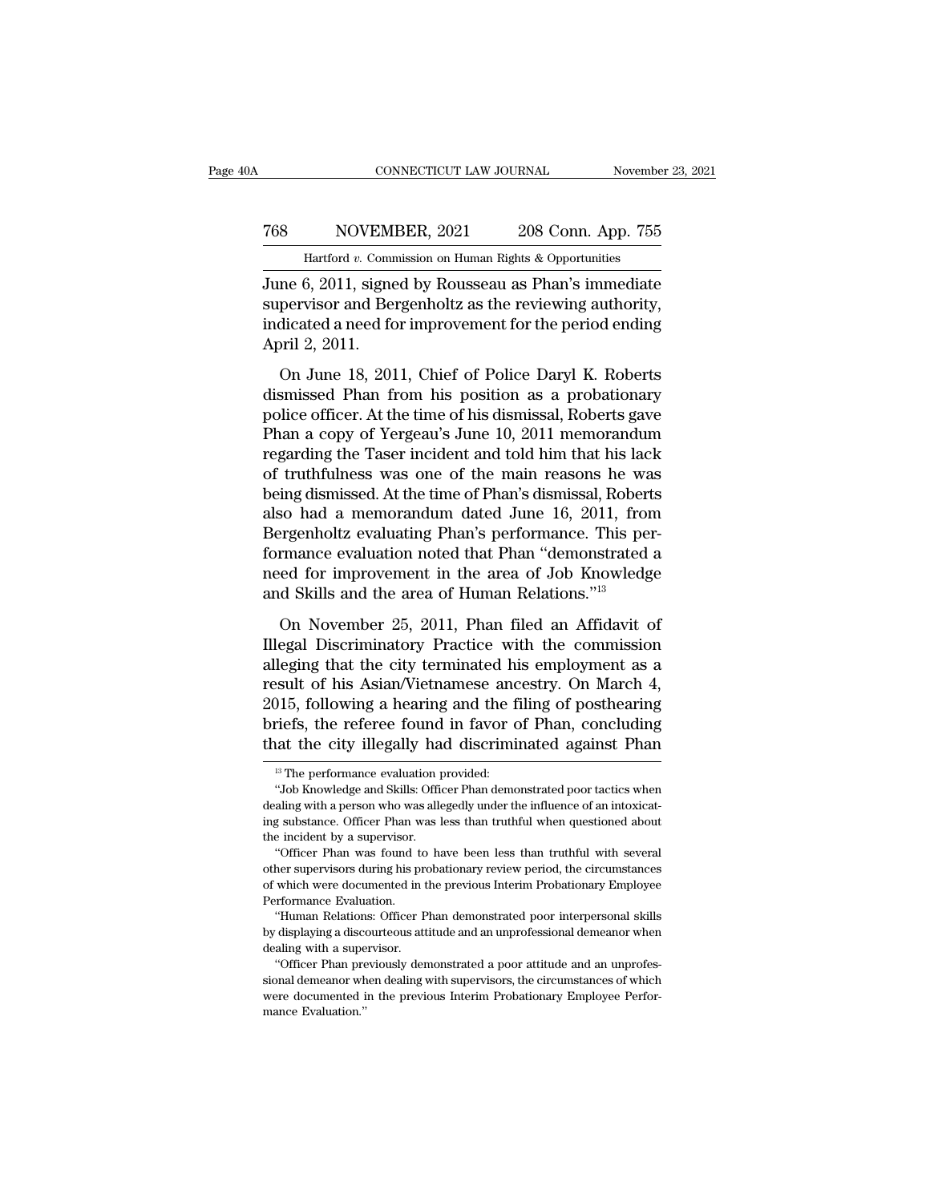June 6, 2011, signed by Rousseau as Phan's immediate supervisor and Bergenholtz as the reviewing authority, indicated a need for improvement for the period ending April 2, 2011.

On June 18, 2011, Chief of Police Daryl K. Roberts dismissed Phan from his position as a probationary police officer. At the time of his dismissal, Roberts gave Phan a copy of Yergeau's June 10, 2011 memorandum regarding the Taser incident and told him that his lack of truthfulness was one of the main reasons he was being dismissed. At the time of Phan's dismissal, Roberts also had a memorandum dated June 16, 2011, from Bergenholtz evaluating Phan's performance. This performance evaluation noted that Phan "demonstrated a need for improvement in the area of Job Knowledge and Skills and the area of Human Relations."[13]

On November 25, 2011, Phan filed an Affidavit of Illegal Discriminatory Practice with the commission alleging that the city terminated his employment as a result of his Asian/Vietnamese ancestry. On March 4, 2015, following a hearing and the filing of posthearing briefs, the referee found in favor of Phan, concluding that the city illegally had discriminated against Phan

---

[13] The performance evaluation provided:

"Job Knowledge and Skills: Officer Phan demonstrated poor tactics when dealing with a person who was allegedly under the influence of an intoxicating substance. Officer Phan was less than truthful when questioned about the incident by a supervisor.

"Officer Phan was found to have been less than truthful with several other supervisors during his probationary review period, the circumstances of which were documented in the previous Interim Probationary Employee Performance Evaluation.

"Human Relations: Officer Phan demonstrated poor interpersonal skills by displaying a discourteous attitude and an unprofessional demeanor when dealing with a supervisor.

"Officer Phan previously demonstrated a poor attitude and an unprofessional demeanor when dealing with supervisors, the circumstances of which were documented in the previous Interim Probationary Employee Performance Evaluation."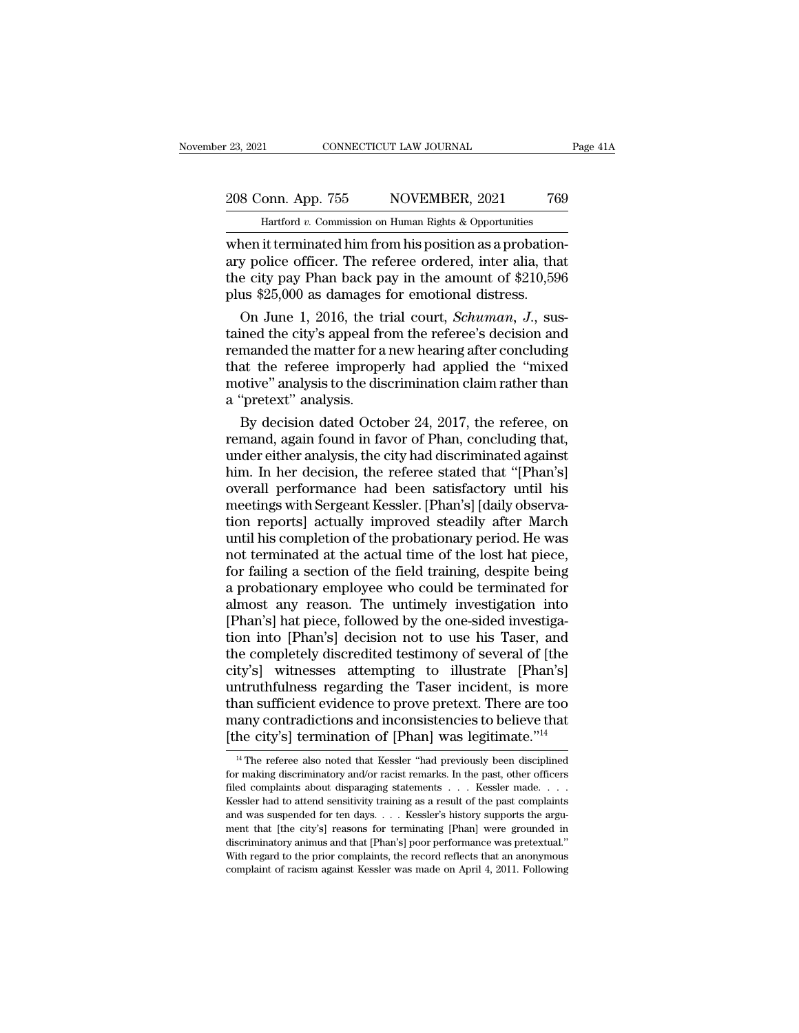when it terminated him from his position as a probationary police officer. The referee ordered, inter alia, that the city pay Phan back pay in the amount of $210,596 plus $25,000 as damages for emotional distress.

On June 1, 2016, the trial court, *Schuman, J.*, sustained the city's appeal from the referee's decision and remanded the matter for a new hearing after concluding that the referee improperly had applied the "mixed motive" analysis to the discrimination claim rather than a "pretext" analysis.

By decision dated October 24, 2017, the referee, on remand, again found in favor of Phan, concluding that, under either analysis, the city had discriminated against him. In her decision, the referee stated that "[Phan's] overall performance had been satisfactory until his meetings with Sergeant Kessler. [Phan's] [daily observation reports] actually improved steadily after March until his completion of the probationary period. He was not terminated at the actual time of the lost hat piece, for failing a section of the field training, despite being a probationary employee who could be terminated for almost any reason. The untimely investigation into [Phan's] hat piece, followed by the one-sided investigation into [Phan's] decision not to use his Taser, and the completely discredited testimony of several of [the city's] witnesses attempting to illustrate [Phan's] untruthfulness regarding the Taser incident, is more than sufficient evidence to prove pretext. There are too many contradictions and inconsistencies to believe that [the city's] termination of [Phan] was legitimate."[14]

[14] The referee also noted that Kessler "had previously been disciplined for making discriminatory and/or racist remarks. In the past, other officers filed complaints about disparaging statements . . . Kessler made. . . . Kessler had to attend sensitivity training as a result of the past complaints and was suspended for ten days. . . . Kessler's history supports the argument that [the city's] reasons for terminating [Phan] were grounded in discriminatory animus and that [Phan's] poor performance was pretextual." With regard to the prior complaints, the record reflects that an anonymous complaint of racism against Kessler was made on April 4, 2011. Following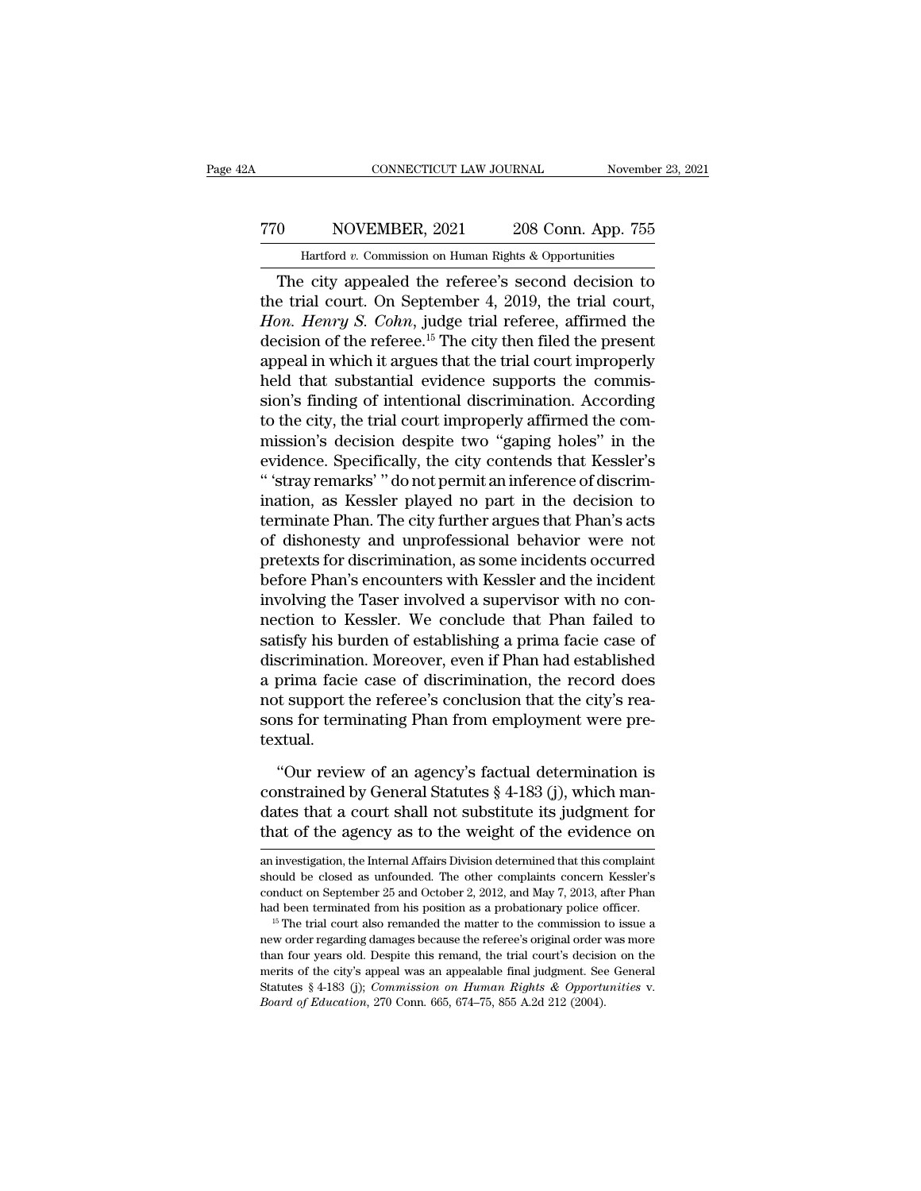The city appealed the referee's second decision to the trial court. On September 4, 2019, the trial court, *Hon. Henry S. Cohn*, judge trial referee, affirmed the decision of the referee.[15] The city then filed the present appeal in which it argues that the trial court improperly held that substantial evidence supports the commission's finding of intentional discrimination. According to the city, the trial court improperly affirmed the commission's decision despite two "gaping holes" in the evidence. Specifically, the city contends that Kessler's " 'stray remarks' " do not permit an inference of discrimination, as Kessler played no part in the decision to terminate Phan. The city further argues that Phan's acts of dishonesty and unprofessional behavior were not pretexts for discrimination, as some incidents occurred before Phan's encounters with Kessler and the incident involving the Taser involved a supervisor with no connection to Kessler. We conclude that Phan failed to satisfy his burden of establishing a prima facie case of discrimination. Moreover, even if Phan had established a prima facie case of discrimination, the record does not support the referee's conclusion that the city's reasons for terminating Phan from employment were pretextual.

"Our review of an agency's factual determination is constrained by General Statutes § 4-183 (j), which mandates that a court shall not substitute its judgment for that of the agency as to the weight of the evidence on

---

an investigation, the Internal Affairs Division determined that this complaint should be closed as unfounded. The other complaints concern Kessler's conduct on September 25 and October 2, 2012, and May 7, 2013, after Phan had been terminated from his position as a probationary police officer.

[15] The trial court also remanded the matter to the commission to issue a new order regarding damages because the referee's original order was more than four years old. Despite this remand, the trial court's decision on the merits of the city's appeal was an appealable final judgment. See General Statutes § 4-183 (j); *Commission on Human Rights & Opportunities* v. *Board of Education*, 270 Conn. 665, 674–75, 855 A.2d 212 (2004).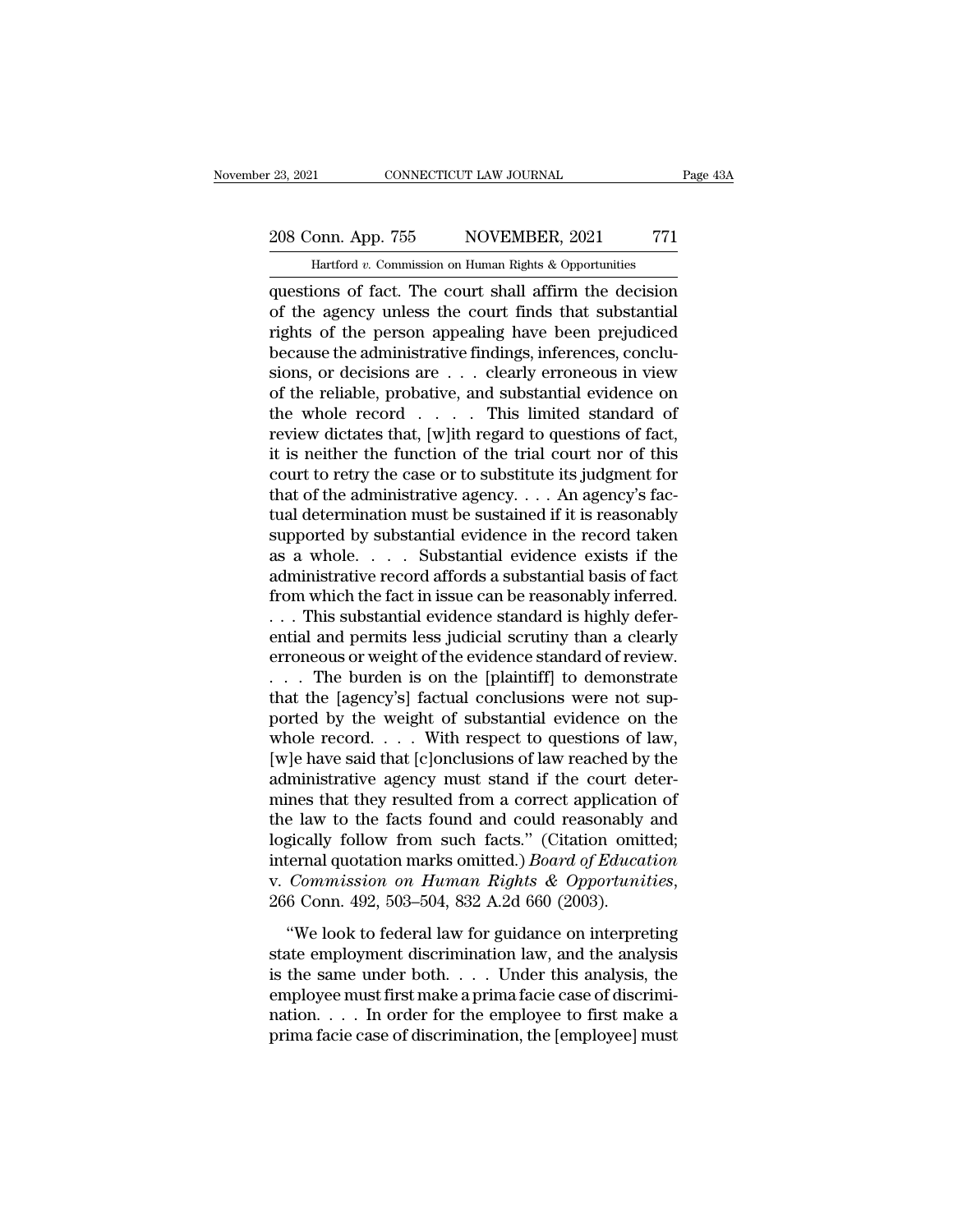questions of fact. The court shall affirm the decision of the agency unless the court finds that substantial rights of the person appealing have been prejudiced because the administrative findings, inferences, conclusions, or decisions are . . . clearly erroneous in view of the reliable, probative, and substantial evidence on the whole record . . . . This limited standard of review dictates that, [w]ith regard to questions of fact, it is neither the function of the trial court nor of this court to retry the case or to substitute its judgment for that of the administrative agency. . . . An agency's factual determination must be sustained if it is reasonably supported by substantial evidence in the record taken as a whole. . . . Substantial evidence exists if the administrative record affords a substantial basis of fact from which the fact in issue can be reasonably inferred. . . . This substantial evidence standard is highly deferential and permits less judicial scrutiny than a clearly erroneous or weight of the evidence standard of review. . . . The burden is on the [plaintiff] to demonstrate that the [agency's] factual conclusions were not supported by the weight of substantial evidence on the whole record. . . . With respect to questions of law, [w]e have said that [c]onclusions of law reached by the administrative agency must stand if the court determines that they resulted from a correct application of the law to the facts found and could reasonably and logically follow from such facts." (Citation omitted; internal quotation marks omitted.) *Board of Education* v. *Commission on Human Rights & Opportunities*, 266 Conn. 492, 503–504, 832 A.2d 660 (2003).

"We look to federal law for guidance on interpreting state employment discrimination law, and the analysis is the same under both. . . . Under this analysis, the employee must first make a prima facie case of discrimination. . . . In order for the employee to first make a prima facie case of discrimination, the [employee] must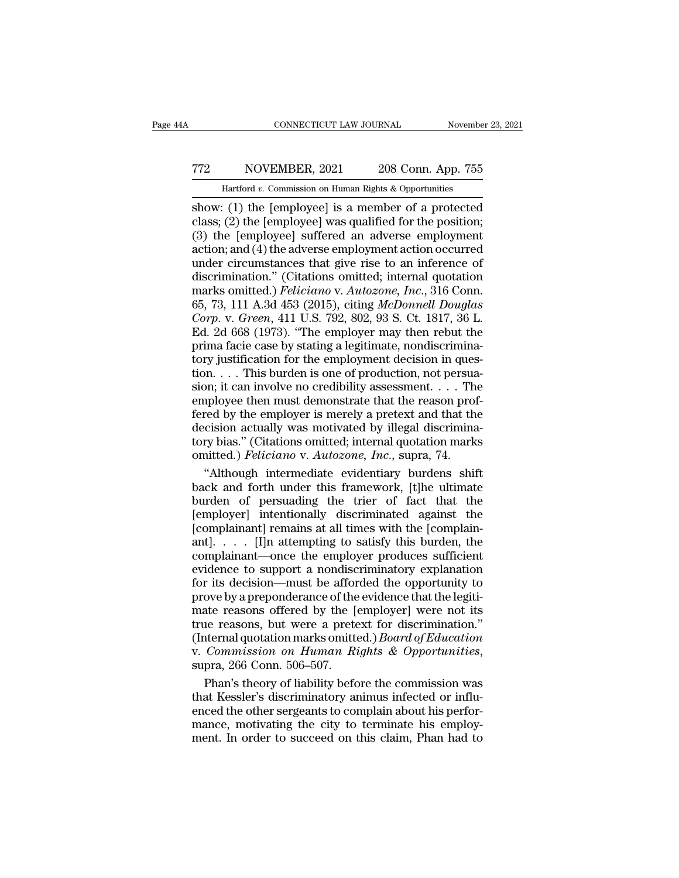show: (1) the [employee] is a member of a protected class; (2) the [employee] was qualified for the position; (3) the [employee] suffered an adverse employment action; and (4) the adverse employment action occurred under circumstances that give rise to an inference of discrimination." (Citations omitted; internal quotation marks omitted.) *Feliciano* v. *Autozone, Inc.*, 316 Conn. 65, 73, 111 A.3d 453 (2015), citing *McDonnell Douglas Corp.* v. *Green*, 411 U.S. 792, 802, 93 S. Ct. 1817, 36 L. Ed. 2d 668 (1973). "The employer may then rebut the prima facie case by stating a legitimate, nondiscriminatory justification for the employment decision in question. . . . This burden is one of production, not persuasion; it can involve no credibility assessment. . . . The employee then must demonstrate that the reason proffered by the employer is merely a pretext and that the decision actually was motivated by illegal discriminatory bias." (Citations omitted; internal quotation marks omitted.) *Feliciano* v. *Autozone, Inc.*, supra, 74.

"Although intermediate evidentiary burdens shift back and forth under this framework, [t]he ultimate burden of persuading the trier of fact that the [employer] intentionally discriminated against the [complainant] remains at all times with the [complainant]. . . . [I]n attempting to satisfy this burden, the complainant—once the employer produces sufficient evidence to support a nondiscriminatory explanation for its decision—must be afforded the opportunity to prove by a preponderance of the evidence that the legitimate reasons offered by the [employer] were not its true reasons, but were a pretext for discrimination." (Internal quotation marks omitted.) *Board of Education* v. *Commission on Human Rights & Opportunities*, supra, 266 Conn. 506–507.

Phan's theory of liability before the commission was that Kessler's discriminatory animus infected or influenced the other sergeants to complain about his performance, motivating the city to terminate his employment. In order to succeed on this claim, Phan had to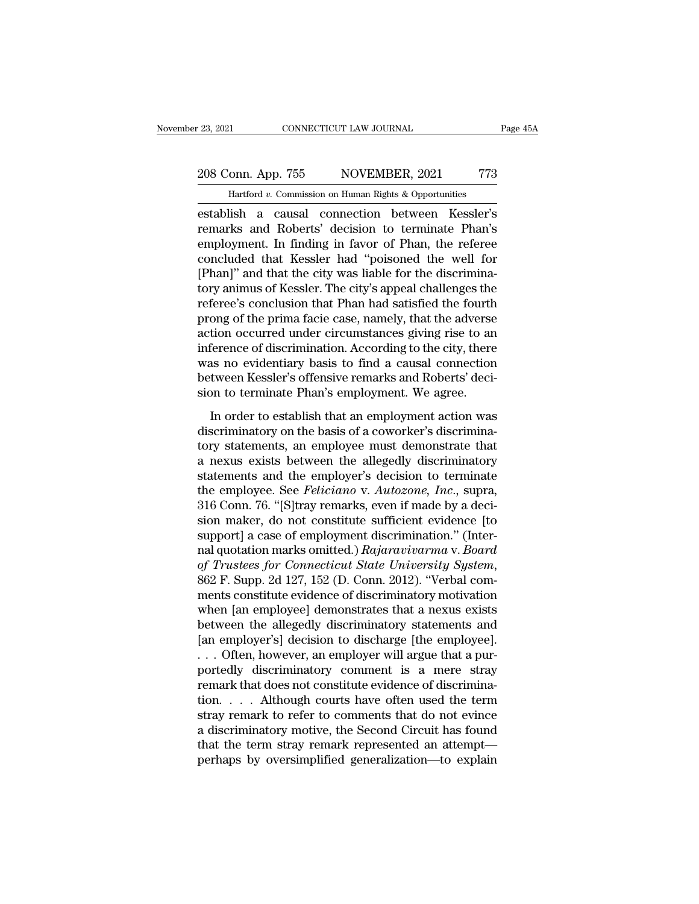establish a causal connection between Kessler's remarks and Roberts' decision to terminate Phan's employment. In finding in favor of Phan, the referee concluded that Kessler had "poisoned the well for [Phan]" and that the city was liable for the discriminatory animus of Kessler. The city's appeal challenges the referee's conclusion that Phan had satisfied the fourth prong of the prima facie case, namely, that the adverse action occurred under circumstances giving rise to an inference of discrimination. According to the city, there was no evidentiary basis to find a causal connection between Kessler's offensive remarks and Roberts' decision to terminate Phan's employment. We agree.

In order to establish that an employment action was discriminatory on the basis of a coworker's discriminatory statements, an employee must demonstrate that a nexus exists between the allegedly discriminatory statements and the employer's decision to terminate the employee. See *Feliciano* v. *Autozone, Inc.*, supra, 316 Conn. 76. "[S]tray remarks, even if made by a decision maker, do not constitute sufficient evidence [to support] a case of employment discrimination." (Internal quotation marks omitted.) *Rajaravivarma* v. *Board of Trustees for Connecticut State University System*, 862 F. Supp. 2d 127, 152 (D. Conn. 2012). "Verbal comments constitute evidence of discriminatory motivation when [an employee] demonstrates that a nexus exists between the allegedly discriminatory statements and [an employer's] decision to discharge [the employee]. . . . Often, however, an employer will argue that a purportedly discriminatory comment is a mere stray remark that does not constitute evidence of discrimination. . . . Although courts have often used the term stray remark to refer to comments that do not evince a discriminatory motive, the Second Circuit has found that the term stray remark represented an attempt—perhaps by oversimplified generalization—to explain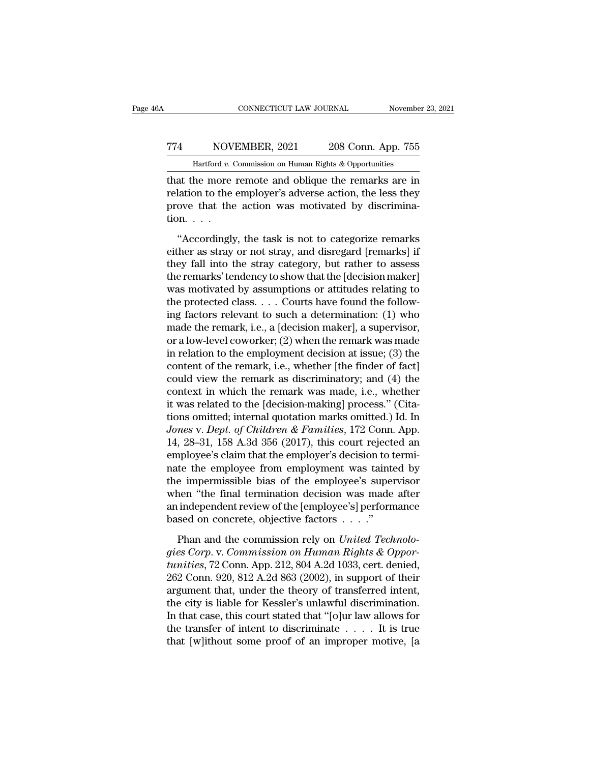that the more remote and oblique the remarks are in relation to the employer's adverse action, the less they prove that the action was motivated by discrimination. . . .

"Accordingly, the task is not to categorize remarks either as stray or not stray, and disregard [remarks] if they fall into the stray category, but rather to assess the remarks' tendency to show that the [decision maker] was motivated by assumptions or attitudes relating to the protected class. . . . Courts have found the following factors relevant to such a determination: (1) who made the remark, i.e., a [decision maker], a supervisor, or a low-level coworker; (2) when the remark was made in relation to the employment decision at issue; (3) the content of the remark, i.e., whether [the finder of fact] could view the remark as discriminatory; and (4) the context in which the remark was made, i.e., whether it was related to the [decision-making] process." (Citations omitted; internal quotation marks omitted.) Id. In *Jones* v. *Dept. of Children & Families*, 172 Conn. App. 14, 28–31, 158 A.3d 356 (2017), this court rejected an employee's claim that the employer's decision to terminate the employee from employment was tainted by the impermissible bias of the employee's supervisor when "the final termination decision was made after an independent review of the [employee's] performance based on concrete, objective factors . . . ."

Phan and the commission rely on *United Technologies Corp.* v. *Commission on Human Rights & Opportunities*, 72 Conn. App. 212, 804 A.2d 1033, cert. denied, 262 Conn. 920, 812 A.2d 863 (2002), in support of their argument that, under the theory of transferred intent, the city is liable for Kessler's unlawful discrimination. In that case, this court stated that "[o]ur law allows for the transfer of intent to discriminate . . . . It is true that [w]ithout some proof of an improper motive, [a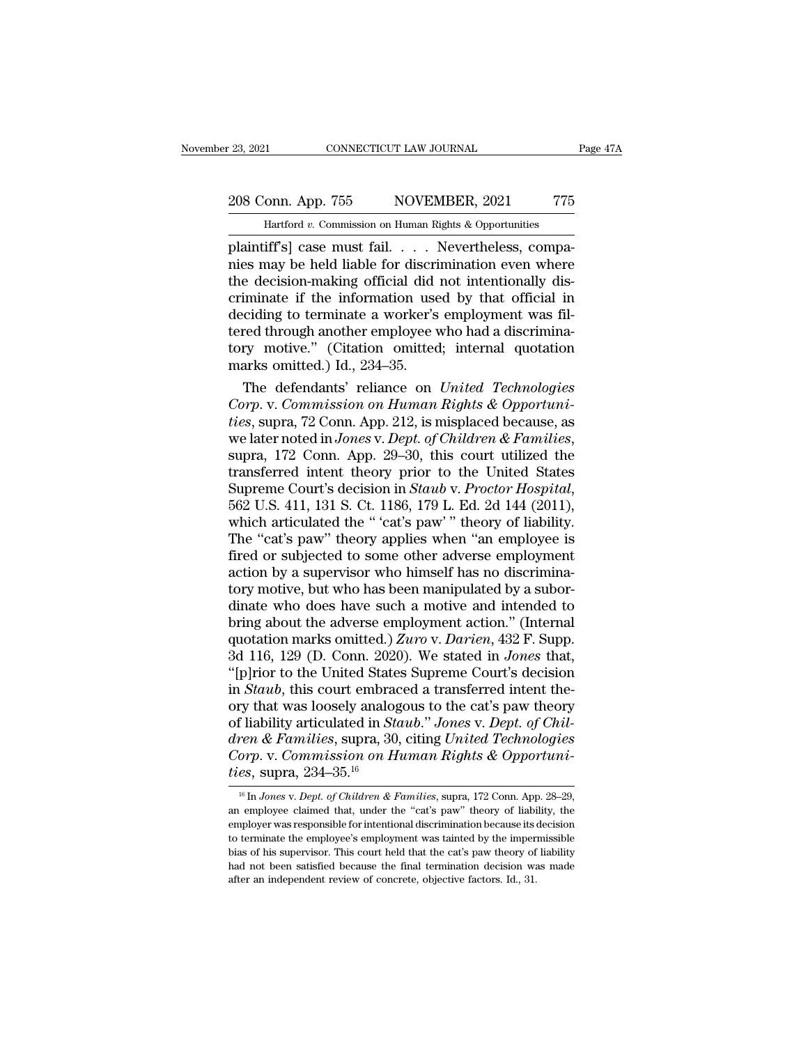plaintiff's] case must fail. . . . Nevertheless, companies may be held liable for discrimination even where the decision-making official did not intentionally discriminate if the information used by that official in deciding to terminate a worker's employment was filtered through another employee who had a discriminatory motive." (Citation omitted; internal quotation marks omitted.) Id., 234–35.

The defendants' reliance on *United Technologies Corp.* v. *Commission on Human Rights & Opportunities*, supra, 72 Conn. App. 212, is misplaced because, as we later noted in *Jones* v. *Dept. of Children & Families*, supra, 172 Conn. App. 29–30, this court utilized the transferred intent theory prior to the United States Supreme Court's decision in *Staub* v. *Proctor Hospital*, 562 U.S. 411, 131 S. Ct. 1186, 179 L. Ed. 2d 144 (2011), which articulated the " 'cat's paw' " theory of liability. The "cat's paw" theory applies when "an employee is fired or subjected to some other adverse employment action by a supervisor who himself has no discriminatory motive, but who has been manipulated by a subordinate who does have such a motive and intended to bring about the adverse employment action." (Internal quotation marks omitted.) *Zuro* v. *Darien*, 432 F. Supp. 3d 116, 129 (D. Conn. 2020). We stated in *Jones* that, "[p]rior to the United States Supreme Court's decision in *Staub*, this court embraced a transferred intent theory that was loosely analogous to the cat's paw theory of liability articulated in *Staub*." *Jones* v. *Dept. of Children & Families*, supra, 30, citing *United Technologies Corp.* v. *Commission on Human Rights & Opportunities*, supra, 234–35.[16]

[16] In *Jones* v. *Dept. of Children & Families*, supra, 172 Conn. App. 28–29, an employee claimed that, under the "cat's paw" theory of liability, the employer was responsible for intentional discrimination because its decision to terminate the employee's employment was tainted by the impermissible bias of his supervisor. This court held that the cat's paw theory of liability had not been satisfied because the final termination decision was made after an independent review of concrete, objective factors. Id., 31.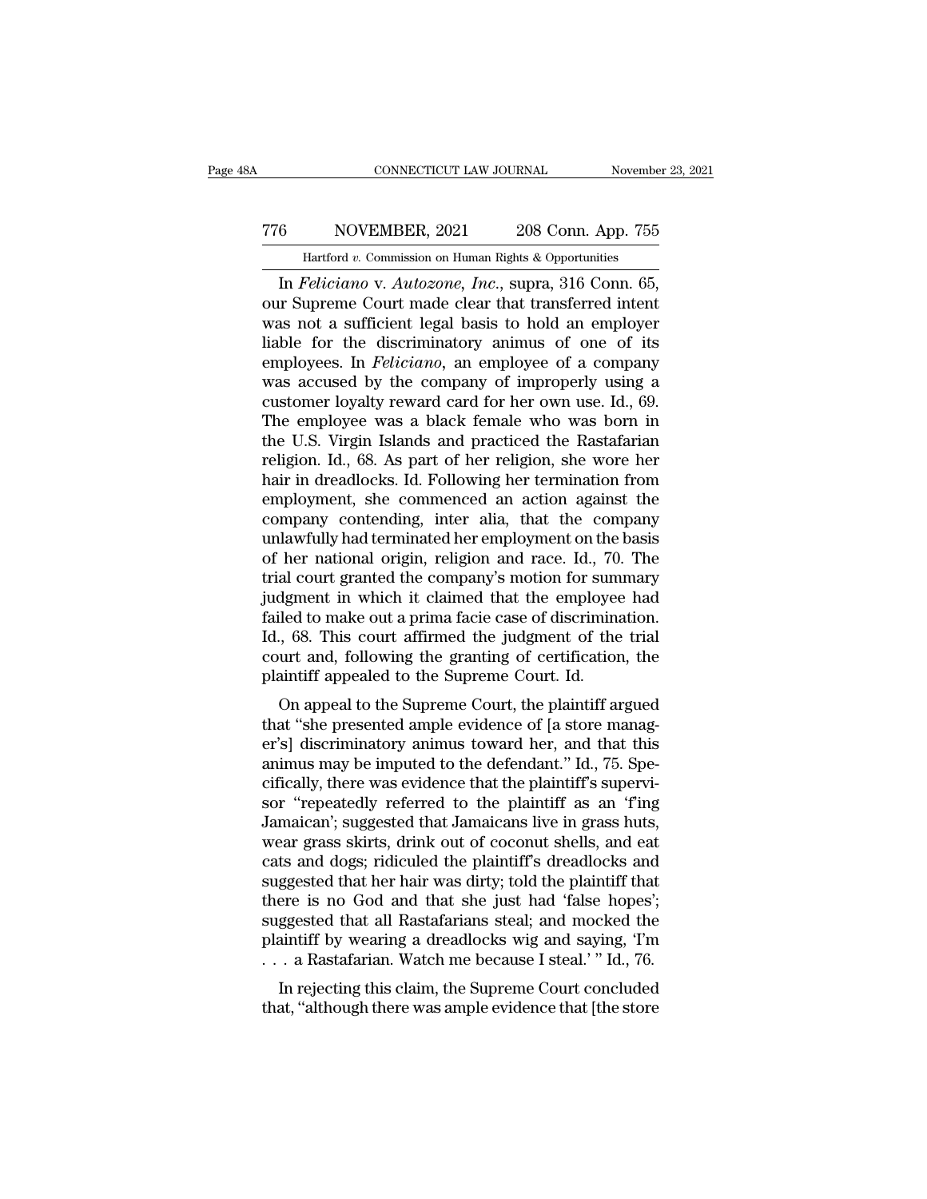In *Feliciano* v. *Autozone, Inc.*, supra, 316 Conn. 65, our Supreme Court made clear that transferred intent was not a sufficient legal basis to hold an employer liable for the discriminatory animus of one of its employees. In *Feliciano*, an employee of a company was accused by the company of improperly using a customer loyalty reward card for her own use. Id., 69. The employee was a black female who was born in the U.S. Virgin Islands and practiced the Rastafarian religion. Id., 68. As part of her religion, she wore her hair in dreadlocks. Id. Following her termination from employment, she commenced an action against the company contending, inter alia, that the company unlawfully had terminated her employment on the basis of her national origin, religion and race. Id., 70. The trial court granted the company's motion for summary judgment in which it claimed that the employee had failed to make out a prima facie case of discrimination. Id., 68. This court affirmed the judgment of the trial court and, following the granting of certification, the plaintiff appealed to the Supreme Court. Id.

On appeal to the Supreme Court, the plaintiff argued that "she presented ample evidence of [a store manager's] discriminatory animus toward her, and that this animus may be imputed to the defendant." Id., 75. Specifically, there was evidence that the plaintiff's supervisor "repeatedly referred to the plaintiff as an 'f'ing Jamaican'; suggested that Jamaicans live in grass huts, wear grass skirts, drink out of coconut shells, and eat cats and dogs; ridiculed the plaintiff's dreadlocks and suggested that her hair was dirty; told the plaintiff that there is no God and that she just had 'false hopes'; suggested that all Rastafarians steal; and mocked the plaintiff by wearing a dreadlocks wig and saying, 'I'm . . . a Rastafarian. Watch me because I steal.' " Id., 76.

In rejecting this claim, the Supreme Court concluded that, "although there was ample evidence that [the store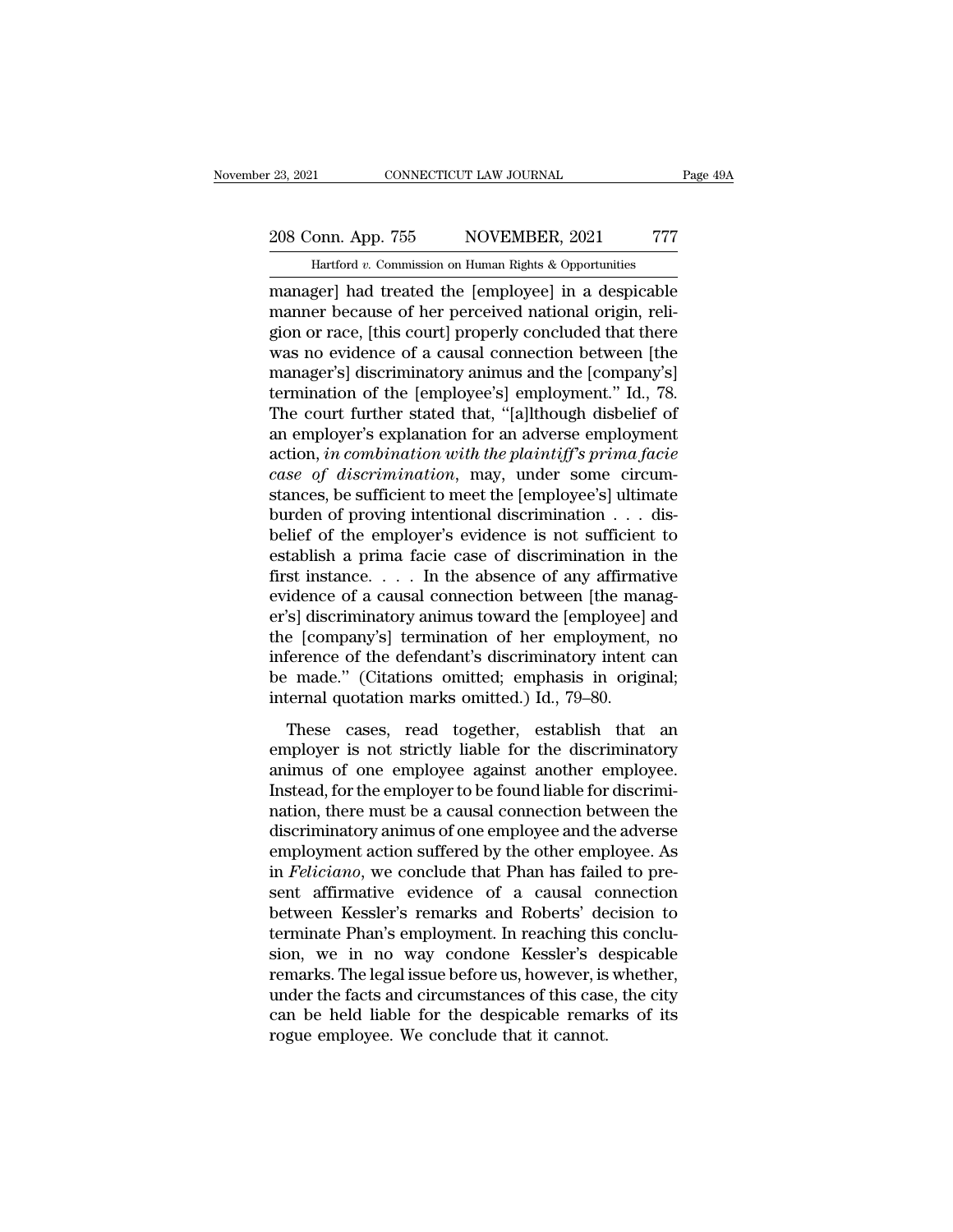manager] had treated the [employee] in a despicable manner because of her perceived national origin, religion or race, [this court] properly concluded that there was no evidence of a causal connection between [the manager's] discriminatory animus and the [company's] termination of the [employee's] employment." Id., 78. The court further stated that, "[a]lthough disbelief of an employer's explanation for an adverse employment action, *in combination with the plaintiff's prima facie case of discrimination*, may, under some circumstances, be sufficient to meet the [employee's] ultimate burden of proving intentional discrimination . . . disbelief of the employer's evidence is not sufficient to establish a prima facie case of discrimination in the first instance. . . . In the absence of any affirmative evidence of a causal connection between [the manager's] discriminatory animus toward the [employee] and the [company's] termination of her employment, no inference of the defendant's discriminatory intent can be made." (Citations omitted; emphasis in original; internal quotation marks omitted.) Id., 79–80.

These cases, read together, establish that an employer is not strictly liable for the discriminatory animus of one employee against another employee. Instead, for the employer to be found liable for discrimination, there must be a causal connection between the discriminatory animus of one employee and the adverse employment action suffered by the other employee. As in *Feliciano*, we conclude that Phan has failed to present affirmative evidence of a causal connection between Kessler's remarks and Roberts' decision to terminate Phan's employment. In reaching this conclusion, we in no way condone Kessler's despicable remarks. The legal issue before us, however, is whether, under the facts and circumstances of this case, the city can be held liable for the despicable remarks of its rogue employee. We conclude that it cannot.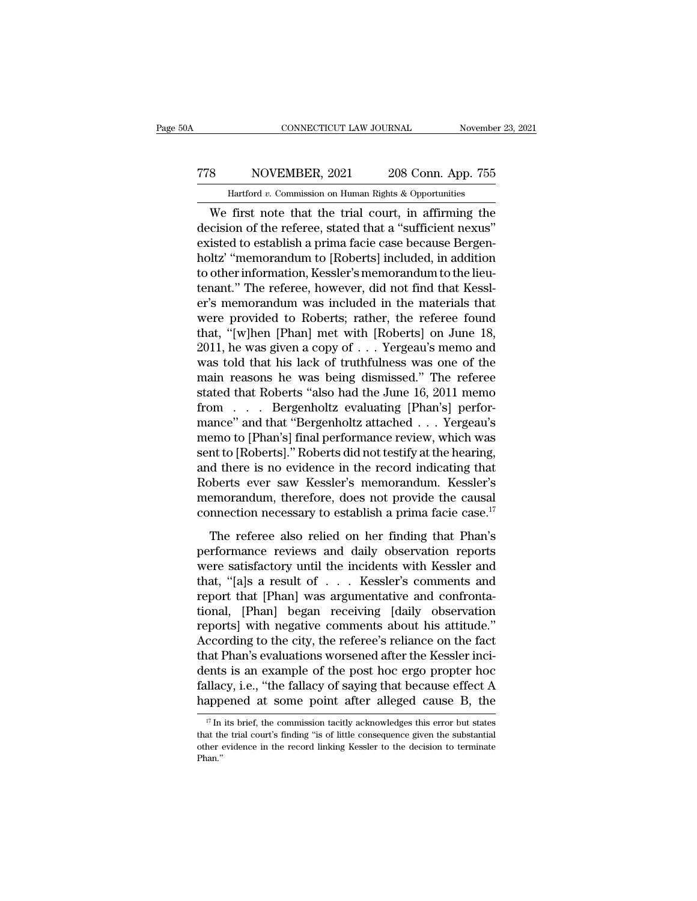We first note that the trial court, in affirming the decision of the referee, stated that a "sufficient nexus" existed to establish a prima facie case because Bergenholtz' "memorandum to [Roberts] included, in addition to other information, Kessler's memorandum to the lieutenant." The referee, however, did not find that Kessler's memorandum was included in the materials that were provided to Roberts; rather, the referee found that, "[w]hen [Phan] met with [Roberts] on June 18, 2011, he was given a copy of . . . Yergeau's memo and was told that his lack of truthfulness was one of the main reasons he was being dismissed." The referee stated that Roberts "also had the June 16, 2011 memo from . . . Bergenholtz evaluating [Phan's] performance" and that "Bergenholtz attached . . . Yergeau's memo to [Phan's] final performance review, which was sent to [Roberts]." Roberts did not testify at the hearing, and there is no evidence in the record indicating that Roberts ever saw Kessler's memorandum. Kessler's memorandum, therefore, does not provide the causal connection necessary to establish a prima facie case.[17]

The referee also relied on her finding that Phan's performance reviews and daily observation reports were satisfactory until the incidents with Kessler and that, "[a]s a result of . . . Kessler's comments and report that [Phan] was argumentative and confrontational, [Phan] began receiving [daily observation reports] with negative comments about his attitude." According to the city, the referee's reliance on the fact that Phan's evaluations worsened after the Kessler incidents is an example of the post hoc ergo propter hoc fallacy, i.e., "the fallacy of saying that because effect A happened at some point after alleged cause B, the

[17] In its brief, the commission tacitly acknowledges this error but states that the trial court's finding "is of little consequence given the substantial other evidence in the record linking Kessler to the decision to terminate Phan."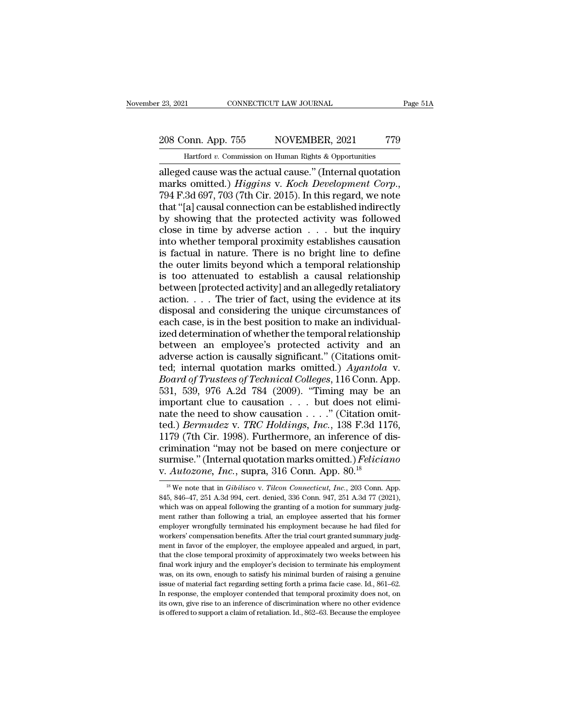alleged cause was the actual cause." (Internal quotation marks omitted.) *Higgins* v. *Koch Development Corp.*, 794 F.3d 697, 703 (7th Cir. 2015). In this regard, we note that "[a] causal connection can be established indirectly by showing that the protected activity was followed close in time by adverse action . . . but the inquiry into whether temporal proximity establishes causation is factual in nature. There is no bright line to define the outer limits beyond which a temporal relationship is too attenuated to establish a causal relationship between [protected activity] and an allegedly retaliatory action. . . . The trier of fact, using the evidence at its disposal and considering the unique circumstances of each case, is in the best position to make an individualized determination of whether the temporal relationship between an employee's protected activity and an adverse action is causally significant." (Citations omitted; internal quotation marks omitted.) *Ayantola* v. *Board of Trustees of Technical Colleges*, 116 Conn. App. 531, 539, 976 A.2d 784 (2009). "Timing may be an important clue to causation . . . but does not eliminate the need to show causation . . . ." (Citation omitted.) *Bermudez* v. *TRC Holdings, Inc.*, 138 F.3d 1176, 1179 (7th Cir. 1998). Furthermore, an inference of discrimination "may not be based on mere conjecture or surmise." (Internal quotation marks omitted.) *Feliciano* v. *Autozone, Inc.*, supra, 316 Conn. App. 80.[18]

[18] We note that in *Gibilisco* v. *Tilcon Connecticut, Inc.*, 203 Conn. App. 845, 846–47, 251 A.3d 994, cert. denied, 336 Conn. 947, 251 A.3d 77 (2021), which was on appeal following the granting of a motion for summary judgment rather than following a trial, an employee asserted that his former employer wrongfully terminated his employment because he had filed for workers' compensation benefits. After the trial court granted summary judgment in favor of the employer, the employee appealed and argued, in part, that the close temporal proximity of approximately two weeks between his final work injury and the employer's decision to terminate his employment was, on its own, enough to satisfy his minimal burden of raising a genuine issue of material fact regarding setting forth a prima facie case. Id., 861–62. In response, the employer contended that temporal proximity does not, on its own, give rise to an inference of discrimination where no other evidence is offered to support a claim of retaliation. Id., 862–63. Because the employee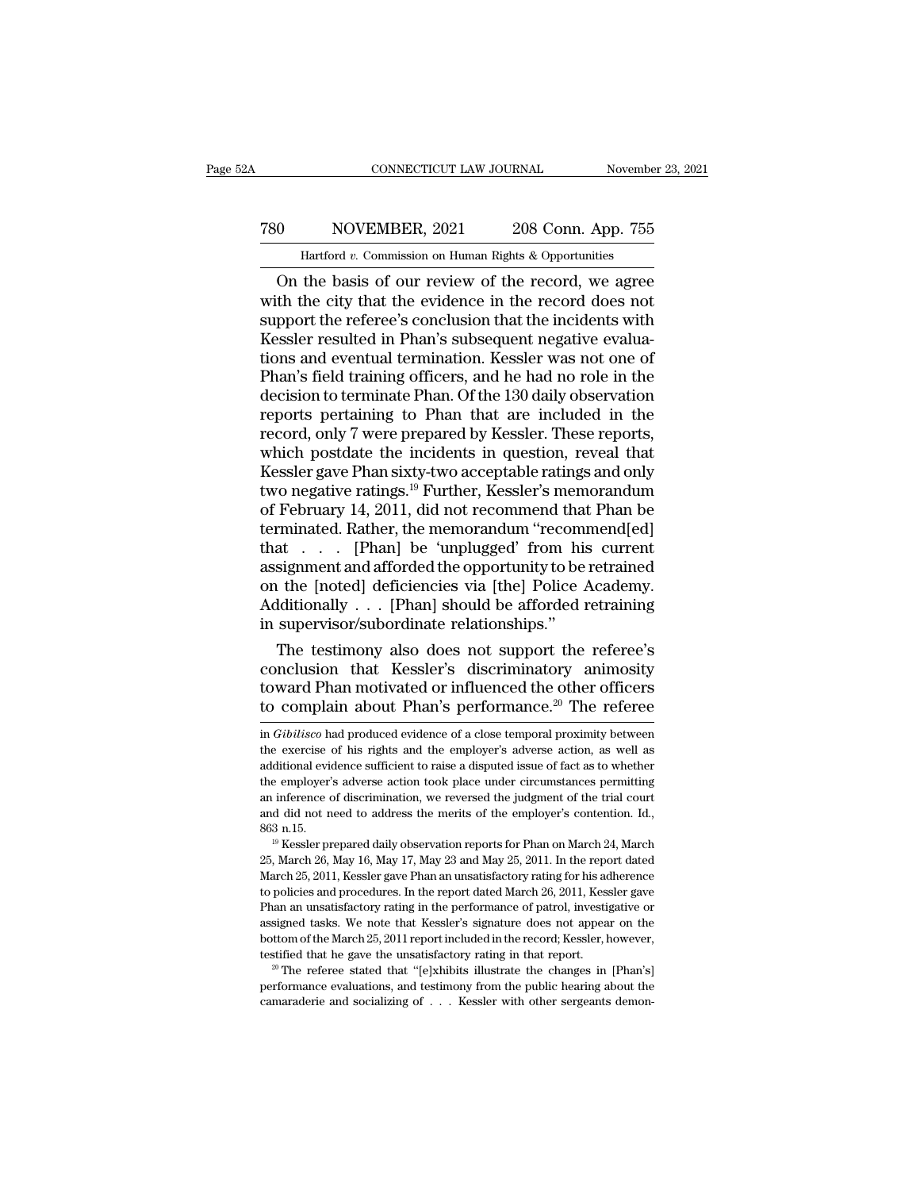On the basis of our review of the record, we agree with the city that the evidence in the record does not support the referee's conclusion that the incidents with Kessler resulted in Phan's subsequent negative evaluations and eventual termination. Kessler was not one of Phan's field training officers, and he had no role in the decision to terminate Phan. Of the 130 daily observation reports pertaining to Phan that are included in the record, only 7 were prepared by Kessler. These reports, which postdate the incidents in question, reveal that Kessler gave Phan sixty-two acceptable ratings and only two negative ratings.[19] Further, Kessler's memorandum of February 14, 2011, did not recommend that Phan be terminated. Rather, the memorandum "recommend[ed] that . . . [Phan] be 'unplugged' from his current assignment and afforded the opportunity to be retrained on the [noted] deficiencies via [the] Police Academy. Additionally . . . [Phan] should be afforded retraining in supervisor/subordinate relationships."

The testimony also does not support the referee's conclusion that Kessler's discriminatory animosity toward Phan motivated or influenced the other officers to complain about Phan's performance.[20] The referee

---

in *Gibilisco* had produced evidence of a close temporal proximity between the exercise of his rights and the employer's adverse action, as well as additional evidence sufficient to raise a disputed issue of fact as to whether the employer's adverse action took place under circumstances permitting an inference of discrimination, we reversed the judgment of the trial court and did not need to address the merits of the employer's contention. Id., 863 n.15.

[19] Kessler prepared daily observation reports for Phan on March 24, March 25, March 26, May 16, May 17, May 23 and May 25, 2011. In the report dated March 25, 2011, Kessler gave Phan an unsatisfactory rating for his adherence to policies and procedures. In the report dated March 26, 2011, Kessler gave Phan an unsatisfactory rating in the performance of patrol, investigative or assigned tasks. We note that Kessler's signature does not appear on the bottom of the March 25, 2011 report included in the record; Kessler, however, testified that he gave the unsatisfactory rating in that report.

[20] The referee stated that "[e]xhibits illustrate the changes in [Phan's] performance evaluations, and testimony from the public hearing about the camaraderie and socializing of . . . Kessler with other sergeants demon-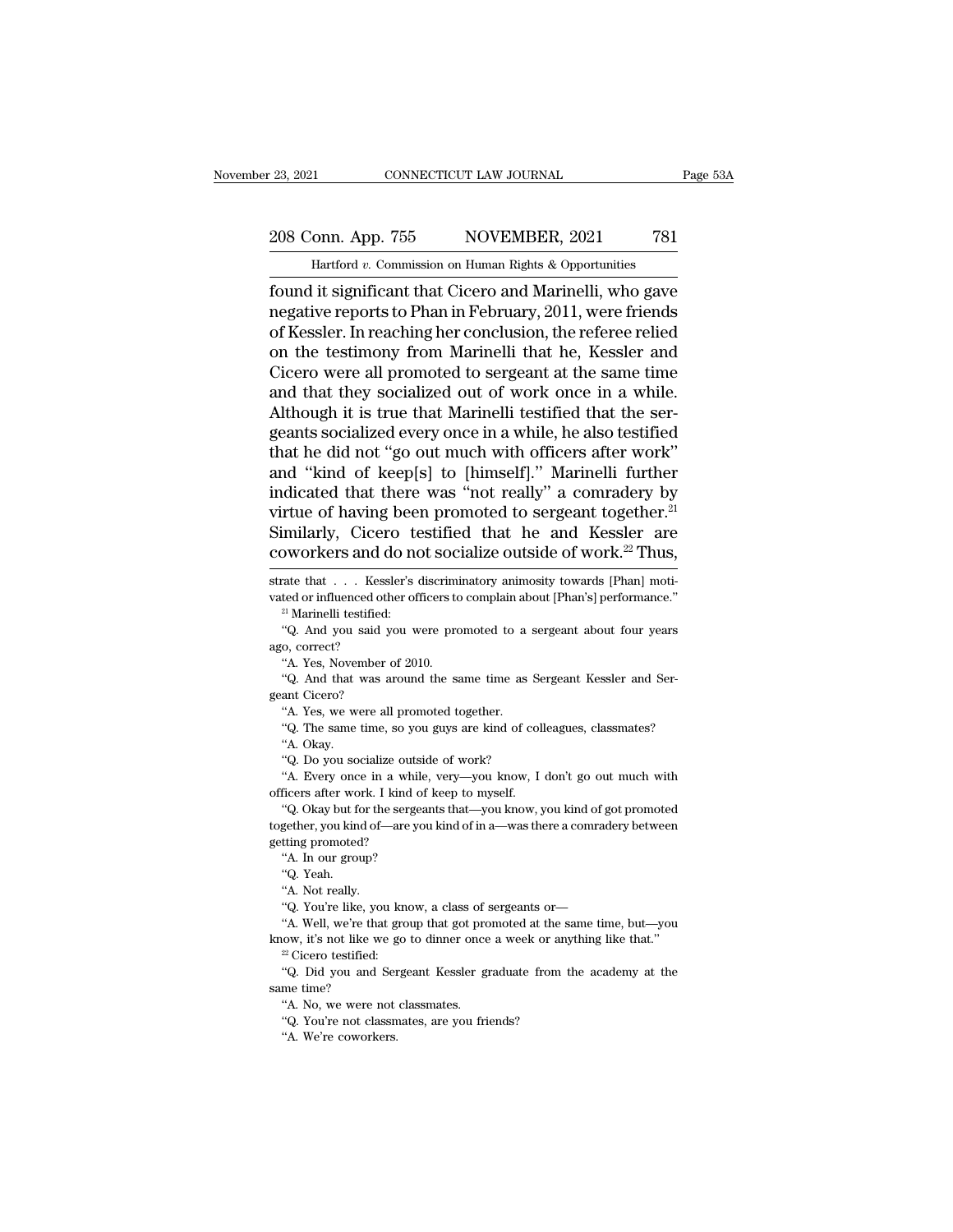found it significant that Cicero and Marinelli, who gave negative reports to Phan in February, 2011, were friends of Kessler. In reaching her conclusion, the referee relied on the testimony from Marinelli that he, Kessler and Cicero were all promoted to sergeant at the same time and that they socialized out of work once in a while. Although it is true that Marinelli testified that the sergeants socialized every once in a while, he also testified that he did not "go out much with officers after work" and "kind of keep[s] to [himself]." Marinelli further indicated that there was "not really" a comradery by virtue of having been promoted to sergeant together.[21] Similarly, Cicero testified that he and Kessler are coworkers and do not socialize outside of work.[22] Thus,

---

strate that . . . Kessler's discriminatory animosity towards [Phan] motivated or influenced other officers to complain about [Phan's] performance."

[21] Marinelli testified:

"Q. And you said you were promoted to a sergeant about four years ago, correct?

"A. Yes, November of 2010.

"Q. And that was around the same time as Sergeant Kessler and Sergeant Cicero?

"A. Yes, we were all promoted together.

"Q. The same time, so you guys are kind of colleagues, classmates?

"A. Okay.

"Q. Do you socialize outside of work?

"A. Every once in a while, very—you know, I don't go out much with officers after work. I kind of keep to myself.

"Q. Okay but for the sergeants that—you know, you kind of got promoted together, you kind of—are you kind of in a—was there a comradery between getting promoted?

"A. In our group?

"Q. Yeah.

"A. Not really.

"Q. You're like, you know, a class of sergeants or—

"A. Well, we're that group that got promoted at the same time, but—you know, it's not like we go to dinner once a week or anything like that."

[22] Cicero testified:

"Q. Did you and Sergeant Kessler graduate from the academy at the same time?

"A. No, we were not classmates.

"Q. You're not classmates, are you friends?

"A. We're coworkers.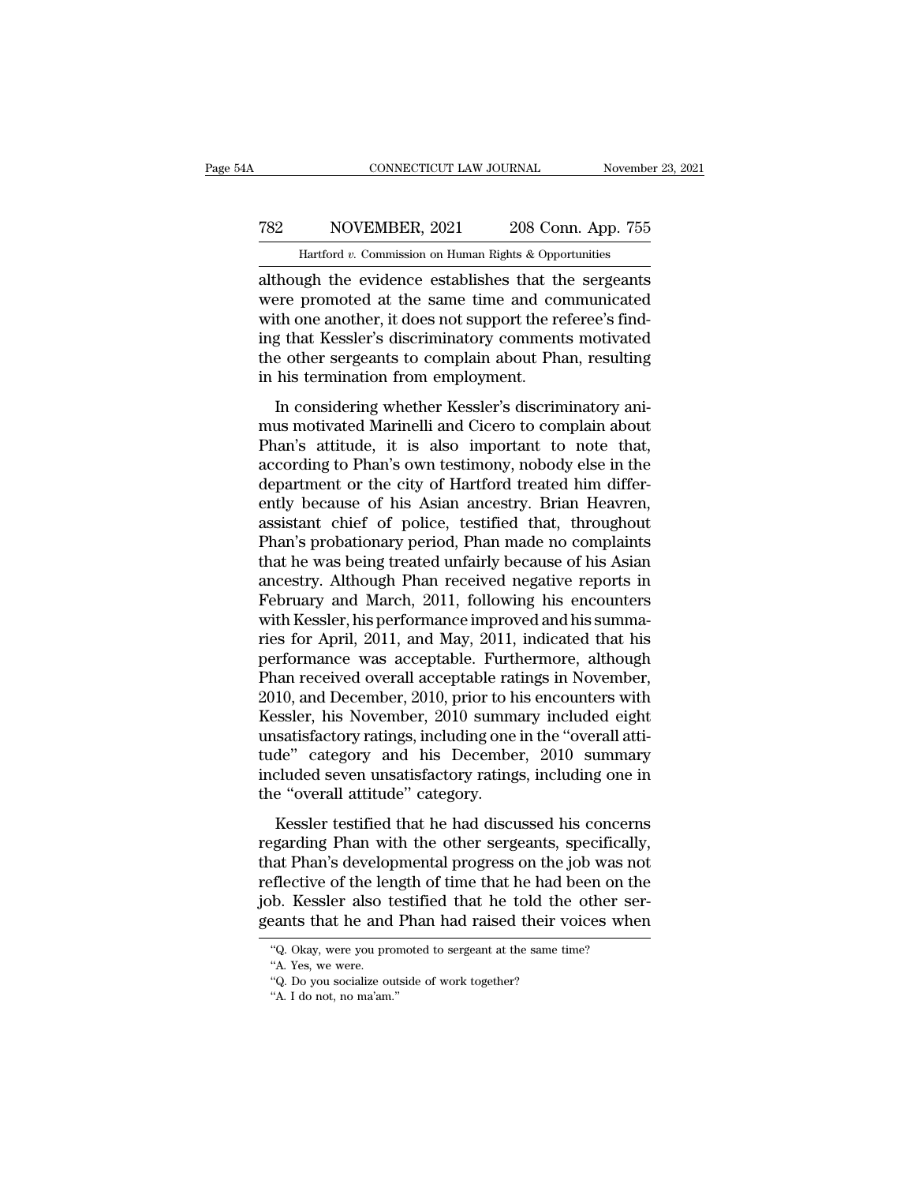although the evidence establishes that the sergeants were promoted at the same time and communicated with one another, it does not support the referee's finding that Kessler's discriminatory comments motivated the other sergeants to complain about Phan, resulting in his termination from employment.

In considering whether Kessler's discriminatory animus motivated Marinelli and Cicero to complain about Phan's attitude, it is also important to note that, according to Phan's own testimony, nobody else in the department or the city of Hartford treated him differently because of his Asian ancestry. Brian Heavren, assistant chief of police, testified that, throughout Phan's probationary period, Phan made no complaints that he was being treated unfairly because of his Asian ancestry. Although Phan received negative reports in February and March, 2011, following his encounters with Kessler, his performance improved and his summaries for April, 2011, and May, 2011, indicated that his performance was acceptable. Furthermore, although Phan received overall acceptable ratings in November, 2010, and December, 2010, prior to his encounters with Kessler, his November, 2010 summary included eight unsatisfactory ratings, including one in the "overall attitude" category and his December, 2010 summary included seven unsatisfactory ratings, including one in the "overall attitude" category.

Kessler testified that he had discussed his concerns regarding Phan with the other sergeants, specifically, that Phan's developmental progress on the job was not reflective of the length of time that he had been on the job. Kessler also testified that he told the other sergeants that he and Phan had raised their voices when

---

"Q. Okay, were you promoted to sergeant at the same time?

"A. Yes, we were.

"Q. Do you socialize outside of work together?

"A. I do not, no ma'am."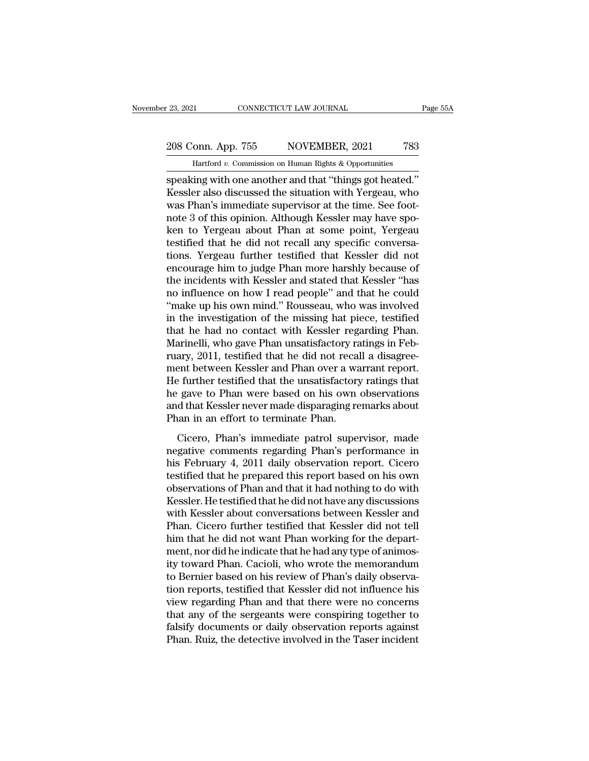speaking with one another and that "things got heated." Kessler also discussed the situation with Yergeau, who was Phan's immediate supervisor at the time. See footnote 3 of this opinion. Although Kessler may have spoken to Yergeau about Phan at some point, Yergeau testified that he did not recall any specific conversations. Yergeau further testified that Kessler did not encourage him to judge Phan more harshly because of the incidents with Kessler and stated that Kessler "has no influence on how I read people" and that he could "make up his own mind." Rousseau, who was involved in the investigation of the missing hat piece, testified that he had no contact with Kessler regarding Phan. Marinelli, who gave Phan unsatisfactory ratings in February, 2011, testified that he did not recall a disagreement between Kessler and Phan over a warrant report. He further testified that the unsatisfactory ratings that he gave to Phan were based on his own observations and that Kessler never made disparaging remarks about Phan in an effort to terminate Phan.

Cicero, Phan's immediate patrol supervisor, made negative comments regarding Phan's performance in his February 4, 2011 daily observation report. Cicero testified that he prepared this report based on his own observations of Phan and that it had nothing to do with Kessler. He testified that he did not have any discussions with Kessler about conversations between Kessler and Phan. Cicero further testified that Kessler did not tell him that he did not want Phan working for the department, nor did he indicate that he had any type of animosity toward Phan. Cacioli, who wrote the memorandum to Bernier based on his review of Phan's daily observation reports, testified that Kessler did not influence his view regarding Phan and that there were no concerns that any of the sergeants were conspiring together to falsify documents or daily observation reports against Phan. Ruiz, the detective involved in the Taser incident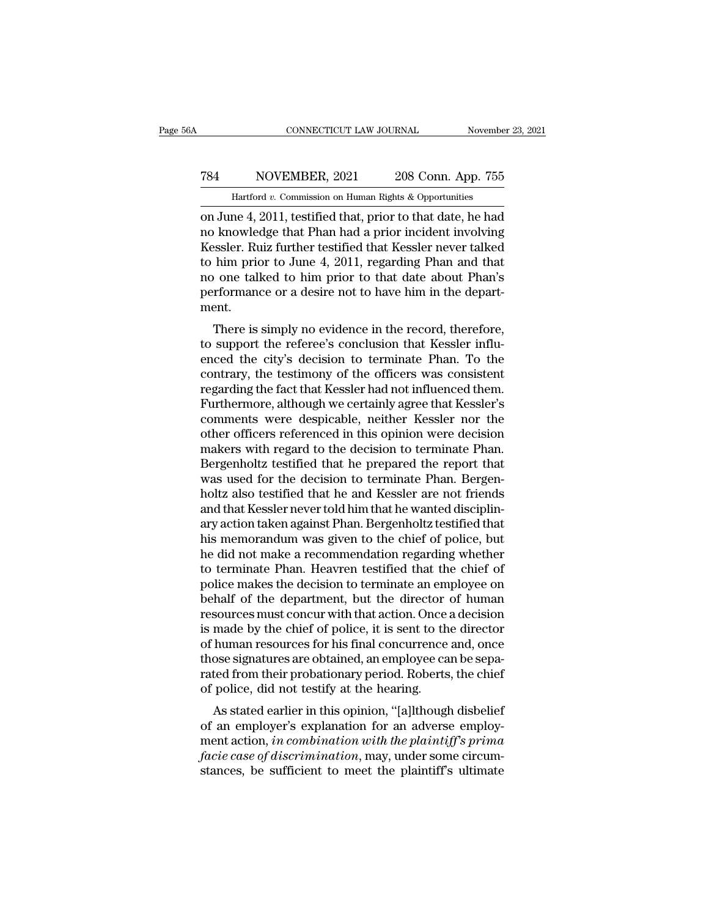on June 4, 2011, testified that, prior to that date, he had no knowledge that Phan had a prior incident involving Kessler. Ruiz further testified that Kessler never talked to him prior to June 4, 2011, regarding Phan and that no one talked to him prior to that date about Phan's performance or a desire not to have him in the department.

There is simply no evidence in the record, therefore, to support the referee's conclusion that Kessler influenced the city's decision to terminate Phan. To the contrary, the testimony of the officers was consistent regarding the fact that Kessler had not influenced them. Furthermore, although we certainly agree that Kessler's comments were despicable, neither Kessler nor the other officers referenced in this opinion were decision makers with regard to the decision to terminate Phan. Bergenholtz testified that he prepared the report that was used for the decision to terminate Phan. Bergenholtz also testified that he and Kessler are not friends and that Kessler never told him that he wanted disciplinary action taken against Phan. Bergenholtz testified that his memorandum was given to the chief of police, but he did not make a recommendation regarding whether to terminate Phan. Heavren testified that the chief of police makes the decision to terminate an employee on behalf of the department, but the director of human resources must concur with that action. Once a decision is made by the chief of police, it is sent to the director of human resources for his final concurrence and, once those signatures are obtained, an employee can be separated from their probationary period. Roberts, the chief of police, did not testify at the hearing.

As stated earlier in this opinion, "[a]lthough disbelief of an employer's explanation for an adverse employment action, *in combination with the plaintiff's prima facie case of discrimination*, may, under some circumstances, be sufficient to meet the plaintiff's ultimate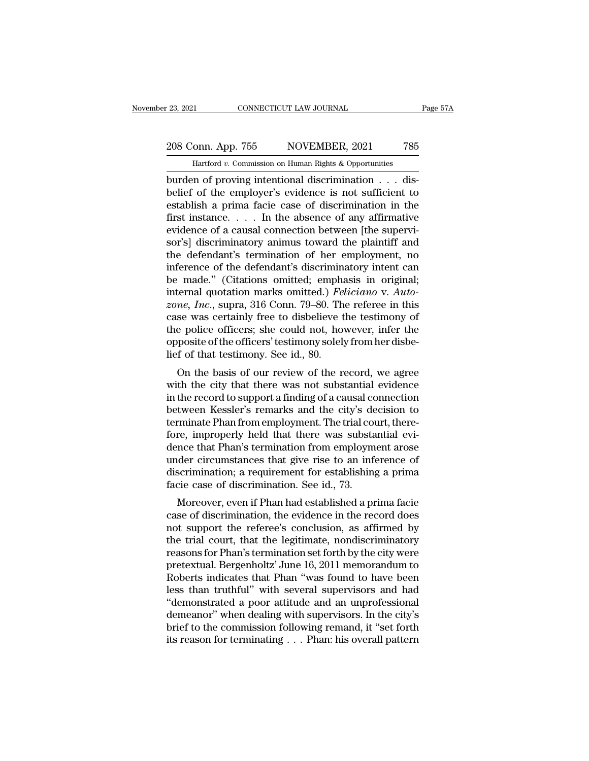burden of proving intentional discrimination . . . disbelief of the employer's evidence is not sufficient to establish a prima facie case of discrimination in the first instance. . . . In the absence of any affirmative evidence of a causal connection between [the supervisor's] discriminatory animus toward the plaintiff and the defendant's termination of her employment, no inference of the defendant's discriminatory intent can be made." (Citations omitted; emphasis in original; internal quotation marks omitted.) *Feliciano* v. *Autozone, Inc.*, supra, 316 Conn. 79–80. The referee in this case was certainly free to disbelieve the testimony of the police officers; she could not, however, infer the opposite of the officers' testimony solely from her disbelief of that testimony. See id., 80.

On the basis of our review of the record, we agree with the city that there was not substantial evidence in the record to support a finding of a causal connection between Kessler's remarks and the city's decision to terminate Phan from employment. The trial court, therefore, improperly held that there was substantial evidence that Phan's termination from employment arose under circumstances that give rise to an inference of discrimination; a requirement for establishing a prima facie case of discrimination. See id., 73.

Moreover, even if Phan had established a prima facie case of discrimination, the evidence in the record does not support the referee's conclusion, as affirmed by the trial court, that the legitimate, nondiscriminatory reasons for Phan's termination set forth by the city were pretextual. Bergenholtz' June 16, 2011 memorandum to Roberts indicates that Phan "was found to have been less than truthful" with several supervisors and had "demonstrated a poor attitude and an unprofessional demeanor" when dealing with supervisors. In the city's brief to the commission following remand, it "set forth its reason for terminating . . . Phan: his overall pattern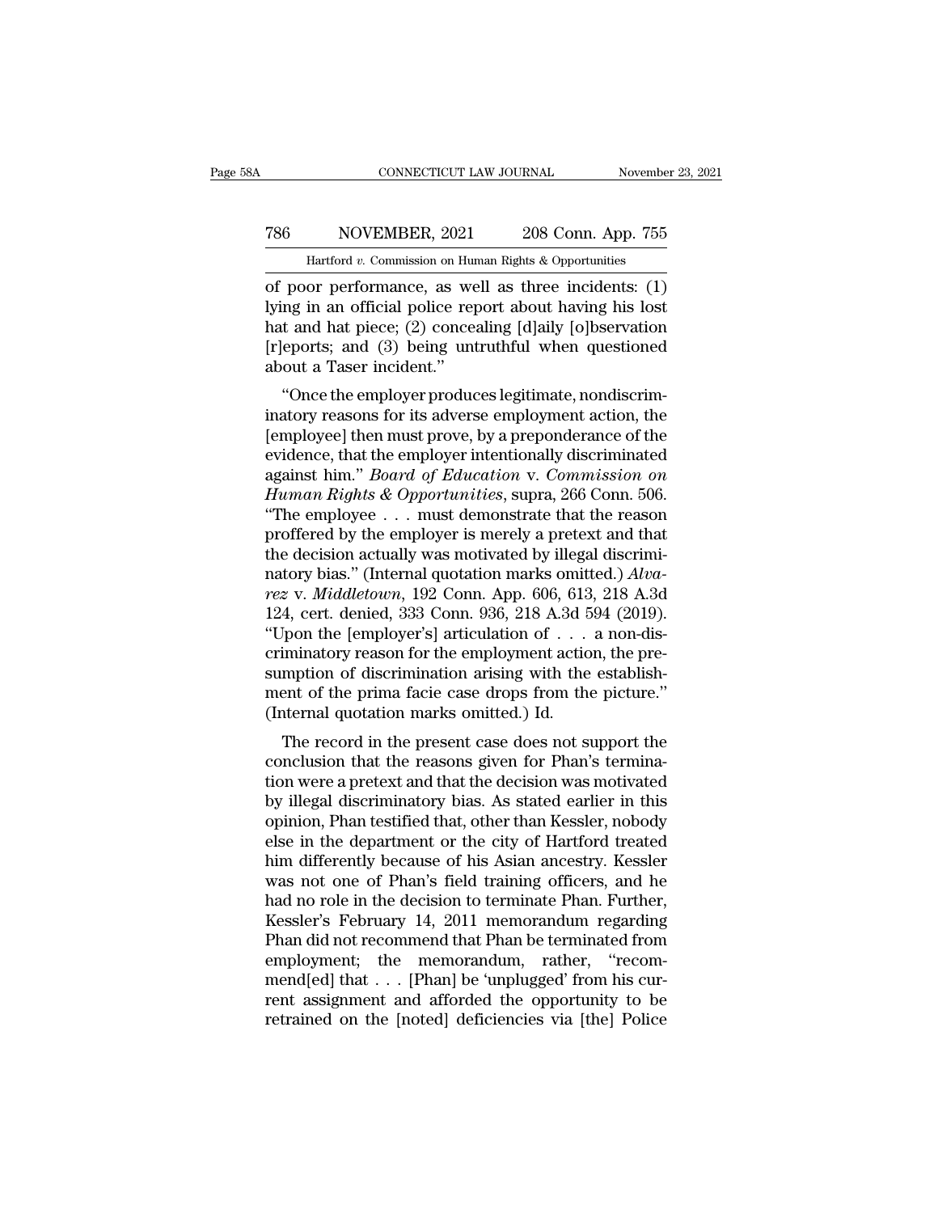of poor performance, as well as three incidents: (1) lying in an official police report about having his lost hat and hat piece; (2) concealing [d]aily [o]bservation [r]eports; and (3) being untruthful when questioned about a Taser incident."

"Once the employer produces legitimate, nondiscriminatory reasons for its adverse employment action, the [employee] then must prove, by a preponderance of the evidence, that the employer intentionally discriminated against him." *Board of Education* v. *Commission on Human Rights & Opportunities*, supra, 266 Conn. 506. "The employee . . . must demonstrate that the reason proffered by the employer is merely a pretext and that the decision actually was motivated by illegal discriminatory bias." (Internal quotation marks omitted.) *Alvarez* v. *Middletown*, 192 Conn. App. 606, 613, 218 A.3d 124, cert. denied, 333 Conn. 936, 218 A.3d 594 (2019). "Upon the [employer's] articulation of . . . a non-discriminatory reason for the employment action, the presumption of discrimination arising with the establishment of the prima facie case drops from the picture." (Internal quotation marks omitted.) Id.

The record in the present case does not support the conclusion that the reasons given for Phan's termination were a pretext and that the decision was motivated by illegal discriminatory bias. As stated earlier in this opinion, Phan testified that, other than Kessler, nobody else in the department or the city of Hartford treated him differently because of his Asian ancestry. Kessler was not one of Phan's field training officers, and he had no role in the decision to terminate Phan. Further, Kessler's February 14, 2011 memorandum regarding Phan did not recommend that Phan be terminated from employment; the memorandum, rather, "recommend[ed] that . . . [Phan] be 'unplugged' from his current assignment and afforded the opportunity to be retrained on the [noted] deficiencies via [the] Police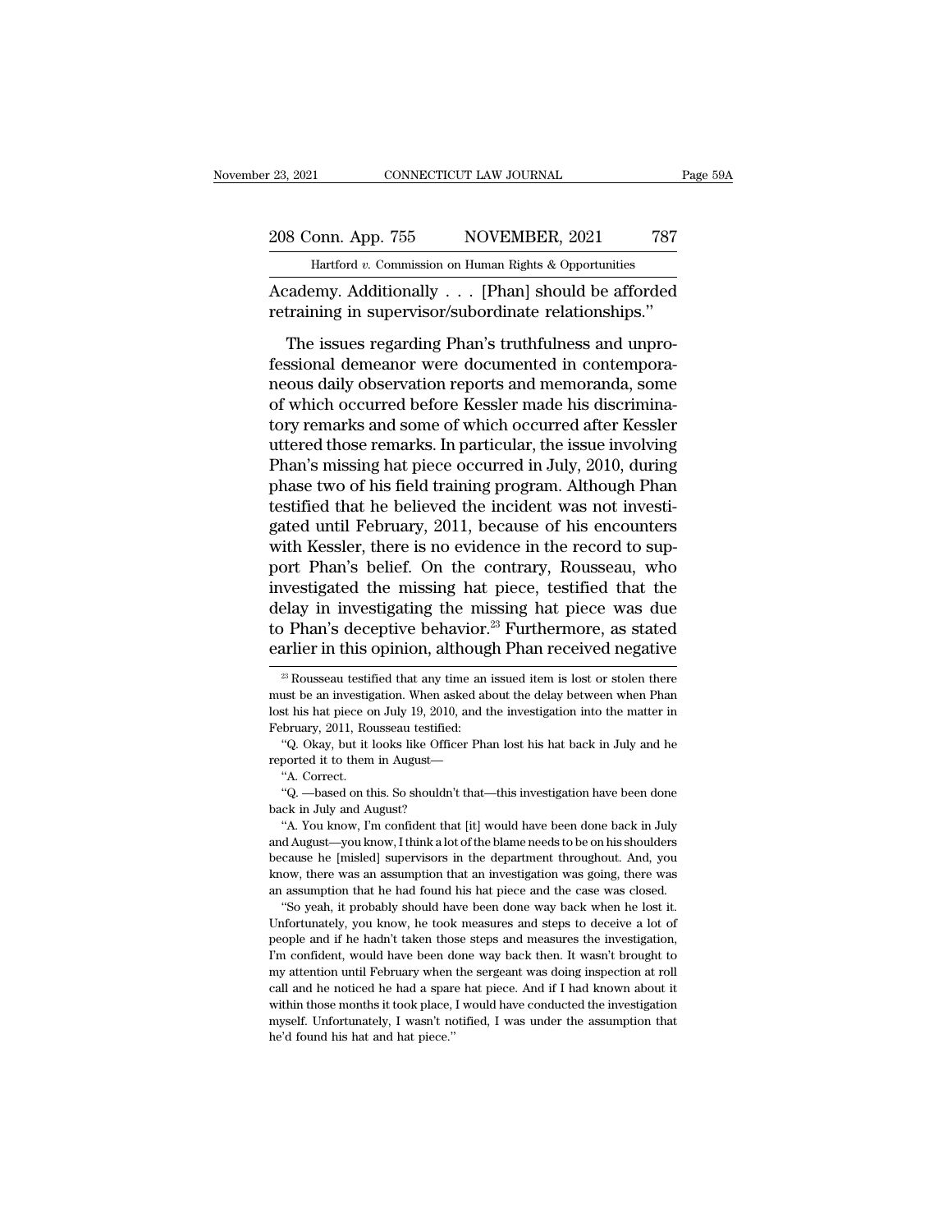Academy. Additionally . . . [Phan] should be afforded retraining in supervisor/subordinate relationships."

The issues regarding Phan's truthfulness and unprofessional demeanor were documented in contemporaneous daily observation reports and memoranda, some of which occurred before Kessler made his discriminatory remarks and some of which occurred after Kessler uttered those remarks. In particular, the issue involving Phan's missing hat piece occurred in July, 2010, during phase two of his field training program. Although Phan testified that he believed the incident was not investigated until February, 2011, because of his encounters with Kessler, there is no evidence in the record to support Phan's belief. On the contrary, Rousseau, who investigated the missing hat piece, testified that the delay in investigating the missing hat piece was due to Phan's deceptive behavior.[23] Furthermore, as stated earlier in this opinion, although Phan received negative

---

[23] Rousseau testified that any time an issued item is lost or stolen there must be an investigation. When asked about the delay between when Phan lost his hat piece on July 19, 2010, and the investigation into the matter in February, 2011, Rousseau testified:

"Q. Okay, but it looks like Officer Phan lost his hat back in July and he reported it to them in August—

"A. Correct.

"Q. —based on this. So shouldn't that—this investigation have been done back in July and August?

"A. You know, I'm confident that [it] would have been done back in July and August—you know, I think a lot of the blame needs to be on his shoulders because he [misled] supervisors in the department throughout. And, you know, there was an assumption that an investigation was going, there was an assumption that he had found his hat piece and the case was closed.

"So yeah, it probably should have been done way back when he lost it. Unfortunately, you know, he took measures and steps to deceive a lot of people and if he hadn't taken those steps and measures the investigation, I'm confident, would have been done way back then. It wasn't brought to my attention until February when the sergeant was doing inspection at roll call and he noticed he had a spare hat piece. And if I had known about it within those months it took place, I would have conducted the investigation myself. Unfortunately, I wasn't notified, I was under the assumption that he'd found his hat and hat piece."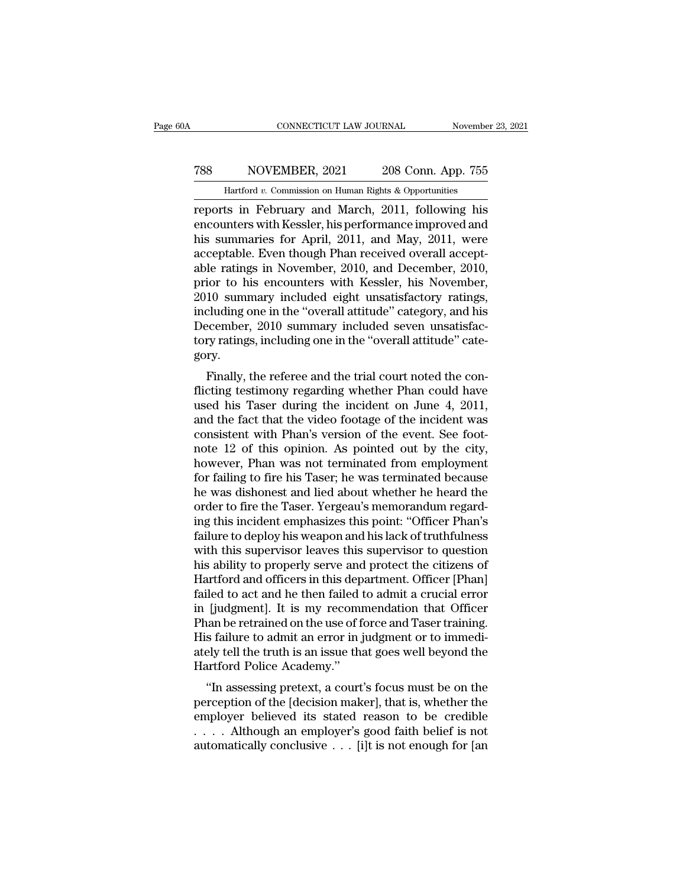reports in February and March, 2011, following his encounters with Kessler, his performance improved and his summaries for April, 2011, and May, 2011, were acceptable. Even though Phan received overall acceptable ratings in November, 2010, and December, 2010, prior to his encounters with Kessler, his November, 2010 summary included eight unsatisfactory ratings, including one in the "overall attitude" category, and his December, 2010 summary included seven unsatisfactory ratings, including one in the "overall attitude" category.

Finally, the referee and the trial court noted the conflicting testimony regarding whether Phan could have used his Taser during the incident on June 4, 2011, and the fact that the video footage of the incident was consistent with Phan's version of the event. See footnote 12 of this opinion. As pointed out by the city, however, Phan was not terminated from employment for failing to fire his Taser; he was terminated because he was dishonest and lied about whether he heard the order to fire the Taser. Yergeau's memorandum regarding this incident emphasizes this point: "Officer Phan's failure to deploy his weapon and his lack of truthfulness with this supervisor leaves this supervisor to question his ability to properly serve and protect the citizens of Hartford and officers in this department. Officer [Phan] failed to act and he then failed to admit a crucial error in [judgment]. It is my recommendation that Officer Phan be retrained on the use of force and Taser training. His failure to admit an error in judgment or to immediately tell the truth is an issue that goes well beyond the Hartford Police Academy."

"In assessing pretext, a court's focus must be on the perception of the [decision maker], that is, whether the employer believed its stated reason to be credible . . . . Although an employer's good faith belief is not automatically conclusive . . . [i]t is not enough for [an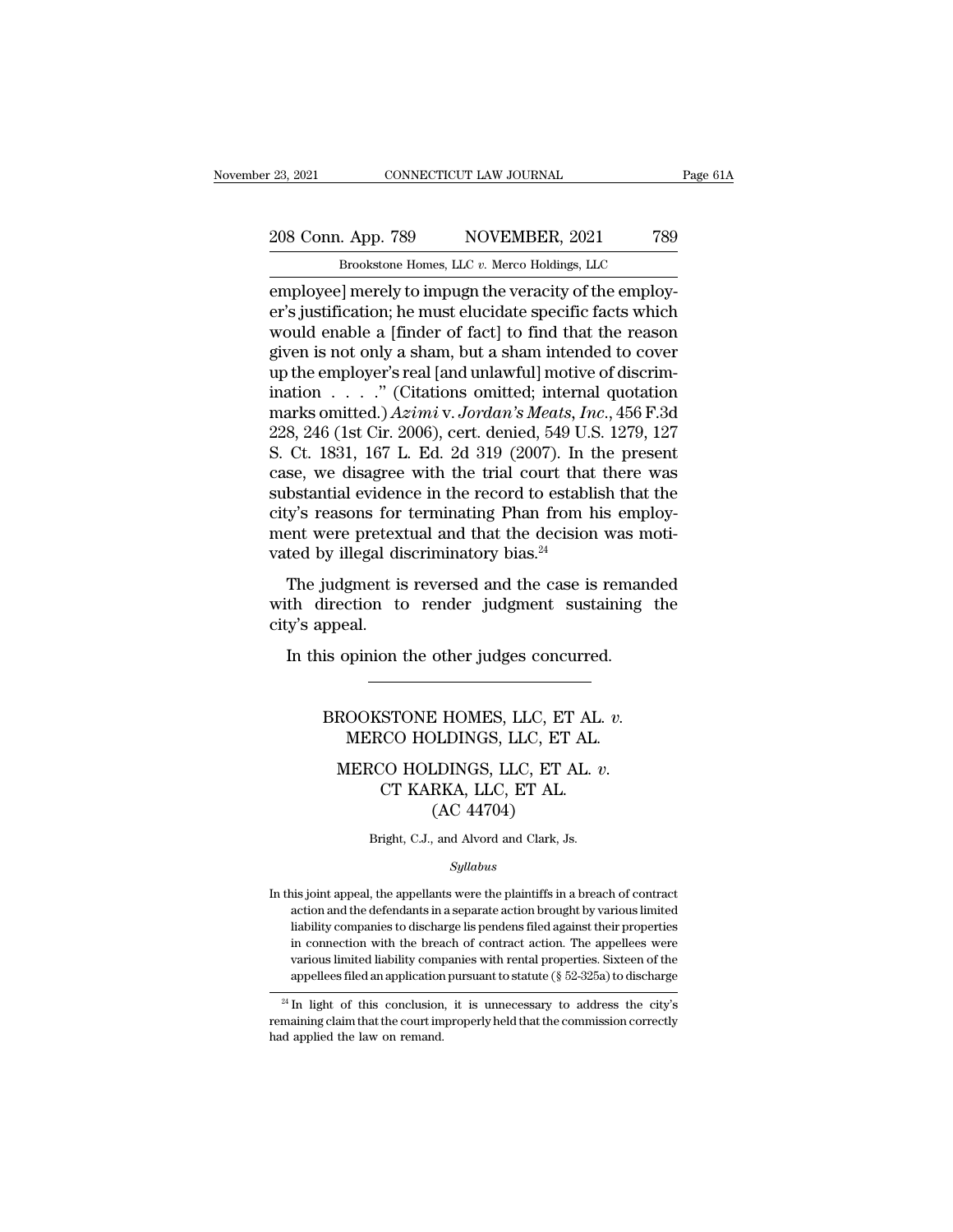employee] merely to impugn the veracity of the employer's justification; he must elucidate specific facts which would enable a [finder of fact] to find that the reason given is not only a sham, but a sham intended to cover up the employer's real [and unlawful] motive of discrimination . . . ." (Citations omitted; internal quotation marks omitted.) *Azimi* v. *Jordan's Meats, Inc.*, 456 F.3d 228, 246 (1st Cir. 2006), cert. denied, 549 U.S. 1279, 127 S. Ct. 1831, 167 L. Ed. 2d 319 (2007). In the present case, we disagree with the trial court that there was substantial evidence in the record to establish that the city's reasons for terminating Phan from his employment were pretextual and that the decision was motivated by illegal discriminatory bias.[24]

The judgment is reversed and the case is remanded with direction to render judgment sustaining the city's appeal.

In this opinion the other judges concurred.

---

BROOKSTONE HOMES, LLC, ET AL. *v.* MERCO HOLDINGS, LLC, ET AL.

MERCO HOLDINGS, LLC, ET AL. *v.* CT KARKA, LLC, ET AL.

(AC 44704)

Bright, C.J., and Alvord and Clark, Js.

*Syllabus*

In this joint appeal, the appellants were the plaintiffs in a breach of contract action and the defendants in a separate action brought by various limited liability companies to discharge lis pendens filed against their properties in connection with the breach of contract action. The appellees were various limited liability companies with rental properties. Sixteen of the appellees filed an application pursuant to statute (§ 52-325a) to discharge

[24] In light of this conclusion, it is unnecessary to address the city's remaining claim that the court improperly held that the commission correctly had applied the law on remand.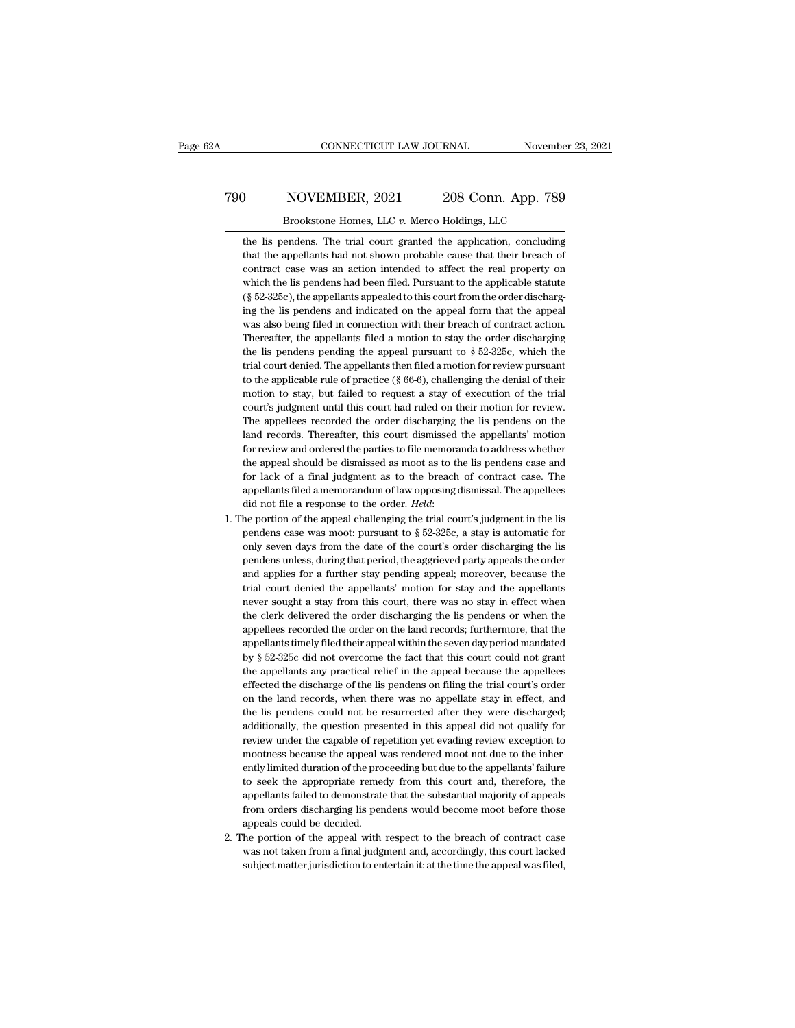the lis pendens. The trial court granted the application, concluding that the appellants had not shown probable cause that their breach of contract case was an action intended to affect the real property on which the lis pendens had been filed. Pursuant to the applicable statute (§ 52-325c), the appellants appealed to this court from the order discharging the lis pendens and indicated on the appeal form that the appeal was also being filed in connection with their breach of contract action. Thereafter, the appellants filed a motion to stay the order discharging the lis pendens pending the appeal pursuant to § 52-325c, which the trial court denied. The appellants then filed a motion for review pursuant to the applicable rule of practice (§ 66-6), challenging the denial of their motion to stay, but failed to request a stay of execution of the trial court's judgment until this court had ruled on their motion for review. The appellees recorded the order discharging the lis pendens on the land records. Thereafter, this court dismissed the appellants' motion for review and ordered the parties to file memoranda to address whether the appeal should be dismissed as moot as to the lis pendens case and for lack of a final judgment as to the breach of contract case. The appellants filed a memorandum of law opposing dismissal. The appellees did not file a response to the order. *Held*:

1. The portion of the appeal challenging the trial court's judgment in the lis pendens case was moot: pursuant to § 52-325c, a stay is automatic for only seven days from the date of the court's order discharging the lis pendens unless, during that period, the aggrieved party appeals the order and applies for a further stay pending appeal; moreover, because the trial court denied the appellants' motion for stay and the appellants never sought a stay from this court, there was no stay in effect when the clerk delivered the order discharging the lis pendens or when the appellees recorded the order on the land records; furthermore, that the appellants timely filed their appeal within the seven day period mandated by § 52-325c did not overcome the fact that this court could not grant the appellants any practical relief in the appeal because the appellees effected the discharge of the lis pendens on filing the trial court's order on the land records, when there was no appellate stay in effect, and the lis pendens could not be resurrected after they were discharged; additionally, the question presented in this appeal did not qualify for review under the capable of repetition yet evading review exception to mootness because the appeal was rendered moot not due to the inherently limited duration of the proceeding but due to the appellants' failure to seek the appropriate remedy from this court and, therefore, the appellants failed to demonstrate that the substantial majority of appeals from orders discharging lis pendens would become moot before those appeals could be decided.
2. The portion of the appeal with respect to the breach of contract case was not taken from a final judgment and, accordingly, this court lacked subject matter jurisdiction to entertain it: at the time the appeal was filed,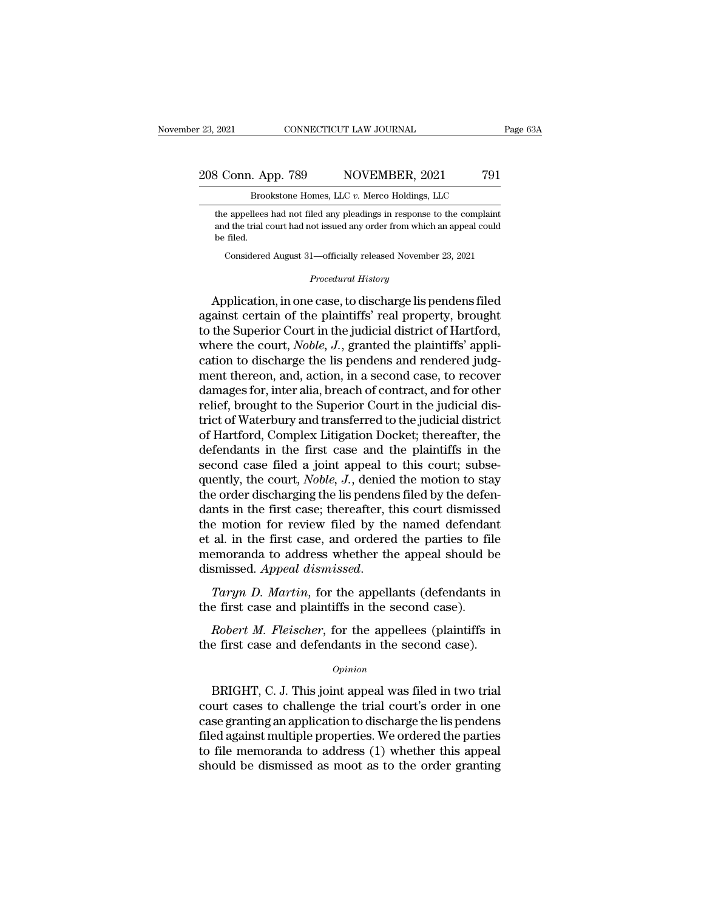the appellees had not filed any pleadings in response to the complaint and the trial court had not issued any order from which an appeal could be filed.

Considered August 31—officially released November 23, 2021

*Procedural History*

Application, in one case, to discharge lis pendens filed against certain of the plaintiffs' real property, brought to the Superior Court in the judicial district of Hartford, where the court, *Noble, J.*, granted the plaintiffs' application to discharge the lis pendens and rendered judgment thereon, and, action, in a second case, to recover damages for, inter alia, breach of contract, and for other relief, brought to the Superior Court in the judicial district of Waterbury and transferred to the judicial district of Hartford, Complex Litigation Docket; thereafter, the defendants in the first case and the plaintiffs in the second case filed a joint appeal to this court; subsequently, the court, *Noble, J.*, denied the motion to stay the order discharging the lis pendens filed by the defendants in the first case; thereafter, this court dismissed the motion for review filed by the named defendant et al. in the first case, and ordered the parties to file memoranda to address whether the appeal should be dismissed. *Appeal dismissed*.

*Taryn D. Martin*, for the appellants (defendants in the first case and plaintiffs in the second case).

*Robert M. Fleischer*, for the appellees (plaintiffs in the first case and defendants in the second case).

*Opinion*

BRIGHT, C. J. This joint appeal was filed in two trial court cases to challenge the trial court's order in one case granting an application to discharge the lis pendens filed against multiple properties. We ordered the parties to file memoranda to address (1) whether this appeal should be dismissed as moot as to the order granting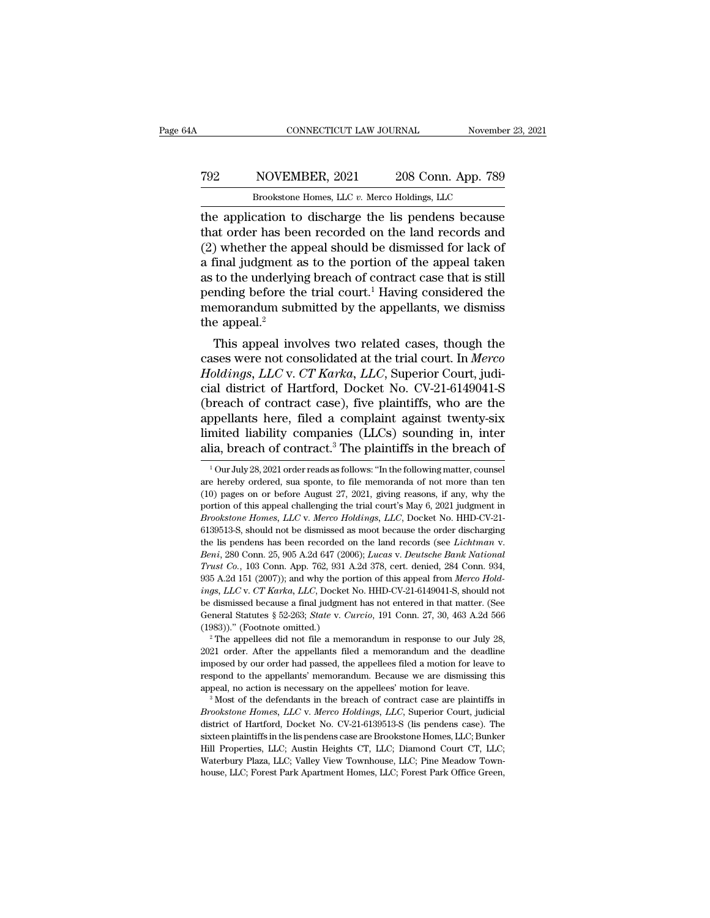the application to discharge the lis pendens because that order has been recorded on the land records and (2) whether the appeal should be dismissed for lack of a final judgment as to the portion of the appeal taken as to the underlying breach of contract case that is still pending before the trial court.[1] Having considered the memorandum submitted by the appellants, we dismiss the appeal.[2]

This appeal involves two related cases, though the cases were not consolidated at the trial court. In *Merco Holdings, LLC* v. *CT Karka, LLC*, Superior Court, judicial district of Hartford, Docket No. CV-21-6149041-S (breach of contract case), five plaintiffs, who are the appellants here, filed a complaint against twenty-six limited liability companies (LLCs) sounding in, inter alia, breach of contract.[3] The plaintiffs in the breach of

[1] Our July 28, 2021 order reads as follows: "In the following matter, counsel are hereby ordered, sua sponte, to file memoranda of not more than ten (10) pages on or before August 27, 2021, giving reasons, if any, why the portion of this appeal challenging the trial court's May 6, 2021 judgment in *Brookstone Homes, LLC* v. *Merco Holdings, LLC*, Docket No. HHD-CV-21-6139513-S, should not be dismissed as moot because the order discharging the lis pendens has been recorded on the land records (see *Lichtman* v. *Beni*, 280 Conn. 25, 905 A.2d 647 (2006); *Lucas* v. *Deutsche Bank National Trust Co.*, 103 Conn. App. 762, 931 A.2d 378, cert. denied, 284 Conn. 934, 935 A.2d 151 (2007)); and why the portion of this appeal from *Merco Holdings, LLC* v. *CT Karka, LLC*, Docket No. HHD-CV-21-6149041-S, should not be dismissed because a final judgment has not entered in that matter. (See General Statutes § 52-263; *State* v. *Curcio*, 191 Conn. 27, 30, 463 A.2d 566 (1983))." (Footnote omitted.)

[2] The appellees did not file a memorandum in response to our July 28, 2021 order. After the appellants filed a memorandum and the deadline imposed by our order had passed, the appellees filed a motion for leave to respond to the appellants' memorandum. Because we are dismissing this appeal, no action is necessary on the appellees' motion for leave.

[3] Most of the defendants in the breach of contract case are plaintiffs in *Brookstone Homes, LLC* v. *Merco Holdings, LLC*, Superior Court, judicial district of Hartford, Docket No. CV-21-6139513-S (lis pendens case). The sixteen plaintiffs in the lis pendens case are Brookstone Homes, LLC; Bunker Hill Properties, LLC; Austin Heights CT, LLC; Diamond Court CT, LLC; Waterbury Plaza, LLC; Valley View Townhouse, LLC; Pine Meadow Townhouse, LLC; Forest Park Apartment Homes, LLC; Forest Park Office Green,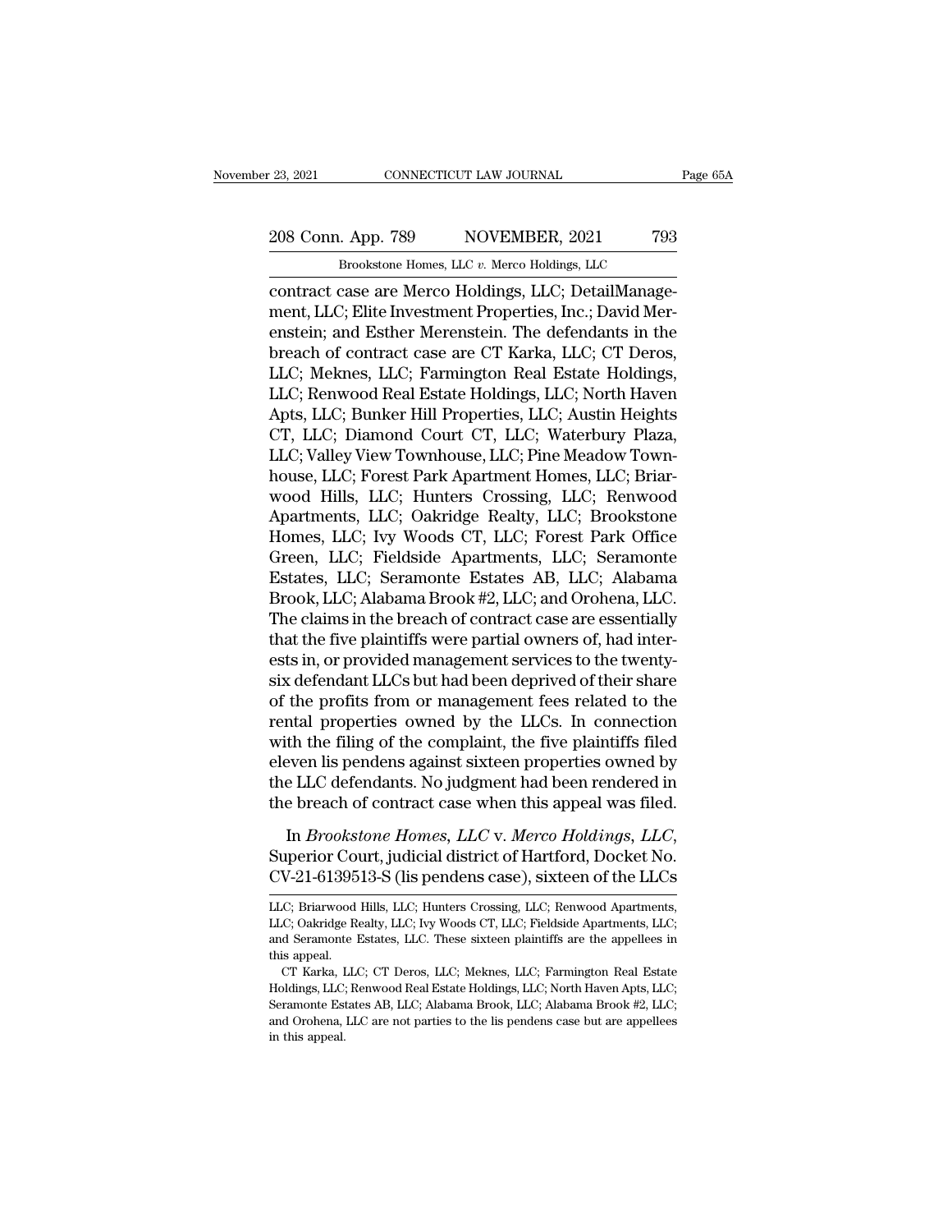contract case are Merco Holdings, LLC; DetailManagement, LLC; Elite Investment Properties, Inc.; David Merenstein; and Esther Merenstein. The defendants in the breach of contract case are CT Karka, LLC; CT Deros, LLC; Meknes, LLC; Farmington Real Estate Holdings, LLC; Renwood Real Estate Holdings, LLC; North Haven Apts, LLC; Bunker Hill Properties, LLC; Austin Heights CT, LLC; Diamond Court CT, LLC; Waterbury Plaza, LLC; Valley View Townhouse, LLC; Pine Meadow Townhouse, LLC; Forest Park Apartment Homes, LLC; Briarwood Hills, LLC; Hunters Crossing, LLC; Renwood Apartments, LLC; Oakridge Realty, LLC; Brookstone Homes, LLC; Ivy Woods CT, LLC; Forest Park Office Green, LLC; Fieldside Apartments, LLC; Seramonte Estates, LLC; Seramonte Estates AB, LLC; Alabama Brook, LLC; Alabama Brook #2, LLC; and Orohena, LLC. The claims in the breach of contract case are essentially that the five plaintiffs were partial owners of, had interests in, or provided management services to the twenty-six defendant LLCs but had been deprived of their share of the profits from or management fees related to the rental properties owned by the LLCs. In connection with the filing of the complaint, the five plaintiffs filed eleven lis pendens against sixteen properties owned by the LLC defendants. No judgment had been rendered in the breach of contract case when this appeal was filed.

In *Brookstone Homes, LLC* v. *Merco Holdings, LLC*, Superior Court, judicial district of Hartford, Docket No. CV-21-6139513-S (lis pendens case), sixteen of the LLCs

LLC; Briarwood Hills, LLC; Hunters Crossing, LLC; Renwood Apartments, LLC; Oakridge Realty, LLC; Ivy Woods CT, LLC; Fieldside Apartments, LLC; and Seramonte Estates, LLC. These sixteen plaintiffs are the appellees in this appeal.

CT Karka, LLC; CT Deros, LLC; Meknes, LLC; Farmington Real Estate Holdings, LLC; Renwood Real Estate Holdings, LLC; North Haven Apts, LLC; Seramonte Estates AB, LLC; Alabama Brook, LLC; Alabama Brook #2, LLC; and Orohena, LLC are not parties to the lis pendens case but are appellees in this appeal.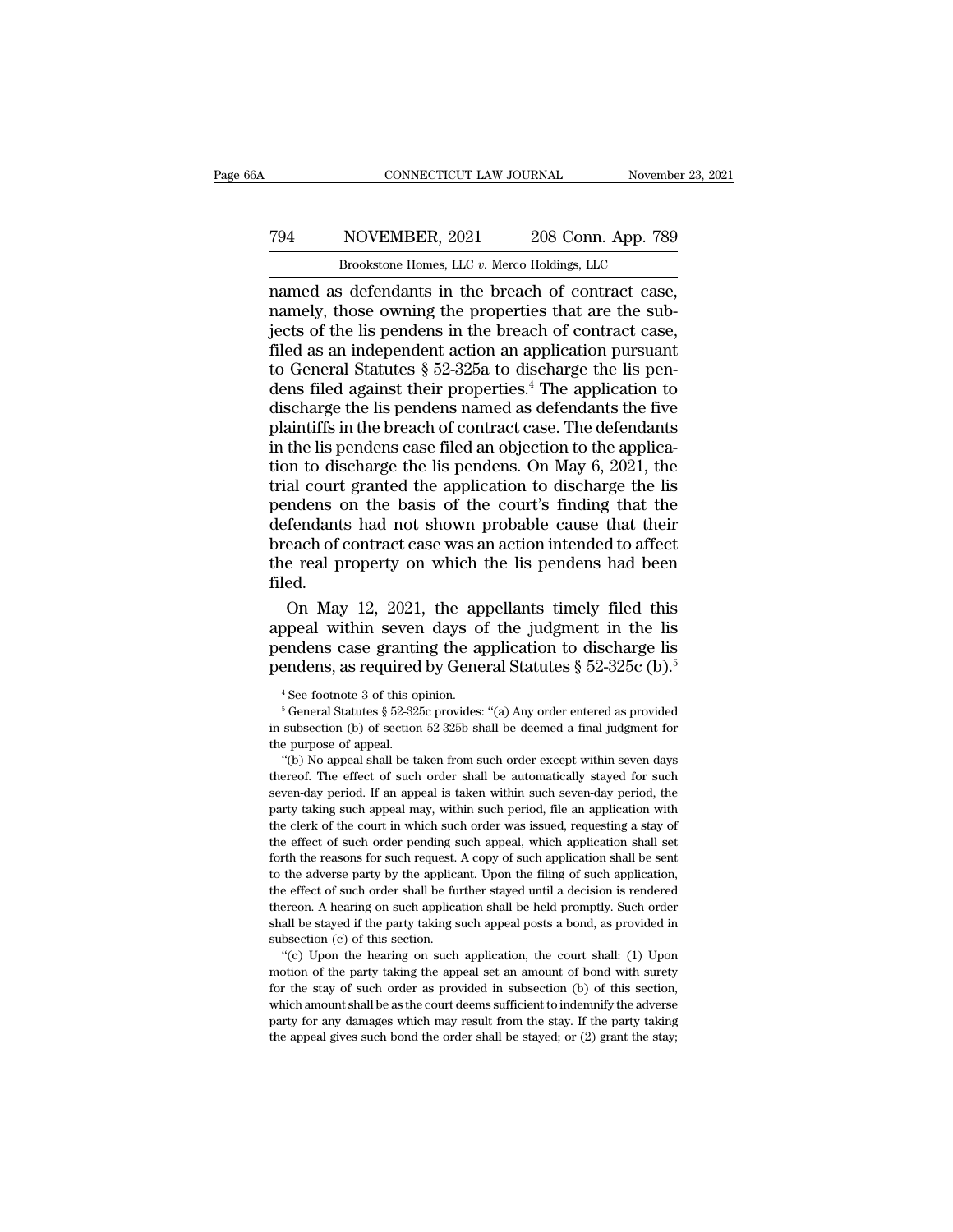named as defendants in the breach of contract case, namely, those owning the properties that are the subjects of the lis pendens in the breach of contract case, filed as an independent action an application pursuant to General Statutes § 52-325a to discharge the lis pendens filed against their properties.[4] The application to discharge the lis pendens named as defendants the five plaintiffs in the breach of contract case. The defendants in the lis pendens case filed an objection to the application to discharge the lis pendens. On May 6, 2021, the trial court granted the application to discharge the lis pendens on the basis of the court's finding that the defendants had not shown probable cause that their breach of contract case was an action intended to affect the real property on which the lis pendens had been filed.

On May 12, 2021, the appellants timely filed this appeal within seven days of the judgment in the lis pendens case granting the application to discharge lis pendens, as required by General Statutes § 52-325c (b).[5]

[4] See footnote 3 of this opinion.

[5] General Statutes § 52-325c provides: "(a) Any order entered as provided in subsection (b) of section 52-325b shall be deemed a final judgment for the purpose of appeal.

"(b) No appeal shall be taken from such order except within seven days thereof. The effect of such order shall be automatically stayed for such seven-day period. If an appeal is taken within such seven-day period, the party taking such appeal may, within such period, file an application with the clerk of the court in which such order was issued, requesting a stay of the effect of such order pending such appeal, which application shall set forth the reasons for such request. A copy of such application shall be sent to the adverse party by the applicant. Upon the filing of such application, the effect of such order shall be further stayed until a decision is rendered thereon. A hearing on such application shall be held promptly. Such order shall be stayed if the party taking such appeal posts a bond, as provided in subsection (c) of this section.

"(c) Upon the hearing on such application, the court shall: (1) Upon motion of the party taking the appeal set an amount of bond with surety for the stay of such order as provided in subsection (b) of this section, which amount shall be as the court deems sufficient to indemnify the adverse party for any damages which may result from the stay. If the party taking the appeal gives such bond the order shall be stayed; or (2) grant the stay;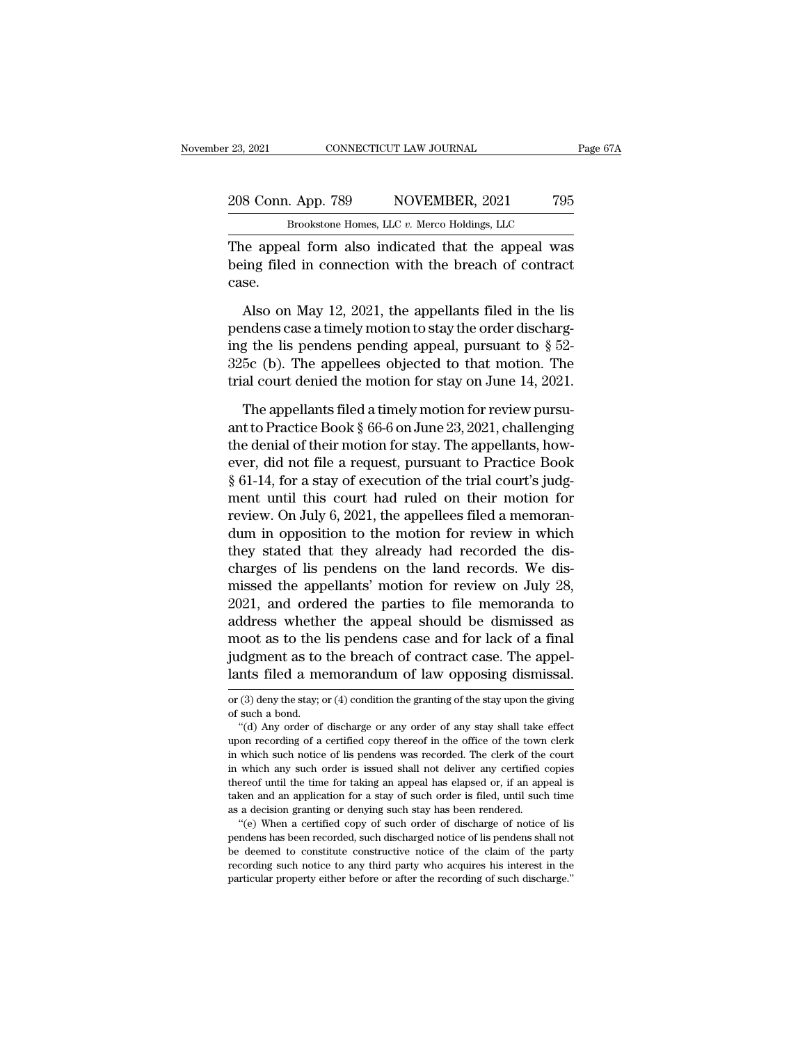The appeal form also indicated that the appeal was being filed in connection with the breach of contract case.

Also on May 12, 2021, the appellants filed in the lis pendens case a timely motion to stay the order discharging the lis pendens pending appeal, pursuant to § 52-325c (b). The appellees objected to that motion. The trial court denied the motion for stay on June 14, 2021.

The appellants filed a timely motion for review pursuant to Practice Book § 66-6 on June 23, 2021, challenging the denial of their motion for stay. The appellants, however, did not file a request, pursuant to Practice Book § 61-14, for a stay of execution of the trial court's judgment until this court had ruled on their motion for review. On July 6, 2021, the appellees filed a memorandum in opposition to the motion for review in which they stated that they already had recorded the discharges of lis pendens on the land records. We dismissed the appellants' motion for review on July 28, 2021, and ordered the parties to file memoranda to address whether the appeal should be dismissed as moot as to the lis pendens case and for lack of a final judgment as to the breach of contract case. The appellants filed a memorandum of law opposing dismissal.

---

or (3) deny the stay; or (4) condition the granting of the stay upon the giving of such a bond.

"(d) Any order of discharge or any order of any stay shall take effect upon recording of a certified copy thereof in the office of the town clerk in which such notice of lis pendens was recorded. The clerk of the court in which any such order is issued shall not deliver any certified copies thereof until the time for taking an appeal has elapsed or, if an appeal is taken and an application for a stay of such order is filed, until such time as a decision granting or denying such stay has been rendered.

"(e) When a certified copy of such order of discharge of notice of lis pendens has been recorded, such discharged notice of lis pendens shall not be deemed to constitute constructive notice of the claim of the party recording such notice to any third party who acquires his interest in the particular property either before or after the recording of such discharge."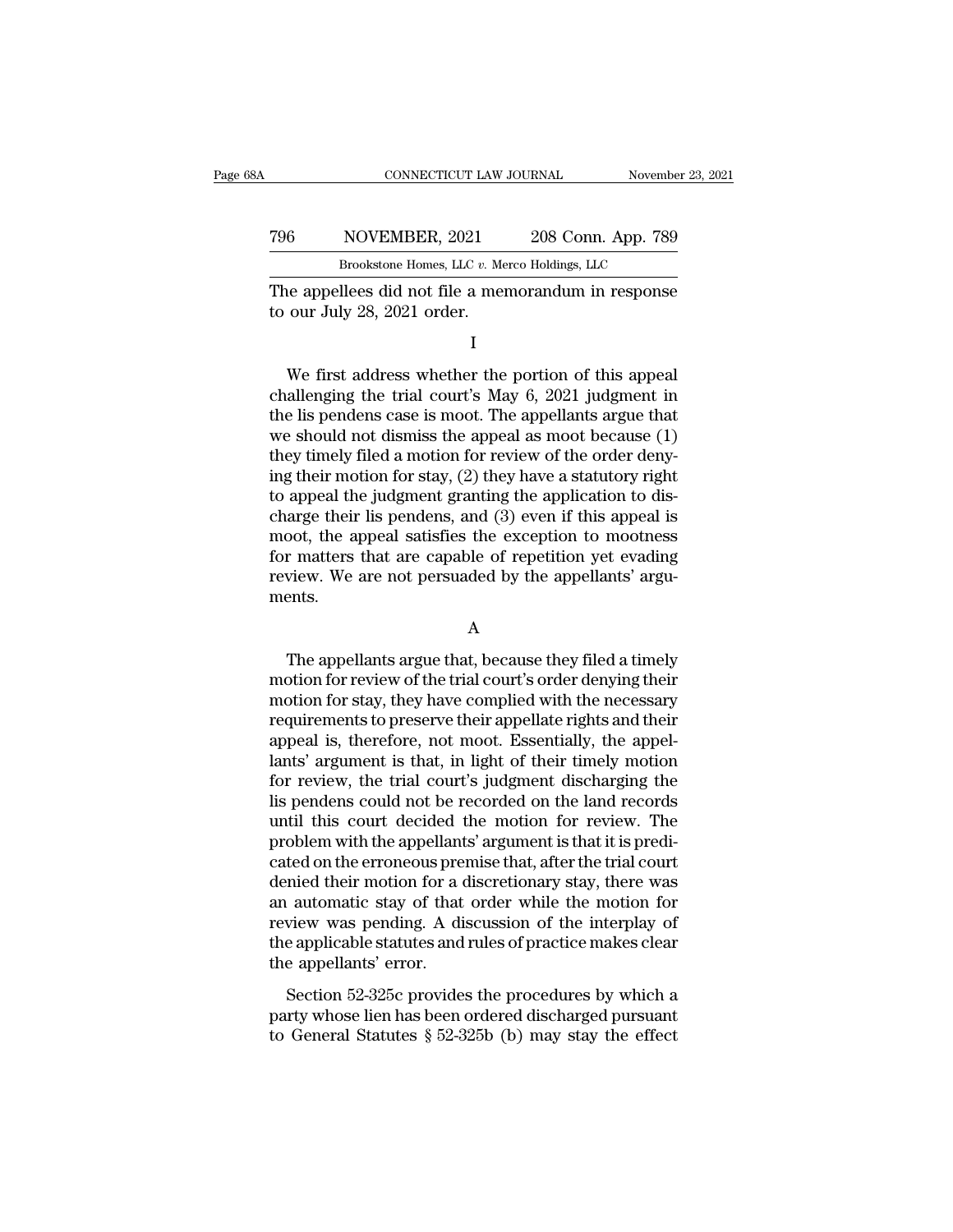The appellees did not file a memorandum in response to our July 28, 2021 order.

I

We first address whether the portion of this appeal challenging the trial court's May 6, 2021 judgment in the lis pendens case is moot. The appellants argue that we should not dismiss the appeal as moot because (1) they timely filed a motion for review of the order denying their motion for stay, (2) they have a statutory right to appeal the judgment granting the application to discharge their lis pendens, and (3) even if this appeal is moot, the appeal satisfies the exception to mootness for matters that are capable of repetition yet evading review. We are not persuaded by the appellants' arguments.

A

The appellants argue that, because they filed a timely motion for review of the trial court's order denying their motion for stay, they have complied with the necessary requirements to preserve their appellate rights and their appeal is, therefore, not moot. Essentially, the appellants' argument is that, in light of their timely motion for review, the trial court's judgment discharging the lis pendens could not be recorded on the land records until this court decided the motion for review. The problem with the appellants' argument is that it is predicated on the erroneous premise that, after the trial court denied their motion for a discretionary stay, there was an automatic stay of that order while the motion for review was pending. A discussion of the interplay of the applicable statutes and rules of practice makes clear the appellants' error.

Section 52-325c provides the procedures by which a party whose lien has been ordered discharged pursuant to General Statutes § 52-325b (b) may stay the effect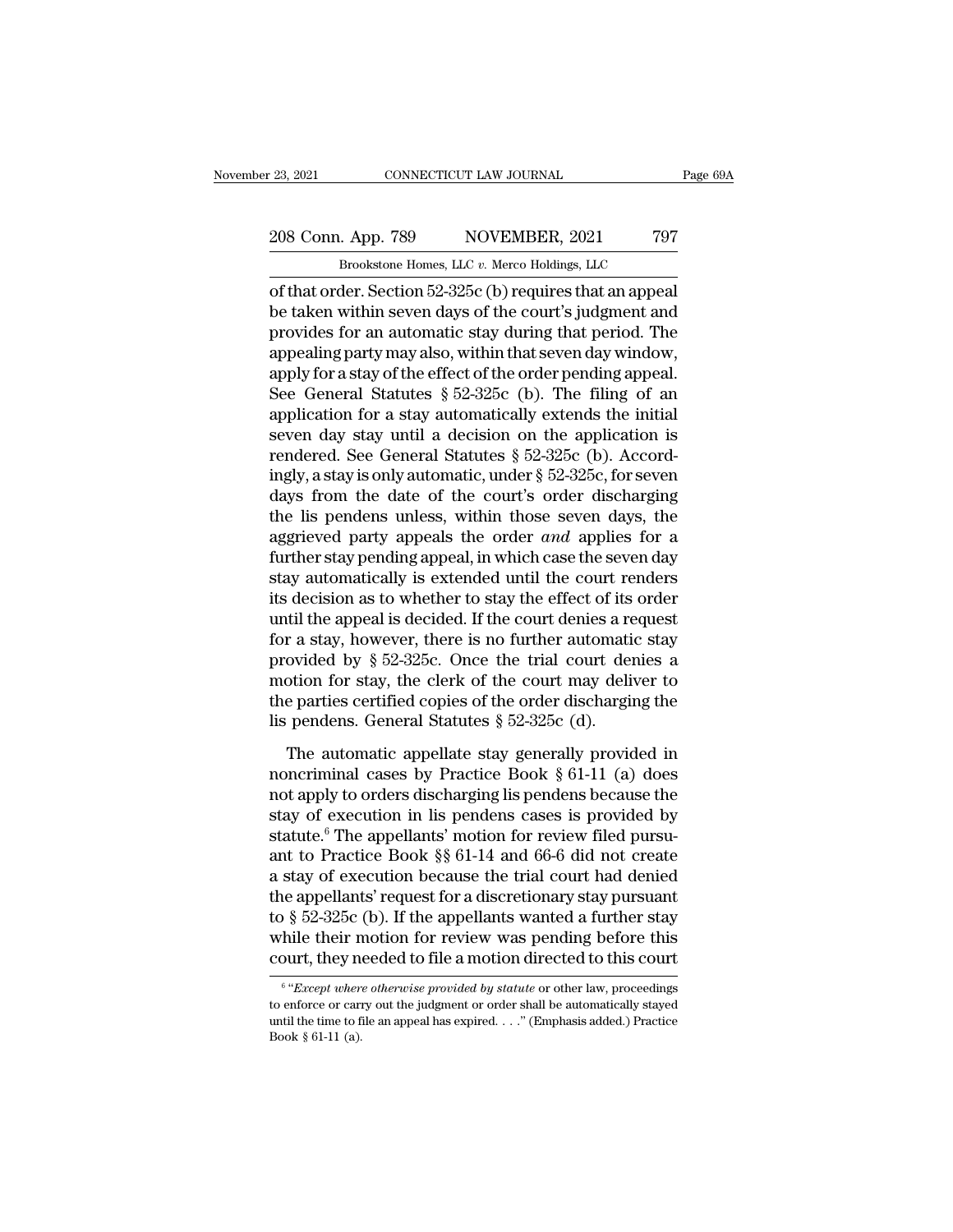of that order. Section 52-325c (b) requires that an appeal be taken within seven days of the court's judgment and provides for an automatic stay during that period. The appealing party may also, within that seven day window, apply for a stay of the effect of the order pending appeal. See General Statutes § 52-325c (b). The filing of an application for a stay automatically extends the initial seven day stay until a decision on the application is rendered. See General Statutes § 52-325c (b). Accordingly, a stay is only automatic, under § 52-325c, for seven days from the date of the court's order discharging the lis pendens unless, within those seven days, the aggrieved party appeals the order *and* applies for a further stay pending appeal, in which case the seven day stay automatically is extended until the court renders its decision as to whether to stay the effect of its order until the appeal is decided. If the court denies a request for a stay, however, there is no further automatic stay provided by § 52-325c. Once the trial court denies a motion for stay, the clerk of the court may deliver to the parties certified copies of the order discharging the lis pendens. General Statutes § 52-325c (d).

The automatic appellate stay generally provided in noncriminal cases by Practice Book § 61-11 (a) does not apply to orders discharging lis pendens because the stay of execution in lis pendens cases is provided by statute.[6] The appellants' motion for review filed pursuant to Practice Book §§ 61-14 and 66-6 did not create a stay of execution because the trial court had denied the appellants' request for a discretionary stay pursuant to § 52-325c (b). If the appellants wanted a further stay while their motion for review was pending before this court, they needed to file a motion directed to this court

[6] "*Except where otherwise provided by statute* or other law, proceedings to enforce or carry out the judgment or order shall be automatically stayed until the time to file an appeal has expired. . . ." (Emphasis added.) Practice Book § 61-11 (a).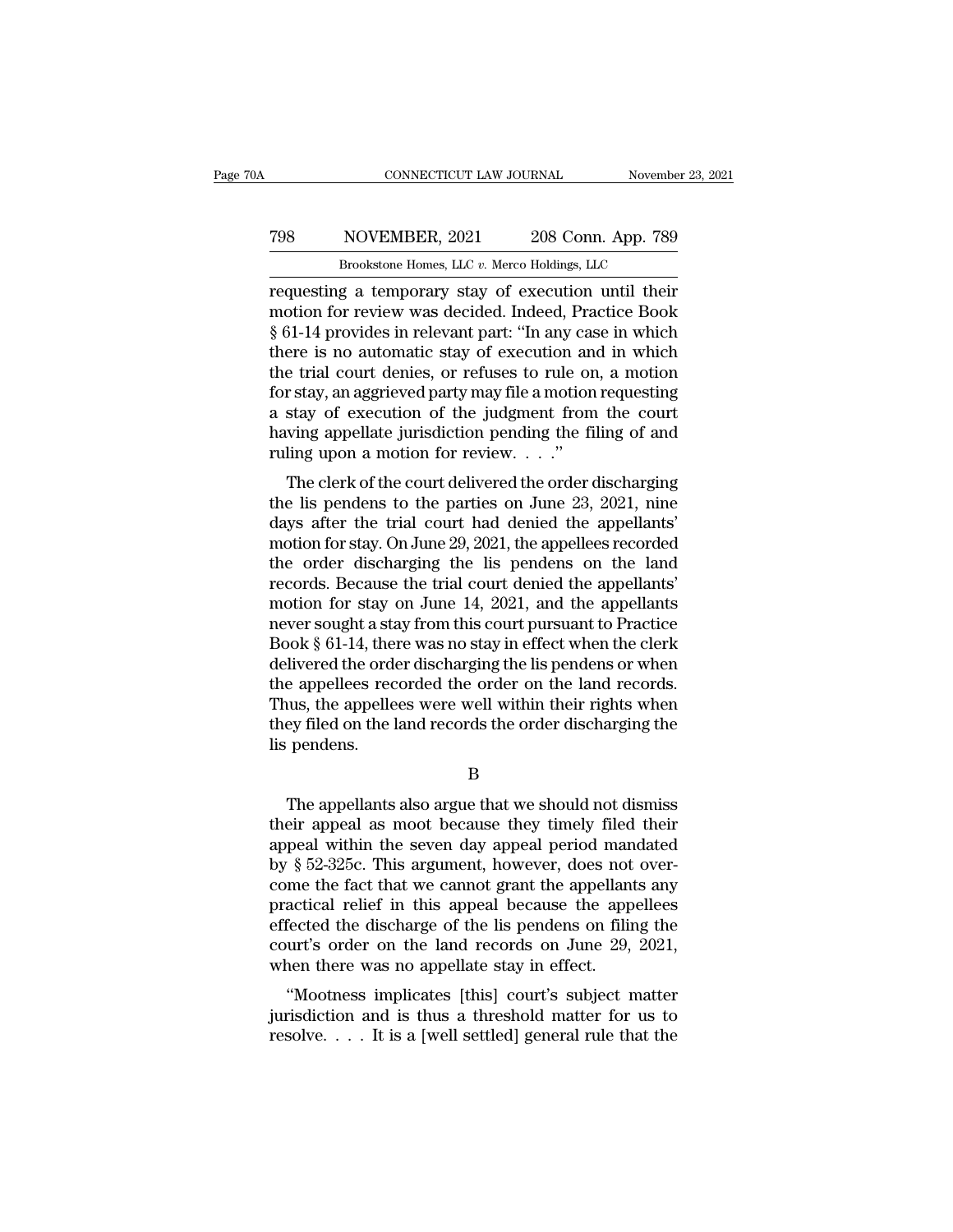requesting a temporary stay of execution until their motion for review was decided. Indeed, Practice Book § 61-14 provides in relevant part: "In any case in which there is no automatic stay of execution and in which the trial court denies, or refuses to rule on, a motion for stay, an aggrieved party may file a motion requesting a stay of execution of the judgment from the court having appellate jurisdiction pending the filing of and ruling upon a motion for review. . . ."

The clerk of the court delivered the order discharging the lis pendens to the parties on June 23, 2021, nine days after the trial court had denied the appellants' motion for stay. On June 29, 2021, the appellees recorded the order discharging the lis pendens on the land records. Because the trial court denied the appellants' motion for stay on June 14, 2021, and the appellants never sought a stay from this court pursuant to Practice Book § 61-14, there was no stay in effect when the clerk delivered the order discharging the lis pendens or when the appellees recorded the order on the land records. Thus, the appellees were well within their rights when they filed on the land records the order discharging the lis pendens.

B

The appellants also argue that we should not dismiss their appeal as moot because they timely filed their appeal within the seven day appeal period mandated by § 52-325c. This argument, however, does not overcome the fact that we cannot grant the appellants any practical relief in this appeal because the appellees effected the discharge of the lis pendens on filing the court's order on the land records on June 29, 2021, when there was no appellate stay in effect.

"Mootness implicates [this] court's subject matter jurisdiction and is thus a threshold matter for us to resolve. . . . It is a [well settled] general rule that the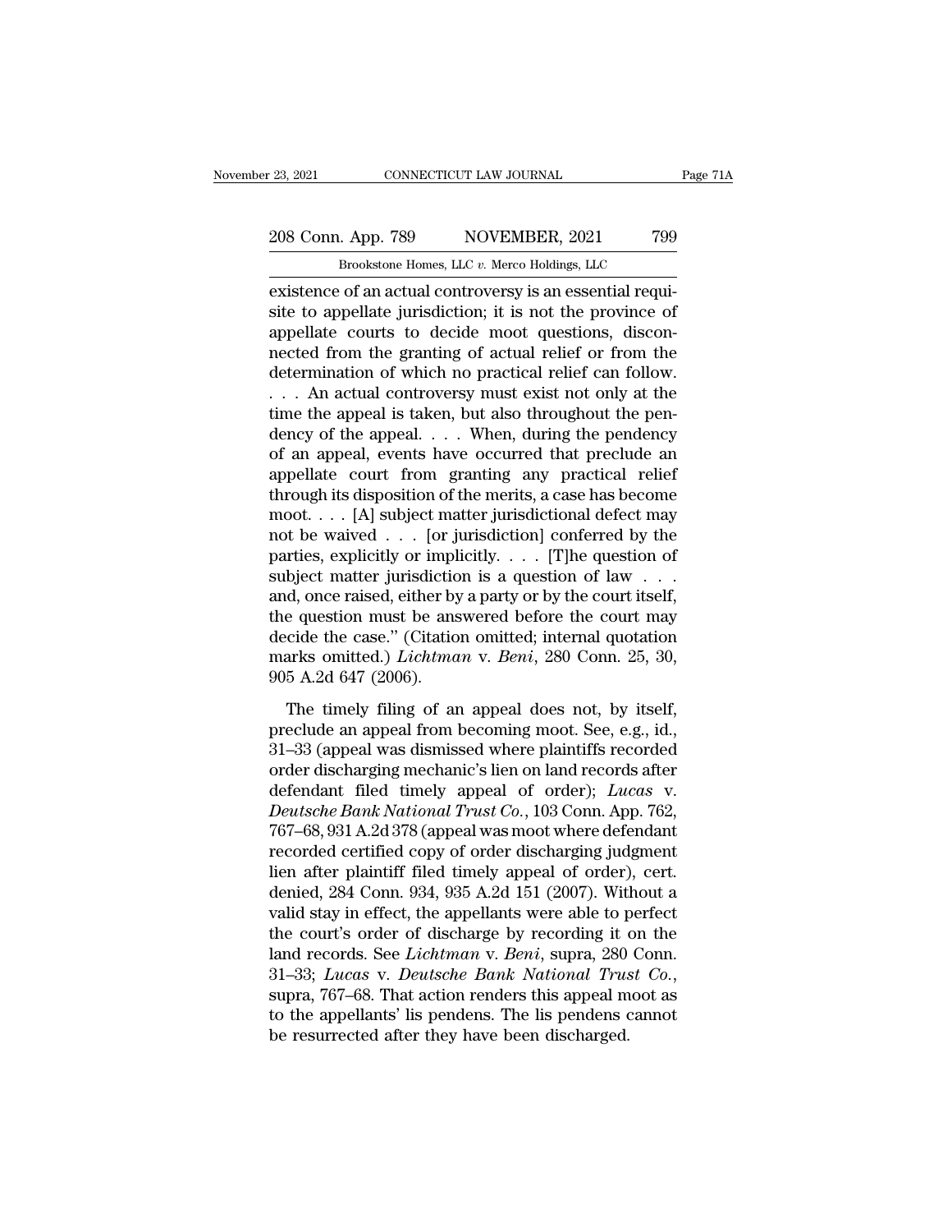existence of an actual controversy is an essential requisite to appellate jurisdiction; it is not the province of appellate courts to decide moot questions, disconnected from the granting of actual relief or from the determination of which no practical relief can follow. . . . An actual controversy must exist not only at the time the appeal is taken, but also throughout the pendency of the appeal. . . . When, during the pendency of an appeal, events have occurred that preclude an appellate court from granting any practical relief through its disposition of the merits, a case has become moot. . . . [A] subject matter jurisdictional defect may not be waived . . . [or jurisdiction] conferred by the parties, explicitly or implicitly. . . . [T]he question of subject matter jurisdiction is a question of law . . . and, once raised, either by a party or by the court itself, the question must be answered before the court may decide the case." (Citation omitted; internal quotation marks omitted.) *Lichtman* v. *Beni*, 280 Conn. 25, 30, 905 A.2d 647 (2006).

The timely filing of an appeal does not, by itself, preclude an appeal from becoming moot. See, e.g., id., 31–33 (appeal was dismissed where plaintiffs recorded order discharging mechanic's lien on land records after defendant filed timely appeal of order); *Lucas* v. *Deutsche Bank National Trust Co.*, 103 Conn. App. 762, 767–68, 931 A.2d 378 (appeal was moot where defendant recorded certified copy of order discharging judgment lien after plaintiff filed timely appeal of order), cert. denied, 284 Conn. 934, 935 A.2d 151 (2007). Without a valid stay in effect, the appellants were able to perfect the court's order of discharge by recording it on the land records. See *Lichtman* v. *Beni*, supra, 280 Conn. 31–33; *Lucas* v. *Deutsche Bank National Trust Co.*, supra, 767–68. That action renders this appeal moot as to the appellants' lis pendens. The lis pendens cannot be resurrected after they have been discharged.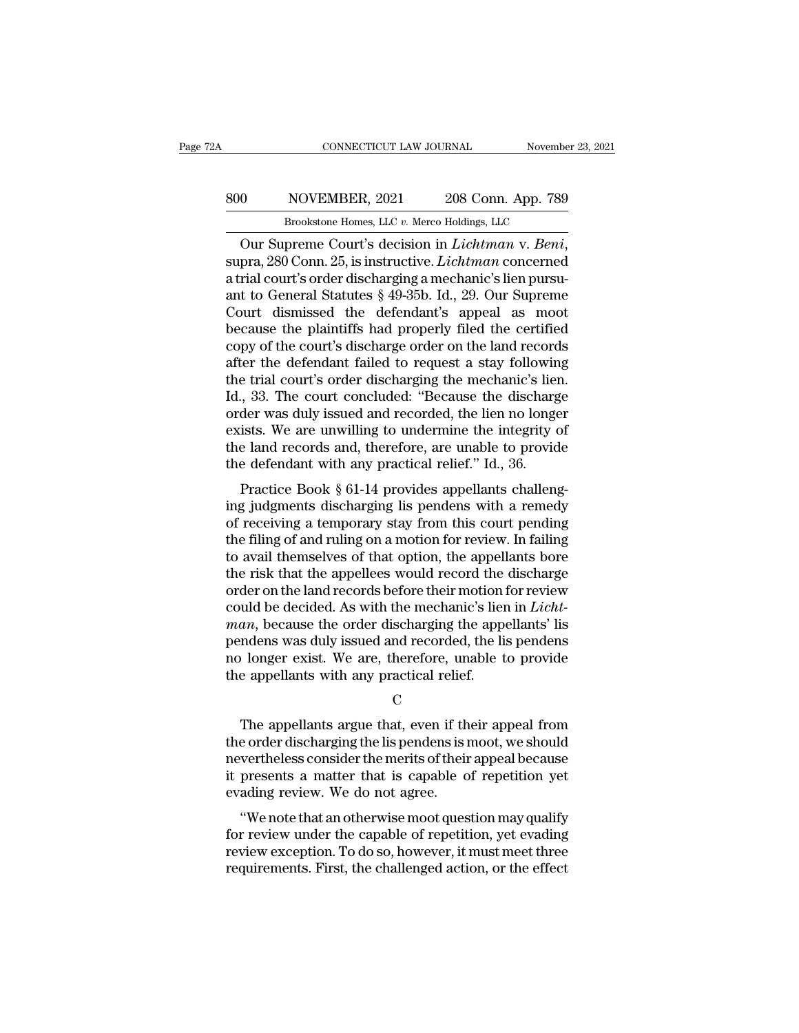Our Supreme Court's decision in *Lichtman* v. *Beni*, supra, 280 Conn. 25, is instructive. *Lichtman* concerned a trial court's order discharging a mechanic's lien pursuant to General Statutes § 49-35b. Id., 29. Our Supreme Court dismissed the defendant's appeal as moot because the plaintiffs had properly filed the certified copy of the court's discharge order on the land records after the defendant failed to request a stay following the trial court's order discharging the mechanic's lien. Id., 33. The court concluded: "Because the discharge order was duly issued and recorded, the lien no longer exists. We are unwilling to undermine the integrity of the land records and, therefore, are unable to provide the defendant with any practical relief." Id., 36.

Practice Book § 61-14 provides appellants challenging judgments discharging lis pendens with a remedy of receiving a temporary stay from this court pending the filing of and ruling on a motion for review. In failing to avail themselves of that option, the appellants bore the risk that the appellees would record the discharge order on the land records before their motion for review could be decided. As with the mechanic's lien in *Lichtman*, because the order discharging the appellants' lis pendens was duly issued and recorded, the lis pendens no longer exist. We are, therefore, unable to provide the appellants with any practical relief.

C

The appellants argue that, even if their appeal from the order discharging the lis pendens is moot, we should nevertheless consider the merits of their appeal because it presents a matter that is capable of repetition yet evading review. We do not agree.

"We note that an otherwise moot question may qualify for review under the capable of repetition, yet evading review exception. To do so, however, it must meet three requirements. First, the challenged action, or the effect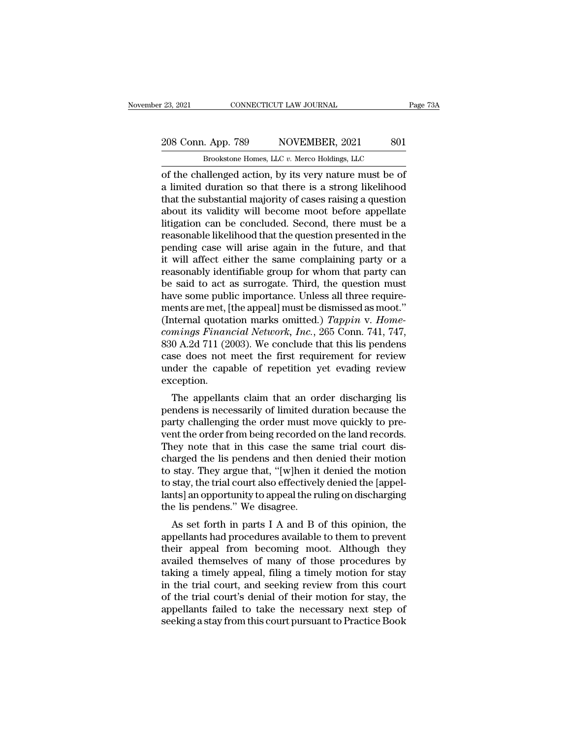of the challenged action, by its very nature must be of a limited duration so that there is a strong likelihood that the substantial majority of cases raising a question about its validity will become moot before appellate litigation can be concluded. Second, there must be a reasonable likelihood that the question presented in the pending case will arise again in the future, and that it will affect either the same complaining party or a reasonably identifiable group for whom that party can be said to act as surrogate. Third, the question must have some public importance. Unless all three requirements are met, [the appeal] must be dismissed as moot." (Internal quotation marks omitted.) *Tappin* v. *Homecomings Financial Network, Inc.*, 265 Conn. 741, 747, 830 A.2d 711 (2003). We conclude that this lis pendens case does not meet the first requirement for review under the capable of repetition yet evading review exception.

The appellants claim that an order discharging lis pendens is necessarily of limited duration because the party challenging the order must move quickly to prevent the order from being recorded on the land records. They note that in this case the same trial court discharged the lis pendens and then denied their motion to stay. They argue that, "[w]hen it denied the motion to stay, the trial court also effectively denied the [appellants] an opportunity to appeal the ruling on discharging the lis pendens." We disagree.

As set forth in parts I A and B of this opinion, the appellants had procedures available to them to prevent their appeal from becoming moot. Although they availed themselves of many of those procedures by taking a timely appeal, filing a timely motion for stay in the trial court, and seeking review from this court of the trial court's denial of their motion for stay, the appellants failed to take the necessary next step of seeking a stay from this court pursuant to Practice Book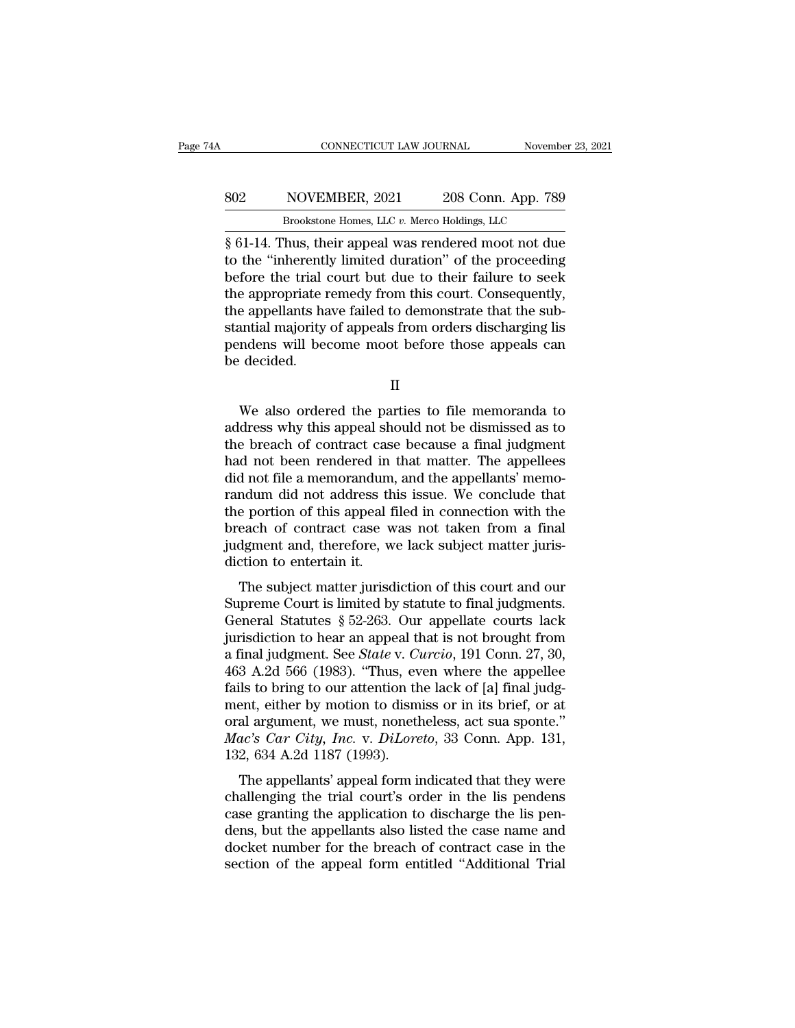§ 61-14. Thus, their appeal was rendered moot not due to the "inherently limited duration" of the proceeding before the trial court but due to their failure to seek the appropriate remedy from this court. Consequently, the appellants have failed to demonstrate that the substantial majority of appeals from orders discharging lis pendens will become moot before those appeals can be decided.

II

We also ordered the parties to file memoranda to address why this appeal should not be dismissed as to the breach of contract case because a final judgment had not been rendered in that matter. The appellees did not file a memorandum, and the appellants' memorandum did not address this issue. We conclude that the portion of this appeal filed in connection with the breach of contract case was not taken from a final judgment and, therefore, we lack subject matter jurisdiction to entertain it.

The subject matter jurisdiction of this court and our Supreme Court is limited by statute to final judgments. General Statutes § 52-263. Our appellate courts lack jurisdiction to hear an appeal that is not brought from a final judgment. See *State* v. *Curcio*, 191 Conn. 27, 30, 463 A.2d 566 (1983). "Thus, even where the appellee fails to bring to our attention the lack of [a] final judgment, either by motion to dismiss or in its brief, or at oral argument, we must, nonetheless, act sua sponte." *Mac's Car City, Inc.* v. *DiLoreto*, 33 Conn. App. 131, 132, 634 A.2d 1187 (1993).

The appellants' appeal form indicated that they were challenging the trial court's order in the lis pendens case granting the application to discharge the lis pendens, but the appellants also listed the case name and docket number for the breach of contract case in the section of the appeal form entitled "Additional Trial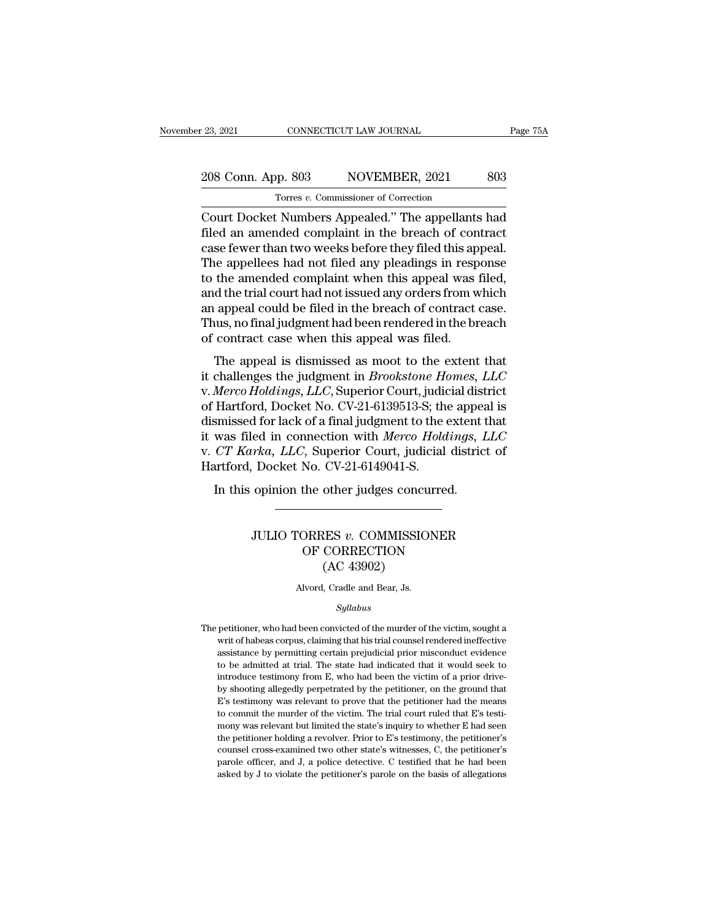Court Docket Numbers Appealed." The appellants had filed an amended complaint in the breach of contract case fewer than two weeks before they filed this appeal. The appellees had not filed any pleadings in response to the amended complaint when this appeal was filed, and the trial court had not issued any orders from which an appeal could be filed in the breach of contract case. Thus, no final judgment had been rendered in the breach of contract case when this appeal was filed.

The appeal is dismissed as moot to the extent that it challenges the judgment in *Brookstone Homes, LLC* v. *Merco Holdings, LLC*, Superior Court, judicial district of Hartford, Docket No. CV-21-6139513-S; the appeal is dismissed for lack of a final judgment to the extent that it was filed in connection with *Merco Holdings, LLC* v. *CT Karka, LLC*, Superior Court, judicial district of Hartford, Docket No. CV-21-6149041-S.

In this opinion the other judges concurred.

---

# JULIO TORRES *v.* COMMISSIONER OF CORRECTION
## (AC 43902)

Alvord, Cradle and Bear, Js.

*Syllabus*

The petitioner, who had been convicted of the murder of the victim, sought a writ of habeas corpus, claiming that his trial counsel rendered ineffective assistance by permitting certain prejudicial prior misconduct evidence to be admitted at trial. The state had indicated that it would seek to introduce testimony from E, who had been the victim of a prior drive-by shooting allegedly perpetrated by the petitioner, on the ground that E's testimony was relevant to prove that the petitioner had the means to commit the murder of the victim. The trial court ruled that E's testimony was relevant but limited the state's inquiry to whether E had seen the petitioner holding a revolver. Prior to E's testimony, the petitioner's counsel cross-examined two other state's witnesses, C, the petitioner's parole officer, and J, a police detective. C testified that he had been asked by J to violate the petitioner's parole on the basis of allegations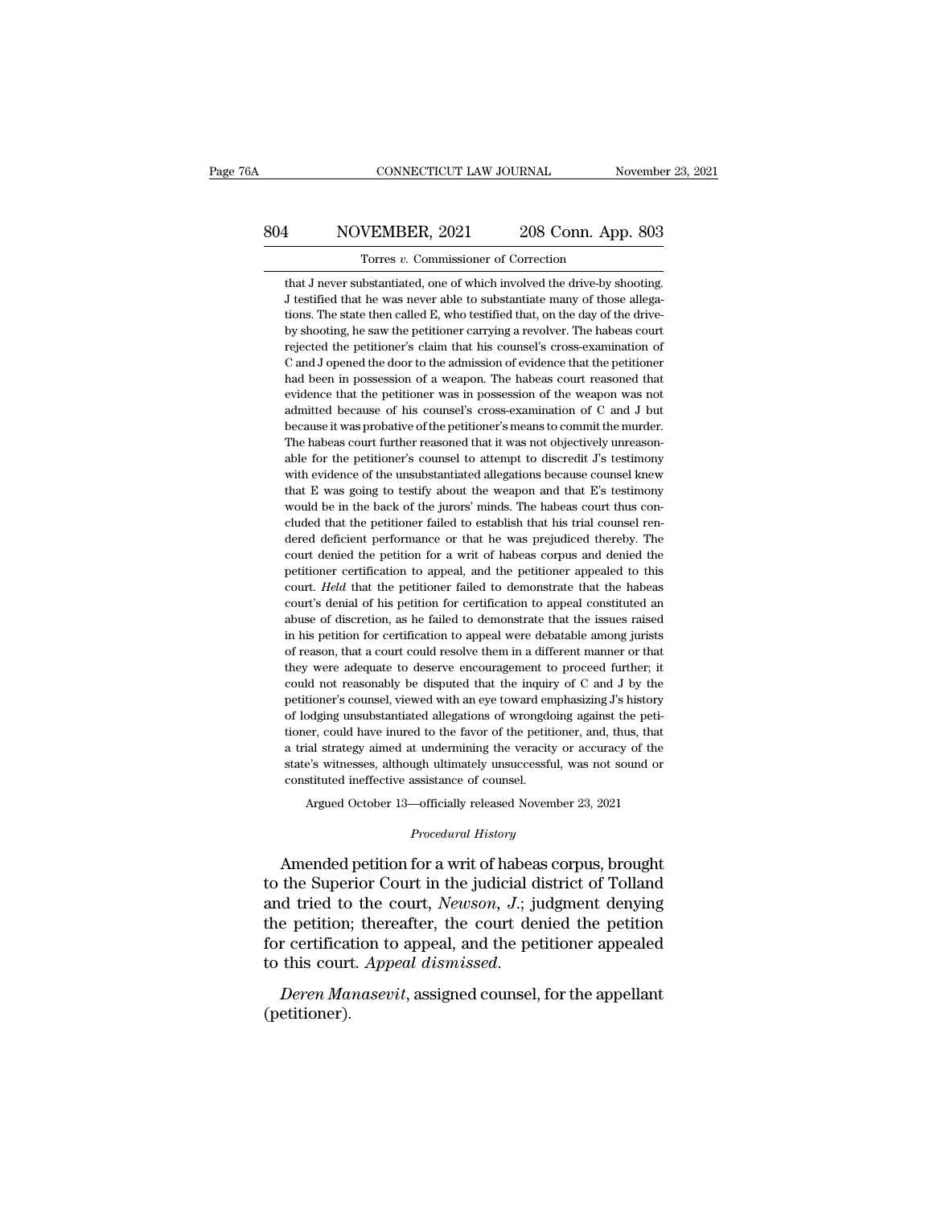that J never substantiated, one of which involved the drive-by shooting. J testified that he was never able to substantiate many of those allegations. The state then called E, who testified that, on the day of the drive-by shooting, he saw the petitioner carrying a revolver. The habeas court rejected the petitioner's claim that his counsel's cross-examination of C and J opened the door to the admission of evidence that the petitioner had been in possession of a weapon. The habeas court reasoned that evidence that the petitioner was in possession of the weapon was not admitted because of his counsel's cross-examination of C and J but because it was probative of the petitioner's means to commit the murder. The habeas court further reasoned that it was not objectively unreasonable for the petitioner's counsel to attempt to discredit J's testimony with evidence of the unsubstantiated allegations because counsel knew that E was going to testify about the weapon and that E's testimony would be in the back of the jurors' minds. The habeas court thus concluded that the petitioner failed to establish that his trial counsel rendered deficient performance or that he was prejudiced thereby. The court denied the petition for a writ of habeas corpus and denied the petitioner certification to appeal, and the petitioner appealed to this court. *Held* that the petitioner failed to demonstrate that the habeas court's denial of his petition for certification to appeal constituted an abuse of discretion, as he failed to demonstrate that the issues raised in his petition for certification to appeal were debatable among jurists of reason, that a court could resolve them in a different manner or that they were adequate to deserve encouragement to proceed further; it could not reasonably be disputed that the inquiry of C and J by the petitioner's counsel, viewed with an eye toward emphasizing J's history of lodging unsubstantiated allegations of wrongdoing against the petitioner, could have inured to the favor of the petitioner, and, thus, that a trial strategy aimed at undermining the veracity or accuracy of the state's witnesses, although ultimately unsuccessful, was not sound or constituted ineffective assistance of counsel.

Argued October 13—officially released November 23, 2021

*Procedural History*

Amended petition for a writ of habeas corpus, brought to the Superior Court in the judicial district of Tolland and tried to the court, *Newson, J.*; judgment denying the petition; thereafter, the court denied the petition for certification to appeal, and the petitioner appealed to this court. *Appeal dismissed.*

*Deren Manasevit*, assigned counsel, for the appellant (petitioner).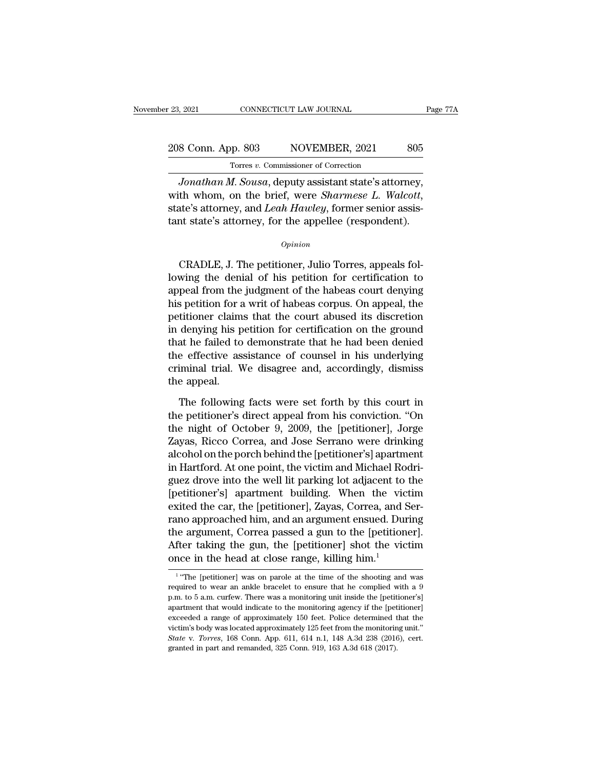*Jonathan M. Sousa*, deputy assistant state's attorney, with whom, on the brief, were *Sharmese L. Walcott*, state's attorney, and *Leah Hawley*, former senior assistant state's attorney, for the appellee (respondent).

*Opinion*

CRADLE, J. The petitioner, Julio Torres, appeals following the denial of his petition for certification to appeal from the judgment of the habeas court denying his petition for a writ of habeas corpus. On appeal, the petitioner claims that the court abused its discretion in denying his petition for certification on the ground that he failed to demonstrate that he had been denied the effective assistance of counsel in his underlying criminal trial. We disagree and, accordingly, dismiss the appeal.

The following facts were set forth by this court in the petitioner's direct appeal from his conviction. "On the night of October 9, 2009, the [petitioner], Jorge Zayas, Ricco Correa, and Jose Serrano were drinking alcohol on the porch behind the [petitioner's] apartment in Hartford. At one point, the victim and Michael Rodriguez drove into the well lit parking lot adjacent to the [petitioner's] apartment building. When the victim exited the car, the [petitioner], Zayas, Correa, and Serrano approached him, and an argument ensued. During the argument, Correa passed a gun to the [petitioner]. After taking the gun, the [petitioner] shot the victim once in the head at close range, killing him.[1]

[1] "The [petitioner] was on parole at the time of the shooting and was required to wear an ankle bracelet to ensure that he complied with a 9 p.m. to 5 a.m. curfew. There was a monitoring unit inside the [petitioner's] apartment that would indicate to the monitoring agency if the [petitioner] exceeded a range of approximately 150 feet. Police determined that the victim's body was located approximately 125 feet from the monitoring unit." *State* v. *Torres*, 168 Conn. App. 611, 614 n.1, 148 A.3d 238 (2016), cert. granted in part and remanded, 325 Conn. 919, 163 A.3d 618 (2017).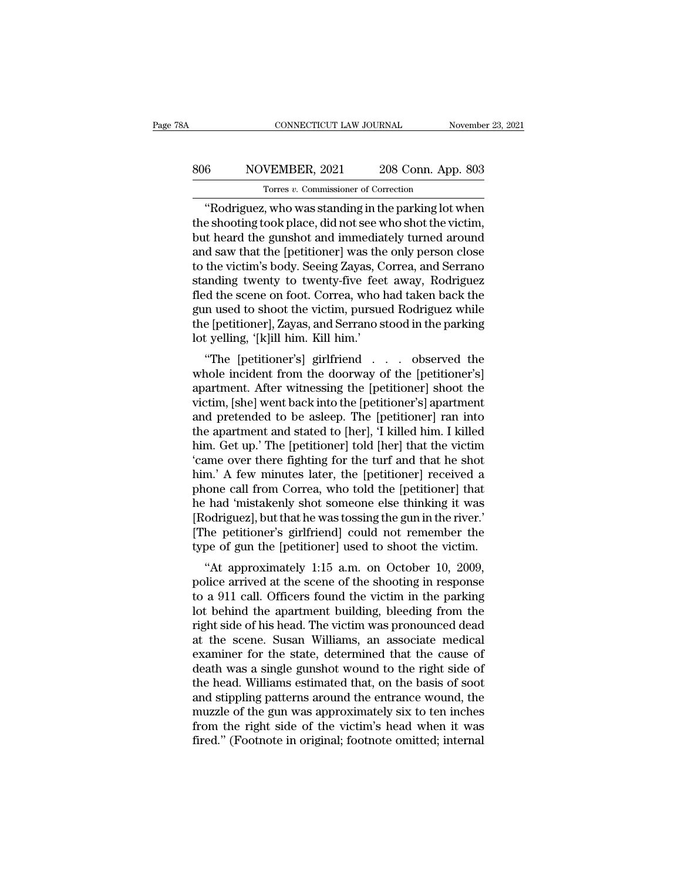"Rodriguez, who was standing in the parking lot when the shooting took place, did not see who shot the victim, but heard the gunshot and immediately turned around and saw that the [petitioner] was the only person close to the victim's body. Seeing Zayas, Correa, and Serrano standing twenty to twenty-five feet away, Rodriguez fled the scene on foot. Correa, who had taken back the gun used to shoot the victim, pursued Rodriguez while the [petitioner], Zayas, and Serrano stood in the parking lot yelling, '[k]ill him. Kill him.'

"The [petitioner's] girlfriend . . . observed the whole incident from the doorway of the [petitioner's] apartment. After witnessing the [petitioner] shoot the victim, [she] went back into the [petitioner's] apartment and pretended to be asleep. The [petitioner] ran into the apartment and stated to [her], 'I killed him. I killed him. Get up.' The [petitioner] told [her] that the victim 'came over there fighting for the turf and that he shot him.' A few minutes later, the [petitioner] received a phone call from Correa, who told the [petitioner] that he had 'mistakenly shot someone else thinking it was [Rodriguez], but that he was tossing the gun in the river.' [The petitioner's girlfriend] could not remember the type of gun the [petitioner] used to shoot the victim.

"At approximately 1:15 a.m. on October 10, 2009, police arrived at the scene of the shooting in response to a 911 call. Officers found the victim in the parking lot behind the apartment building, bleeding from the right side of his head. The victim was pronounced dead at the scene. Susan Williams, an associate medical examiner for the state, determined that the cause of death was a single gunshot wound to the right side of the head. Williams estimated that, on the basis of soot and stippling patterns around the entrance wound, the muzzle of the gun was approximately six to ten inches from the right side of the victim's head when it was fired." (Footnote in original; footnote omitted; internal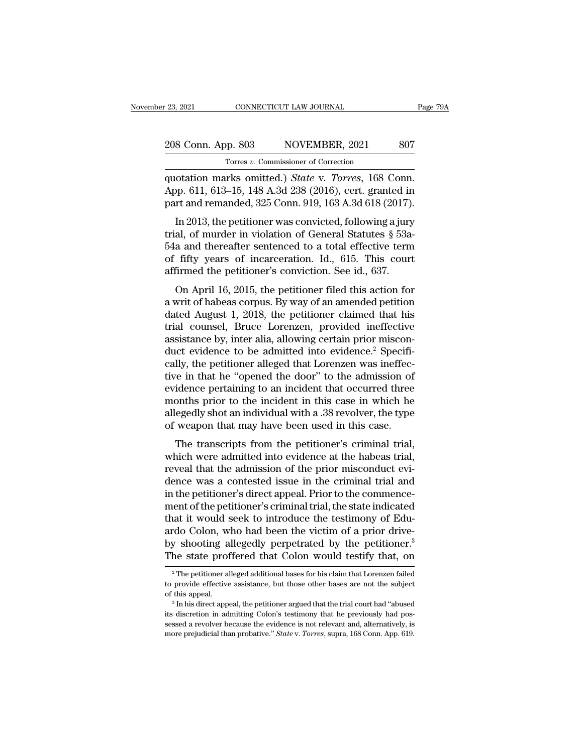quotation marks omitted.) *State* v. *Torres*, 168 Conn. App. 611, 613–15, 148 A.3d 238 (2016), cert. granted in part and remanded, 325 Conn. 919, 163 A.3d 618 (2017).

In 2013, the petitioner was convicted, following a jury trial, of murder in violation of General Statutes § 53a-54a and thereafter sentenced to a total effective term of fifty years of incarceration. Id., 615. This court affirmed the petitioner's conviction. See id., 637.

On April 16, 2015, the petitioner filed this action for a writ of habeas corpus. By way of an amended petition dated August 1, 2018, the petitioner claimed that his trial counsel, Bruce Lorenzen, provided ineffective assistance by, inter alia, allowing certain prior misconduct evidence to be admitted into evidence.[2] Specifically, the petitioner alleged that Lorenzen was ineffective in that he "opened the door" to the admission of evidence pertaining to an incident that occurred three months prior to the incident in this case in which he allegedly shot an individual with a .38 revolver, the type of weapon that may have been used in this case.

The transcripts from the petitioner's criminal trial, which were admitted into evidence at the habeas trial, reveal that the admission of the prior misconduct evidence was a contested issue in the criminal trial and in the petitioner's direct appeal. Prior to the commencement of the petitioner's criminal trial, the state indicated that it would seek to introduce the testimony of Eduardo Colon, who had been the victim of a prior drive-by shooting allegedly perpetrated by the petitioner.[3] The state proffered that Colon would testify that, on

[2] The petitioner alleged additional bases for his claim that Lorenzen failed to provide effective assistance, but those other bases are not the subject of this appeal.

[3] In his direct appeal, the petitioner argued that the trial court had "abused its discretion in admitting Colon's testimony that he previously had possessed a revolver because the evidence is not relevant and, alternatively, is more prejudicial than probative." *State* v. *Torres*, supra, 168 Conn. App. 619.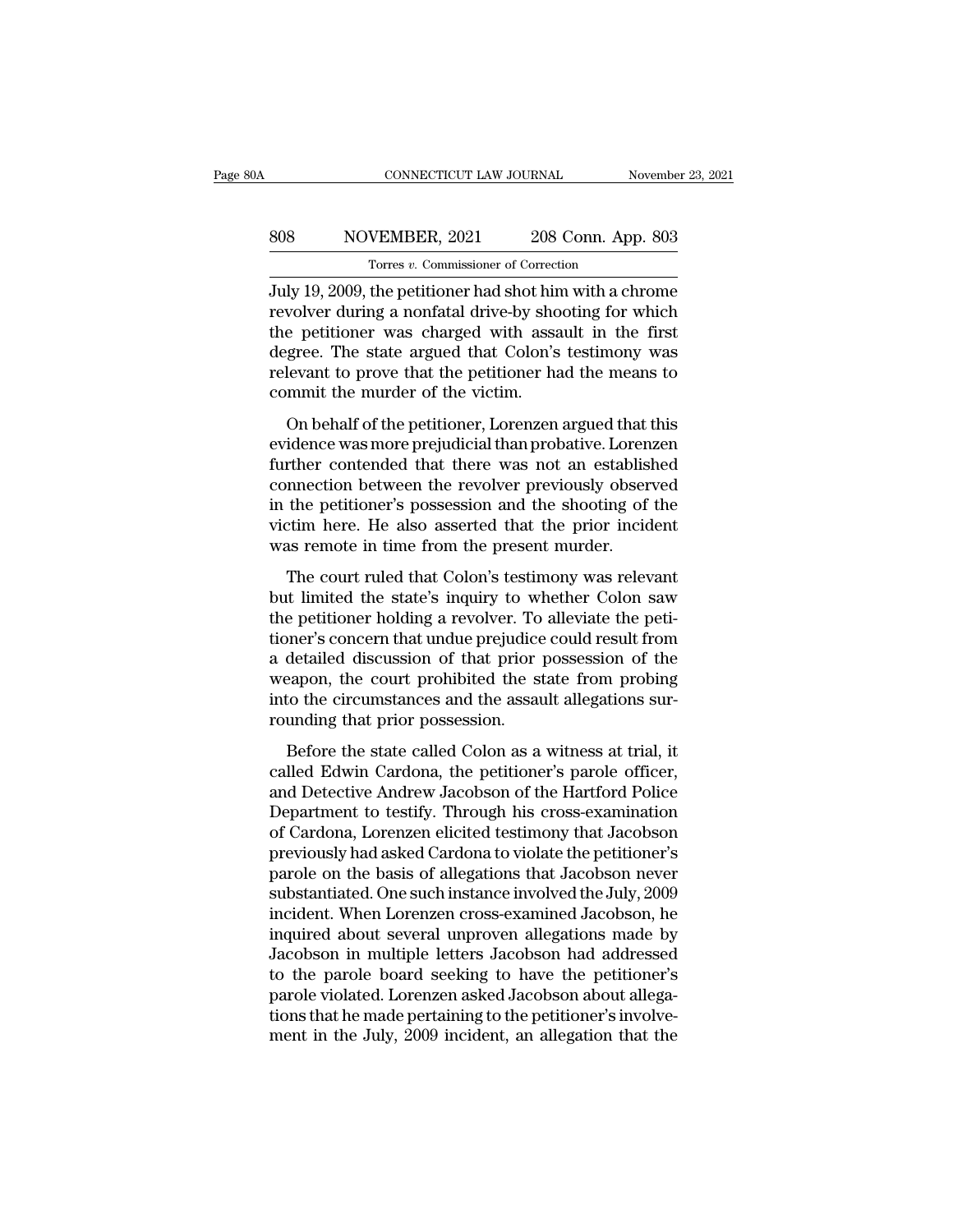July 19, 2009, the petitioner had shot him with a chrome revolver during a nonfatal drive-by shooting for which the petitioner was charged with assault in the first degree. The state argued that Colon's testimony was relevant to prove that the petitioner had the means to commit the murder of the victim.

On behalf of the petitioner, Lorenzen argued that this evidence was more prejudicial than probative. Lorenzen further contended that there was not an established connection between the revolver previously observed in the petitioner's possession and the shooting of the victim here. He also asserted that the prior incident was remote in time from the present murder.

The court ruled that Colon's testimony was relevant but limited the state's inquiry to whether Colon saw the petitioner holding a revolver. To alleviate the petitioner's concern that undue prejudice could result from a detailed discussion of that prior possession of the weapon, the court prohibited the state from probing into the circumstances and the assault allegations surrounding that prior possession.

Before the state called Colon as a witness at trial, it called Edwin Cardona, the petitioner's parole officer, and Detective Andrew Jacobson of the Hartford Police Department to testify. Through his cross-examination of Cardona, Lorenzen elicited testimony that Jacobson previously had asked Cardona to violate the petitioner's parole on the basis of allegations that Jacobson never substantiated. One such instance involved the July, 2009 incident. When Lorenzen cross-examined Jacobson, he inquired about several unproven allegations made by Jacobson in multiple letters Jacobson had addressed to the parole board seeking to have the petitioner's parole violated. Lorenzen asked Jacobson about allegations that he made pertaining to the petitioner's involvement in the July, 2009 incident, an allegation that the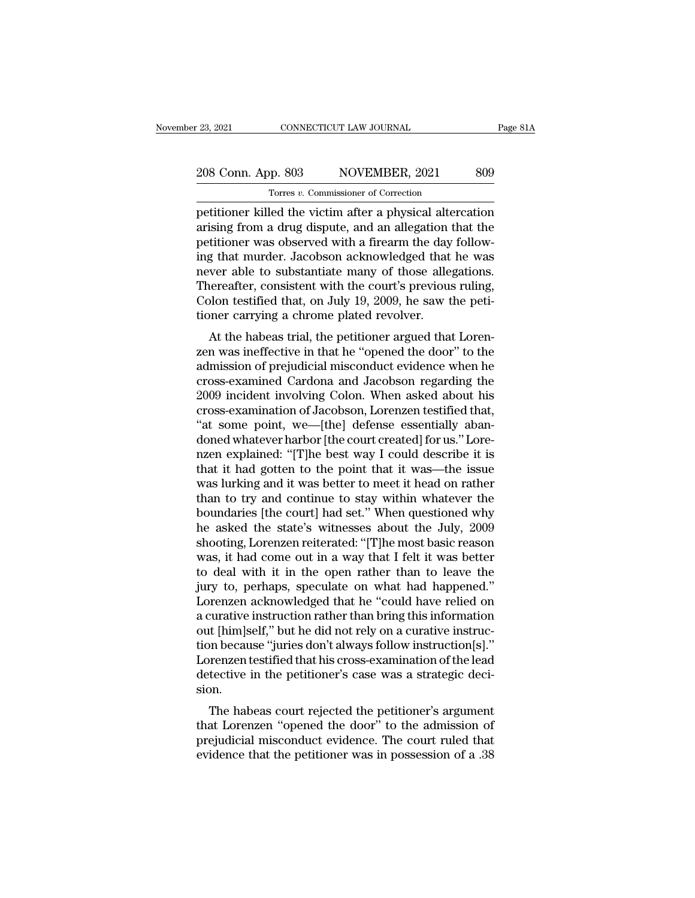petitioner killed the victim after a physical altercation arising from a drug dispute, and an allegation that the petitioner was observed with a firearm the day following that murder. Jacobson acknowledged that he was never able to substantiate many of those allegations. Thereafter, consistent with the court's previous ruling, Colon testified that, on July 19, 2009, he saw the petitioner carrying a chrome plated revolver.

At the habeas trial, the petitioner argued that Lorenzen was ineffective in that he "opened the door" to the admission of prejudicial misconduct evidence when he cross-examined Cardona and Jacobson regarding the 2009 incident involving Colon. When asked about his cross-examination of Jacobson, Lorenzen testified that, "at some point, we—[the] defense essentially abandoned whatever harbor [the court created] for us." Lorenzen explained: "[T]he best way I could describe it is that it had gotten to the point that it was—the issue was lurking and it was better to meet it head on rather than to try and continue to stay within whatever the boundaries [the court] had set." When questioned why he asked the state's witnesses about the July, 2009 shooting, Lorenzen reiterated: "[T]he most basic reason was, it had come out in a way that I felt it was better to deal with it in the open rather than to leave the jury to, perhaps, speculate on what had happened." Lorenzen acknowledged that he "could have relied on a curative instruction rather than bring this information out [him]self," but he did not rely on a curative instruction because "juries don't always follow instruction[s]." Lorenzen testified that his cross-examination of the lead detective in the petitioner's case was a strategic decision.

The habeas court rejected the petitioner's argument that Lorenzen "opened the door" to the admission of prejudicial misconduct evidence. The court ruled that evidence that the petitioner was in possession of a .38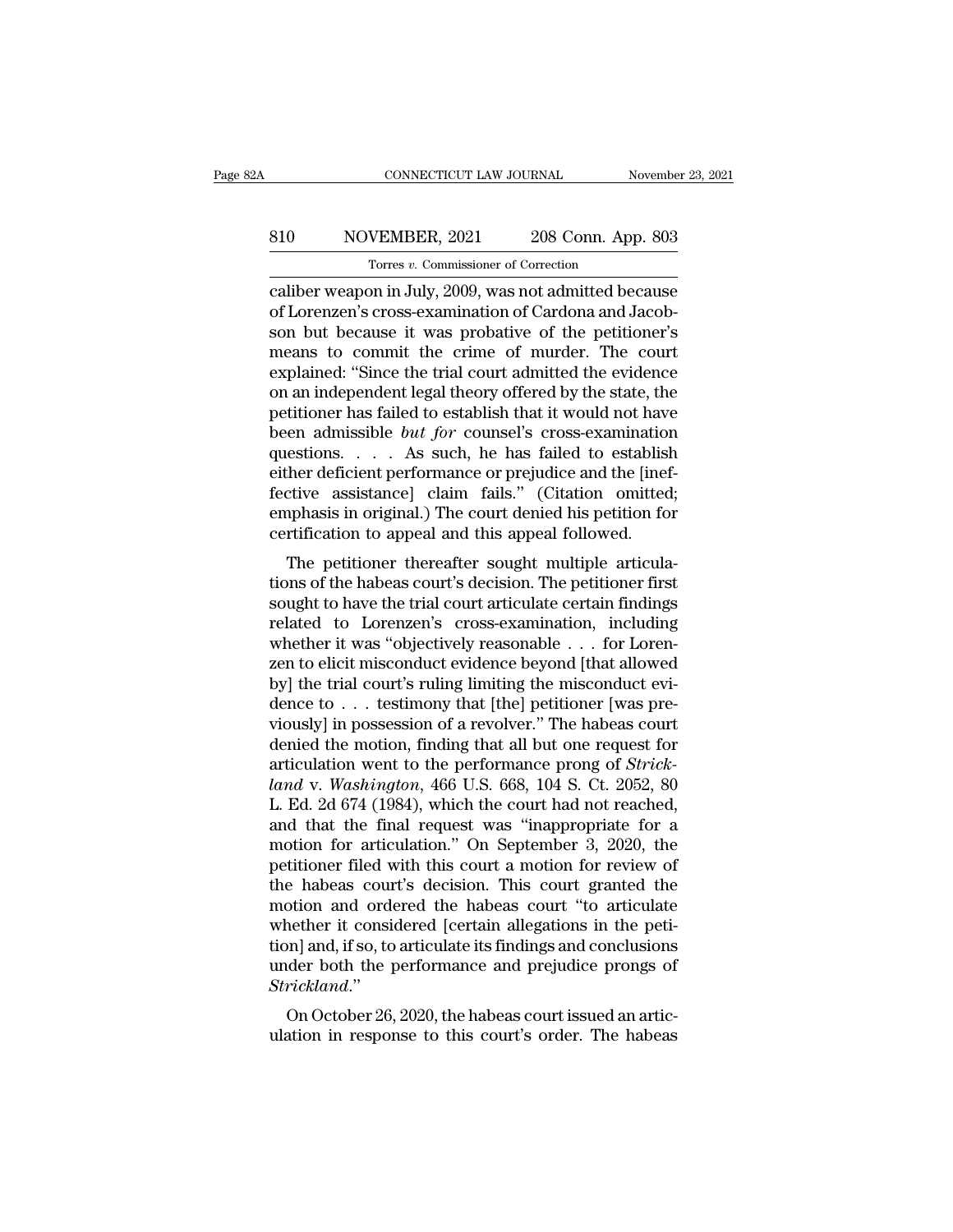caliber weapon in July, 2009, was not admitted because of Lorenzen's cross-examination of Cardona and Jacobson but because it was probative of the petitioner's means to commit the crime of murder. The court explained: "Since the trial court admitted the evidence on an independent legal theory offered by the state, the petitioner has failed to establish that it would not have been admissible *but for* counsel's cross-examination questions. . . . As such, he has failed to establish either deficient performance or prejudice and the [ineffective assistance] claim fails." (Citation omitted; emphasis in original.) The court denied his petition for certification to appeal and this appeal followed.

The petitioner thereafter sought multiple articulations of the habeas court's decision. The petitioner first sought to have the trial court articulate certain findings related to Lorenzen's cross-examination, including whether it was "objectively reasonable . . . for Lorenzen to elicit misconduct evidence beyond [that allowed by] the trial court's ruling limiting the misconduct evidence to . . . testimony that [the] petitioner [was previously] in possession of a revolver." The habeas court denied the motion, finding that all but one request for articulation went to the performance prong of *Strickland* v. *Washington*, 466 U.S. 668, 104 S. Ct. 2052, 80 L. Ed. 2d 674 (1984), which the court had not reached, and that the final request was "inappropriate for a motion for articulation." On September 3, 2020, the petitioner filed with this court a motion for review of the habeas court's decision. This court granted the motion and ordered the habeas court "to articulate whether it considered [certain allegations in the petition] and, if so, to articulate its findings and conclusions under both the performance and prejudice prongs of *Strickland*."

On October 26, 2020, the habeas court issued an articulation in response to this court's order. The habeas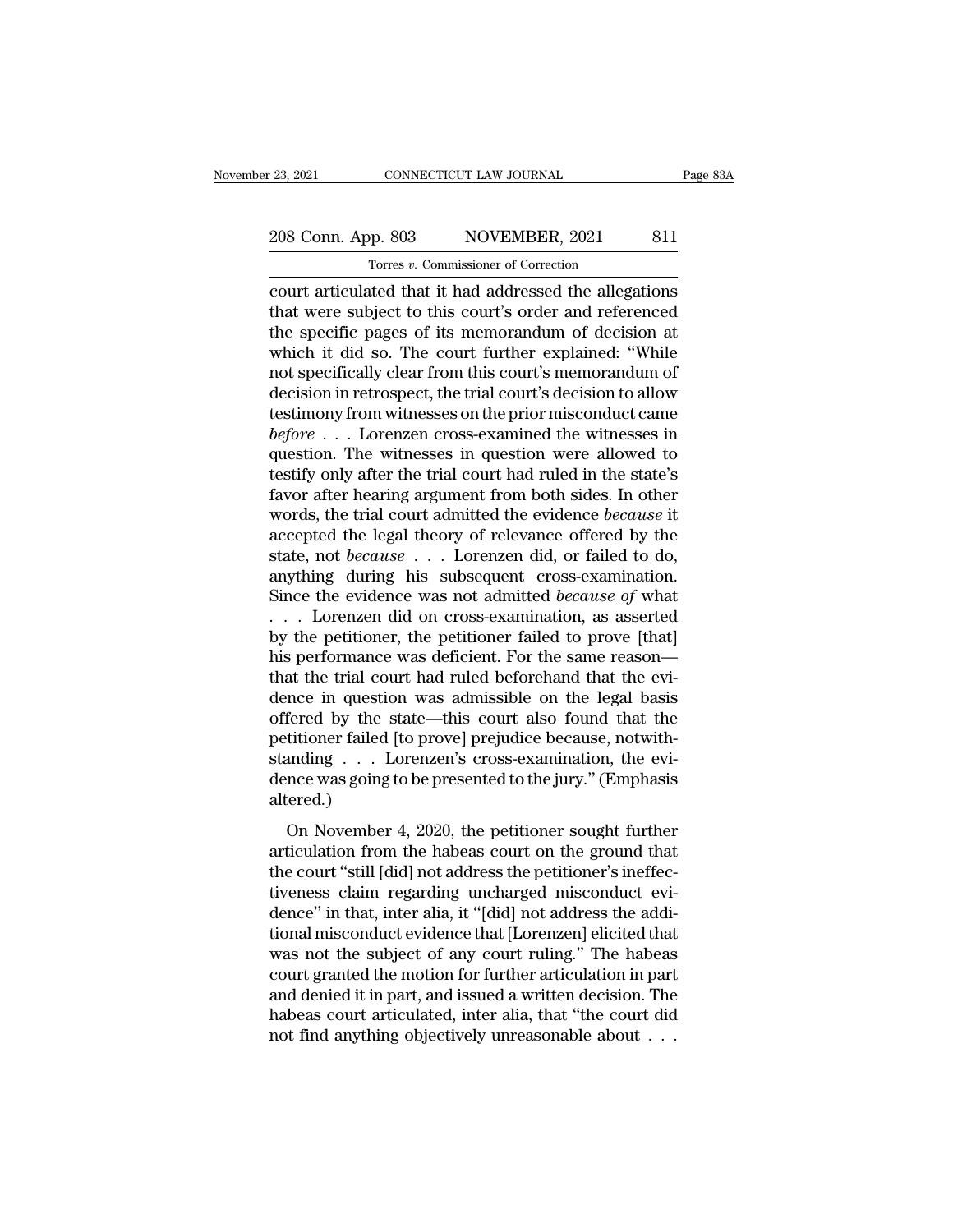court articulated that it had addressed the allegations that were subject to this court's order and referenced the specific pages of its memorandum of decision at which it did so. The court further explained: "While not specifically clear from this court's memorandum of decision in retrospect, the trial court's decision to allow testimony from witnesses on the prior misconduct came *before* . . . Lorenzen cross-examined the witnesses in question. The witnesses in question were allowed to testify only after the trial court had ruled in the state's favor after hearing argument from both sides. In other words, the trial court admitted the evidence *because* it accepted the legal theory of relevance offered by the state, not *because* . . . Lorenzen did, or failed to do, anything during his subsequent cross-examination. Since the evidence was not admitted *because of* what . . . Lorenzen did on cross-examination, as asserted by the petitioner, the petitioner failed to prove [that] his performance was deficient. For the same reason—that the trial court had ruled beforehand that the evidence in question was admissible on the legal basis offered by the state—this court also found that the petitioner failed [to prove] prejudice because, notwithstanding . . . Lorenzen's cross-examination, the evidence was going to be presented to the jury." (Emphasis altered.)

On November 4, 2020, the petitioner sought further articulation from the habeas court on the ground that the court "still [did] not address the petitioner's ineffectiveness claim regarding uncharged misconduct evidence" in that, inter alia, it "[did] not address the additional misconduct evidence that [Lorenzen] elicited that was not the subject of any court ruling." The habeas court granted the motion for further articulation in part and denied it in part, and issued a written decision. The habeas court articulated, inter alia, that "the court did not find anything objectively unreasonable about . . .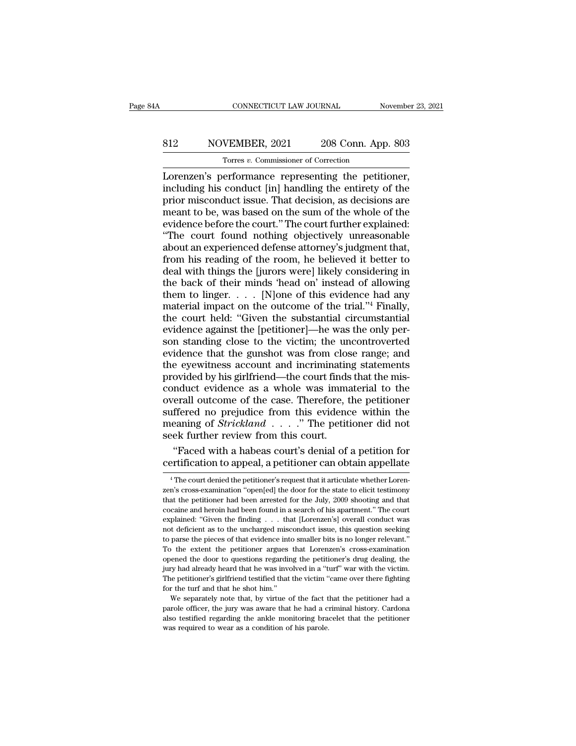Lorenzen's performance representing the petitioner, including his conduct [in] handling the entirety of the prior misconduct issue. That decision, as decisions are meant to be, was based on the sum of the whole of the evidence before the court." The court further explained: "The court found nothing objectively unreasonable about an experienced defense attorney's judgment that, from his reading of the room, he believed it better to deal with things the [jurors were] likely considering in the back of their minds 'head on' instead of allowing them to linger. . . . [N]one of this evidence had any material impact on the outcome of the trial."[4] Finally, the court held: "Given the substantial circumstantial evidence against the [petitioner]—he was the only person standing close to the victim; the uncontroverted evidence that the gunshot was from close range; and the eyewitness account and incriminating statements provided by his girlfriend—the court finds that the misconduct evidence as a whole was immaterial to the overall outcome of the case. Therefore, the petitioner suffered no prejudice from this evidence within the meaning of *Strickland* . . . ." The petitioner did not seek further review from this court.

"Faced with a habeas court's denial of a petition for certification to appeal, a petitioner can obtain appellate

---

[4] The court denied the petitioner's request that it articulate whether Lorenzen's cross-examination "open[ed] the door for the state to elicit testimony that the petitioner had been arrested for the July, 2009 shooting and that cocaine and heroin had been found in a search of his apartment." The court explained: "Given the finding . . . that [Lorenzen's] overall conduct was not deficient as to the uncharged misconduct issue, this question seeking to parse the pieces of that evidence into smaller bits is no longer relevant." To the extent the petitioner argues that Lorenzen's cross-examination opened the door to questions regarding the petitioner's drug dealing, the jury had already heard that he was involved in a "turf" war with the victim. The petitioner's girlfriend testified that the victim "came over there fighting for the turf and that he shot him."

We separately note that, by virtue of the fact that the petitioner had a parole officer, the jury was aware that he had a criminal history. Cardona also testified regarding the ankle monitoring bracelet that the petitioner was required to wear as a condition of his parole.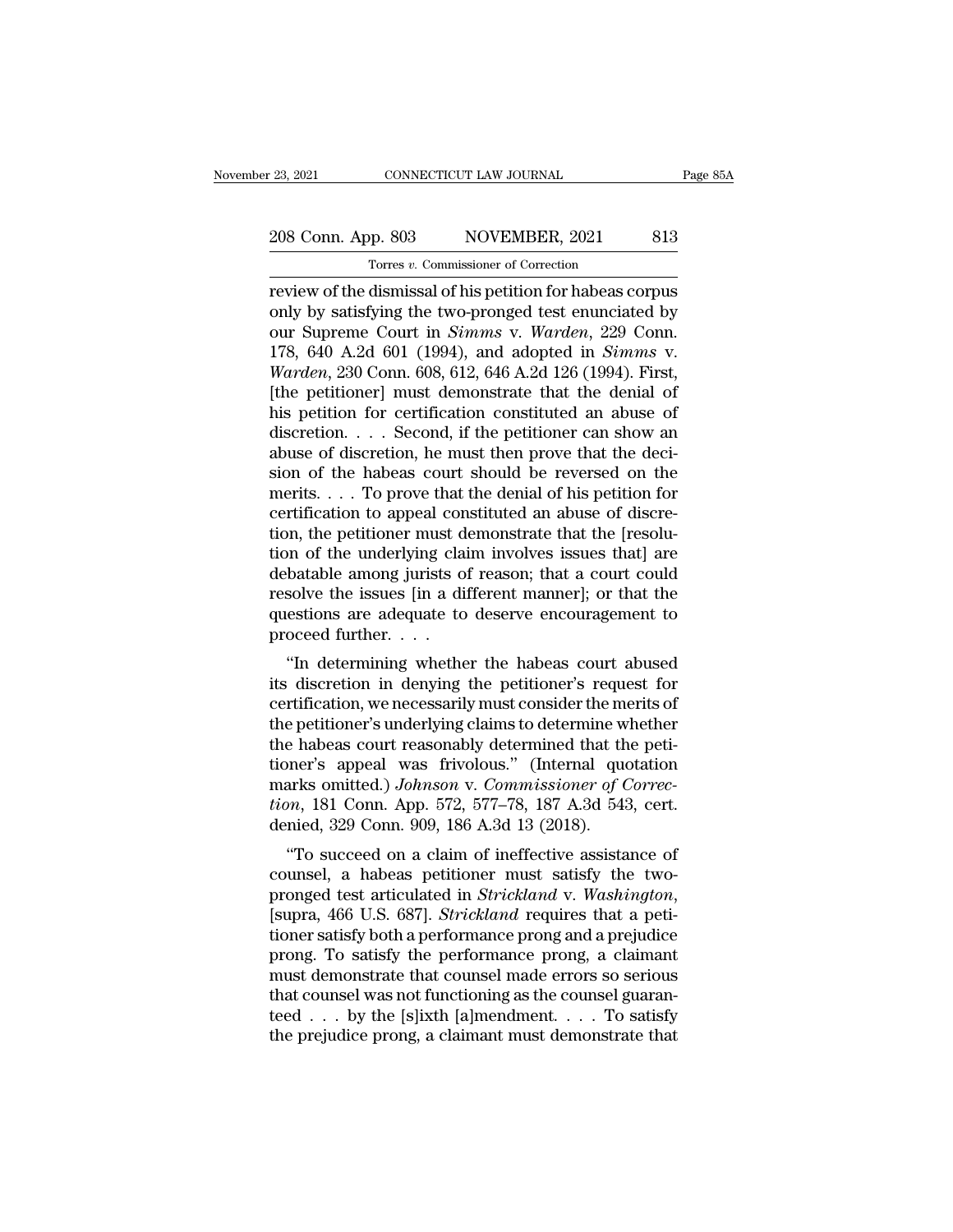review of the dismissal of his petition for habeas corpus only by satisfying the two-pronged test enunciated by our Supreme Court in *Simms* v. *Warden*, 229 Conn. 178, 640 A.2d 601 (1994), and adopted in *Simms* v. *Warden*, 230 Conn. 608, 612, 646 A.2d 126 (1994). First, [the petitioner] must demonstrate that the denial of his petition for certification constituted an abuse of discretion. . . . Second, if the petitioner can show an abuse of discretion, he must then prove that the decision of the habeas court should be reversed on the merits. . . . To prove that the denial of his petition for certification to appeal constituted an abuse of discretion, the petitioner must demonstrate that the [resolution of the underlying claim involves issues that] are debatable among jurists of reason; that a court could resolve the issues [in a different manner]; or that the questions are adequate to deserve encouragement to proceed further. . . .

"In determining whether the habeas court abused its discretion in denying the petitioner's request for certification, we necessarily must consider the merits of the petitioner's underlying claims to determine whether the habeas court reasonably determined that the petitioner's appeal was frivolous." (Internal quotation marks omitted.) *Johnson* v. *Commissioner of Correction*, 181 Conn. App. 572, 577–78, 187 A.3d 543, cert. denied, 329 Conn. 909, 186 A.3d 13 (2018).

"To succeed on a claim of ineffective assistance of counsel, a habeas petitioner must satisfy the two-pronged test articulated in *Strickland* v. *Washington*, [supra, 466 U.S. 687]. *Strickland* requires that a petitioner satisfy both a performance prong and a prejudice prong. To satisfy the performance prong, a claimant must demonstrate that counsel made errors so serious that counsel was not functioning as the counsel guaranteed . . . by the [s]ixth [a]mendment. . . . To satisfy the prejudice prong, a claimant must demonstrate that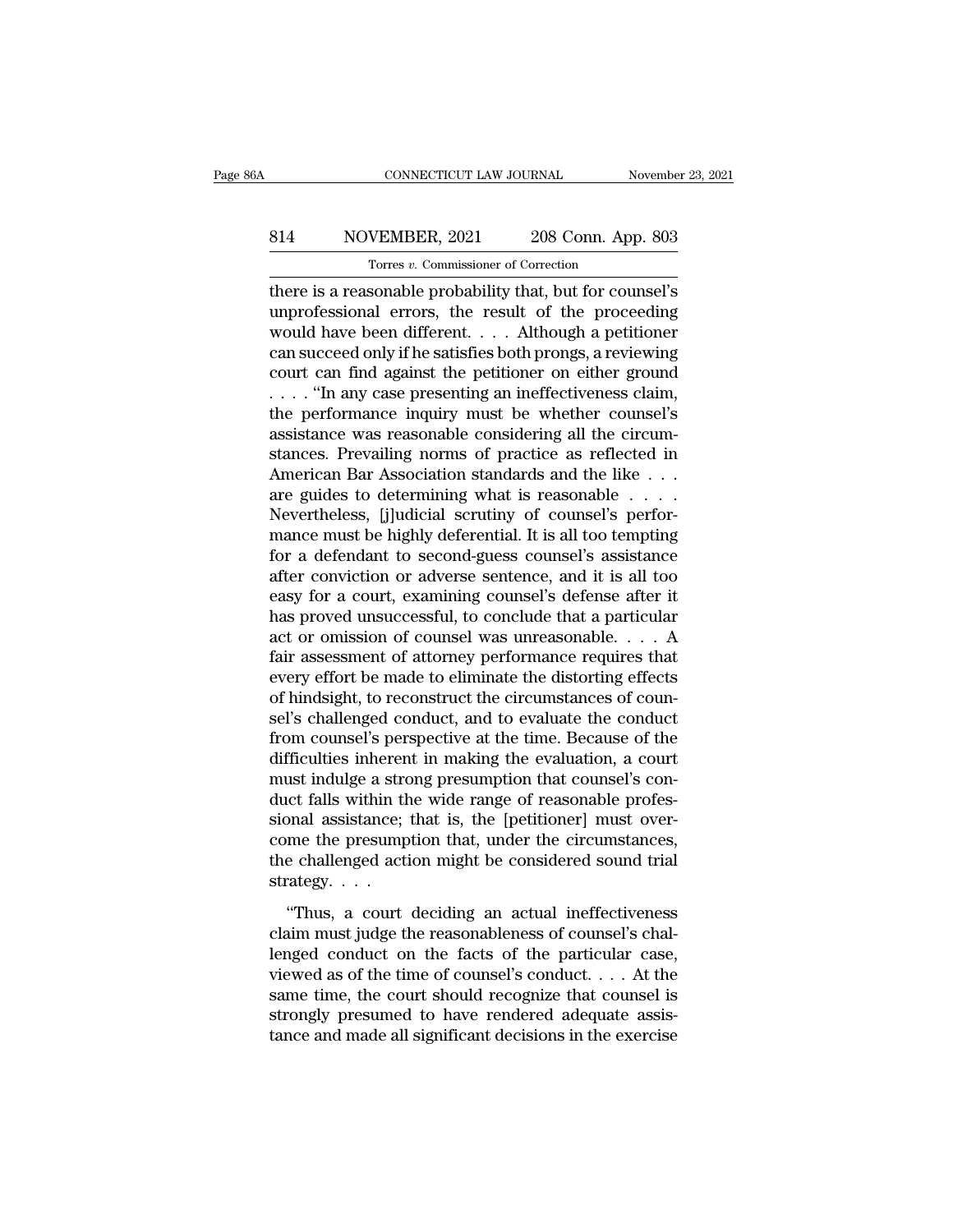there is a reasonable probability that, but for counsel's unprofessional errors, the result of the proceeding would have been different. . . . Although a petitioner can succeed only if he satisfies both prongs, a reviewing court can find against the petitioner on either ground . . . . "In any case presenting an ineffectiveness claim, the performance inquiry must be whether counsel's assistance was reasonable considering all the circumstances. Prevailing norms of practice as reflected in American Bar Association standards and the like . . . are guides to determining what is reasonable . . . . Nevertheless, [j]udicial scrutiny of counsel's performance must be highly deferential. It is all too tempting for a defendant to second-guess counsel's assistance after conviction or adverse sentence, and it is all too easy for a court, examining counsel's defense after it has proved unsuccessful, to conclude that a particular act or omission of counsel was unreasonable. . . . A fair assessment of attorney performance requires that every effort be made to eliminate the distorting effects of hindsight, to reconstruct the circumstances of counsel's challenged conduct, and to evaluate the conduct from counsel's perspective at the time. Because of the difficulties inherent in making the evaluation, a court must indulge a strong presumption that counsel's conduct falls within the wide range of reasonable professional assistance; that is, the [petitioner] must overcome the presumption that, under the circumstances, the challenged action might be considered sound trial strategy. . . .

"Thus, a court deciding an actual ineffectiveness claim must judge the reasonableness of counsel's challenged conduct on the facts of the particular case, viewed as of the time of counsel's conduct. . . . At the same time, the court should recognize that counsel is strongly presumed to have rendered adequate assistance and made all significant decisions in the exercise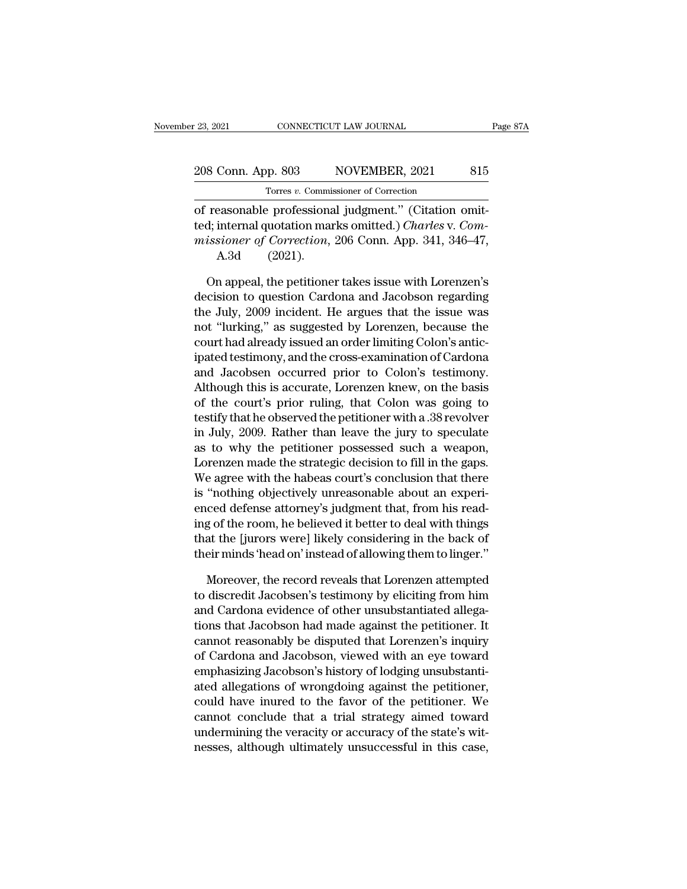of reasonable professional judgment." (Citation omitted; internal quotation marks omitted.) *Charles* v. *Commissioner of Correction*, 206 Conn. App. 341, 346–47, A.3d (2021).

On appeal, the petitioner takes issue with Lorenzen's decision to question Cardona and Jacobson regarding the July, 2009 incident. He argues that the issue was not "lurking," as suggested by Lorenzen, because the court had already issued an order limiting Colon's anticipated testimony, and the cross-examination of Cardona and Jacobsen occurred prior to Colon's testimony. Although this is accurate, Lorenzen knew, on the basis of the court's prior ruling, that Colon was going to testify that he observed the petitioner with a .38 revolver in July, 2009. Rather than leave the jury to speculate as to why the petitioner possessed such a weapon, Lorenzen made the strategic decision to fill in the gaps. We agree with the habeas court's conclusion that there is "nothing objectively unreasonable about an experienced defense attorney's judgment that, from his reading of the room, he believed it better to deal with things that the [jurors were] likely considering in the back of their minds 'head on' instead of allowing them to linger."

Moreover, the record reveals that Lorenzen attempted to discredit Jacobsen's testimony by eliciting from him and Cardona evidence of other unsubstantiated allegations that Jacobson had made against the petitioner. It cannot reasonably be disputed that Lorenzen's inquiry of Cardona and Jacobson, viewed with an eye toward emphasizing Jacobson's history of lodging unsubstantiated allegations of wrongdoing against the petitioner, could have inured to the favor of the petitioner. We cannot conclude that a trial strategy aimed toward undermining the veracity or accuracy of the state's witnesses, although ultimately unsuccessful in this case,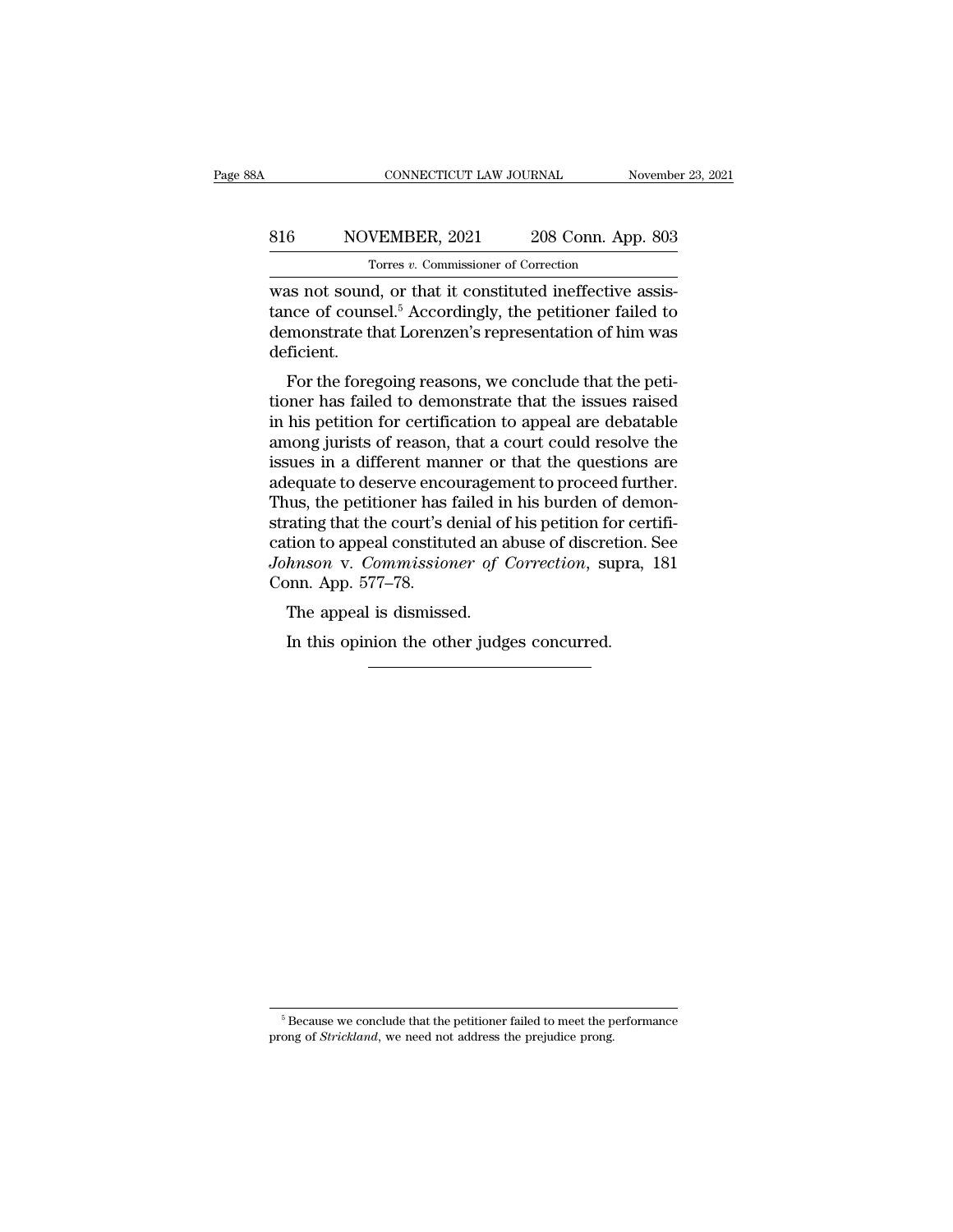was not sound, or that it constituted ineffective assistance of counsel.[5] Accordingly, the petitioner failed to demonstrate that Lorenzen's representation of him was deficient.

For the foregoing reasons, we conclude that the petitioner has failed to demonstrate that the issues raised in his petition for certification to appeal are debatable among jurists of reason, that a court could resolve the issues in a different manner or that the questions are adequate to deserve encouragement to proceed further. Thus, the petitioner has failed in his burden of demonstrating that the court's denial of his petition for certification to appeal constituted an abuse of discretion. See *Johnson* v. *Commissioner of Correction*, supra, 181 Conn. App. 577–78.

The appeal is dismissed.

In this opinion the other judges concurred.

---

[5] Because we conclude that the petitioner failed to meet the performance prong of *Strickland*, we need not address the prejudice prong.